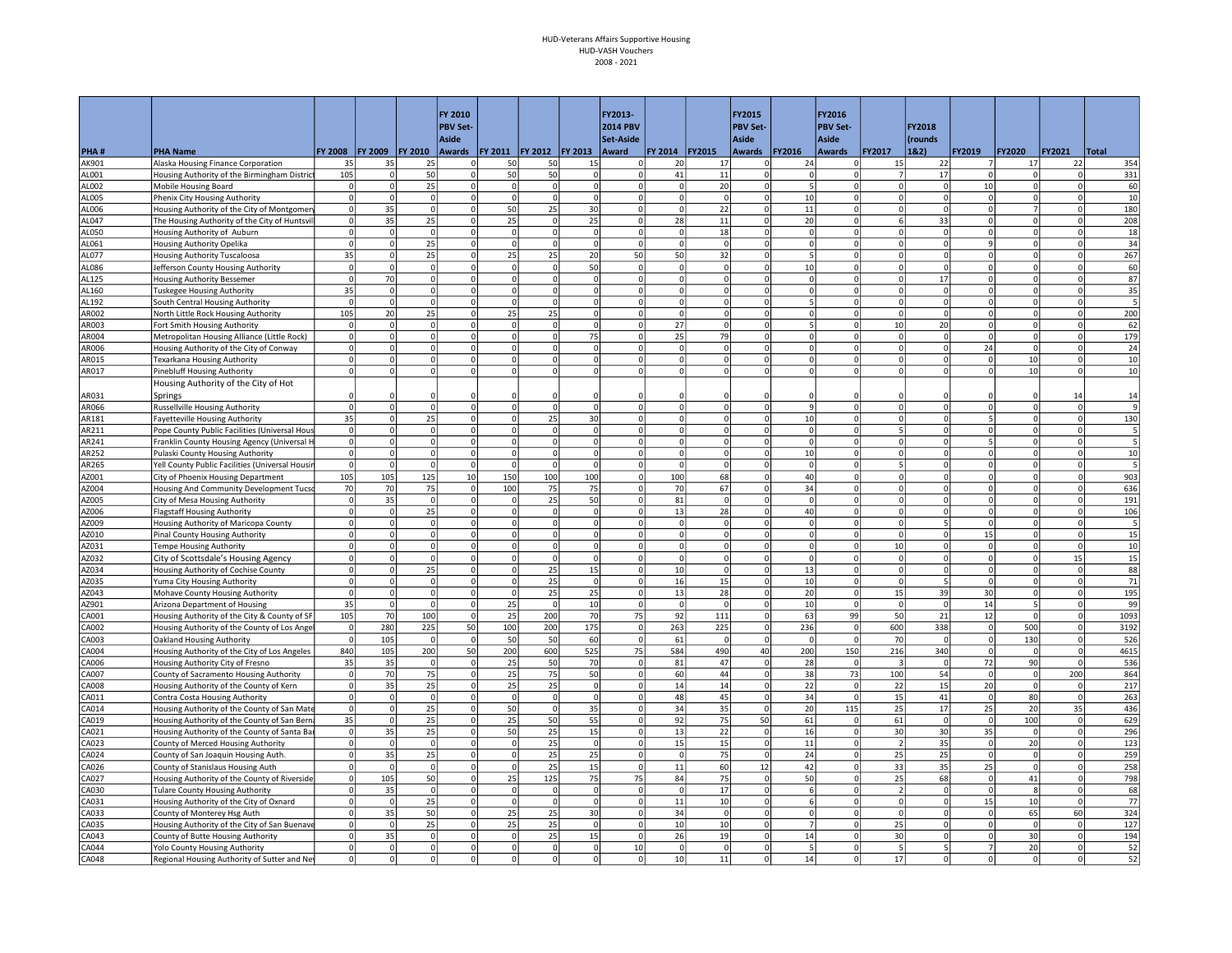# HUD-Veterans Affairs Supportive Housing
## HUD-VASH Vouchers
### 2008 - 2021

| PHA # | PHA Name | FY 2008 | FY 2009 | FY 2010 | FY 2010 PBV Set-Aside Awards | FY 2011 | FY 2012 | FY 2013 | FY2013-2014 PBV Set-Aside Award | FY 2014 | FY2015 | FY2015 PBV Set-Aside Awards | FY2016 | FY2016 PBV Set-Aside Awards | FY2017 | FY2018 (rounds 1&2) | FY2019 | FY2020 | FY2021 | Total |
|---|---|---|---|---|---|---|---|---|---|---|---|---|---|---|---|---|---|---|---|---|
| AK901 | Alaska Housing Finance Corporation | 35 | 35 | 25 | 0 | 50 | 50 | 15 | 0 | 20 | 17 | 0 | 24 | 0 | 15 | 22 | 7 | 17 | 22 | 354 |
| AL001 | Housing Authority of the Birmingham District | 105 | 0 | 50 | 0 | 50 | 50 | 0 | 0 | 41 | 11 | 0 | 0 | 0 | 7 | 17 | 0 | 0 | 0 | 331 |
| AL002 | Mobile Housing Board | 0 | 0 | 25 | 0 | 0 | 0 | 0 | 0 | 0 | 20 | 0 | 5 | 0 | 0 | 0 | 10 | 0 | 0 | 60 |
| AL005 | Phenix City Housing Authority | 0 | 0 | 0 | 0 | 0 | 0 | 0 | 0 | 0 | 0 | 0 | 10 | 0 | 0 | 0 | 0 | 0 | 0 | 10 |
| AL006 | Housing Authority of the City of Montgomery | 0 | 35 | 0 | 0 | 50 | 25 | 30 | 0 | 0 | 22 | 0 | 11 | 0 | 0 | 0 | 0 | 7 | 0 | 180 |
| AL047 | The Housing Authority of the City of Huntsvil | 0 | 35 | 25 | 0 | 25 | 0 | 25 | 0 | 28 | 11 | 0 | 20 | 0 | 6 | 33 | 0 | 0 | 0 | 208 |
| AL050 | Housing Authority of Auburn | 0 | 0 | 0 | 0 | 0 | 0 | 0 | 0 | 0 | 18 | 0 | 0 | 0 | 0 | 0 | 0 | 0 | 0 | 18 |
| AL061 | Housing Authority Opelika | 0 | 0 | 25 | 0 | 0 | 0 | 0 | 0 | 0 | 0 | 0 | 0 | 0 | 0 | 0 | 9 | 0 | 0 | 34 |
| AL077 | Housing Authority Tuscaloosa | 35 | 0 | 25 | 0 | 25 | 25 | 20 | 50 | 50 | 32 | 0 | 5 | 0 | 0 | 0 | 0 | 0 | 0 | 267 |
| AL086 | Jefferson County Housing Authority | 0 | 0 | 0 | 0 | 0 | 0 | 50 | 0 | 0 | 0 | 0 | 10 | 0 | 0 | 0 | 0 | 0 | 0 | 60 |
| AL125 | Housing Authority Bessemer | 0 | 70 | 0 | 0 | 0 | 0 | 0 | 0 | 0 | 0 | 0 | 0 | 0 | 0 | 17 | 0 | 0 | 0 | 87 |
| AL160 | Tuskegee Housing Authority | 35 | 0 | 0 | 0 | 0 | 0 | 0 | 0 | 0 | 0 | 0 | 0 | 0 | 0 | 0 | 0 | 0 | 0 | 35 |
| AL192 | South Central Housing Authority | 0 | 0 | 0 | 0 | 0 | 0 | 0 | 0 | 0 | 0 | 0 | 5 | 0 | 0 | 0 | 0 | 0 | 0 | 5 |
| AR002 | North Little Rock Housing Authority | 105 | 20 | 25 | 0 | 25 | 25 | 0 | 0 | 0 | 0 | 0 | 0 | 0 | 0 | 0 | 0 | 0 | 0 | 200 |
| AR003 | Fort Smith Housing Authority | 0 | 0 | 0 | 0 | 0 | 0 | 0 | 0 | 27 | 0 | 0 | 5 | 0 | 10 | 20 | 0 | 0 | 0 | 62 |
| AR004 | Metropolitan Housing Alliance (Little Rock) | 0 | 0 | 0 | 0 | 0 | 0 | 75 | 0 | 25 | 79 | 0 | 0 | 0 | 0 | 0 | 0 | 0 | 0 | 179 |
| AR006 | Housing Authority of the City of Conway | 0 | 0 | 0 | 0 | 0 | 0 | 0 | 0 | 0 | 0 | 0 | 0 | 0 | 0 | 0 | 24 | 0 | 0 | 24 |
| AR015 | Texarkana Housing Authority | 0 | 0 | 0 | 0 | 0 | 0 | 0 | 0 | 0 | 0 | 0 | 0 | 0 | 0 | 0 | 0 | 10 | 0 | 10 |
| AR017 | Pinebluff Housing Authority | 0 | 0 | 0 | 0 | 0 | 0 | 0 | 0 | 0 | 0 | 0 | 0 | 0 | 0 | 0 | 0 | 10 | 0 | 10 |
| AR031 | Housing Authority of the City of Hot Springs | 0 | 0 | 0 | 0 | 0 | 0 | 0 | 0 | 0 | 0 | 0 | 0 | 0 | 0 | 0 | 0 | 0 | 14 | 14 |
| AR066 | Russellville Housing Authority | 0 | 0 | 0 | 0 | 0 | 0 | 0 | 0 | 0 | 0 | 0 | 9 | 0 | 0 | 0 | 0 | 0 | 0 | 9 |
| AR181 | Fayetteville Housing Authority | 35 | 0 | 25 | 0 | 0 | 25 | 30 | 0 | 0 | 0 | 0 | 10 | 0 | 0 | 0 | 5 | 0 | 0 | 130 |
| AR211 | Pope County Public Facilities (Universal Hous | 0 | 0 | 0 | 0 | 0 | 0 | 0 | 0 | 0 | 0 | 0 | 0 | 0 | 5 | 0 | 0 | 0 | 0 | 5 |
| AR241 | Franklin County Housing Agency (Universal H | 0 | 0 | 0 | 0 | 0 | 0 | 0 | 0 | 0 | 0 | 0 | 0 | 0 | 0 | 0 | 5 | 0 | 0 | 5 |
| AR252 | Pulaski County Housing Authority | 0 | 0 | 0 | 0 | 0 | 0 | 0 | 0 | 0 | 0 | 0 | 10 | 0 | 0 | 0 | 0 | 0 | 0 | 10 |
| AR265 | Yell County Public Facilities (Universal Housin | 0 | 0 | 0 | 0 | 0 | 0 | 0 | 0 | 0 | 0 | 0 | 0 | 0 | 5 | 0 | 0 | 0 | 0 | 5 |
| AZ001 | City of Phoenix Housing Department | 105 | 105 | 125 | 10 | 150 | 100 | 100 | 0 | 100 | 68 | 0 | 40 | 0 | 0 | 0 | 0 | 0 | 0 | 903 |
| AZ004 | Housing And Community Development Tucso | 70 | 70 | 75 | 0 | 100 | 75 | 75 | 0 | 70 | 67 | 0 | 34 | 0 | 0 | 0 | 0 | 0 | 0 | 636 |
| AZ005 | City of Mesa Housing Authority | 0 | 35 | 0 | 0 | 0 | 25 | 50 | 0 | 81 | 0 | 0 | 0 | 0 | 0 | 0 | 0 | 0 | 0 | 191 |
| AZ006 | Flagstaff Housing Authority | 0 | 0 | 25 | 0 | 0 | 0 | 0 | 0 | 13 | 28 | 0 | 40 | 0 | 0 | 0 | 0 | 0 | 0 | 106 |
| AZ009 | Housing Authority of Maricopa County | 0 | 0 | 0 | 0 | 0 | 0 | 0 | 0 | 0 | 0 | 0 | 0 | 0 | 0 | 5 | 0 | 0 | 0 | 5 |
| AZ010 | Pinal County Housing Authority | 0 | 0 | 0 | 0 | 0 | 0 | 0 | 0 | 0 | 0 | 0 | 0 | 0 | 0 | 0 | 15 | 0 | 0 | 15 |
| AZ031 | Tempe Housing Authority | 0 | 0 | 0 | 0 | 0 | 0 | 0 | 0 | 0 | 0 | 0 | 0 | 0 | 10 | 0 | 0 | 0 | 0 | 10 |
| AZ032 | City of Scottsdale's Housing Agency | 0 | 0 | 0 | 0 | 0 | 0 | 0 | 0 | 0 | 0 | 0 | 0 | 0 | 0 | 0 | 0 | 0 | 15 | 15 |
| AZ034 | Housing Authority of Cochise County | 0 | 0 | 25 | 0 | 0 | 25 | 15 | 0 | 10 | 0 | 0 | 13 | 0 | 0 | 0 | 0 | 0 | 0 | 88 |
| AZ035 | Yuma City Housing Authority | 0 | 0 | 0 | 0 | 0 | 25 | 0 | 0 | 16 | 15 | 0 | 10 | 0 | 0 | 5 | 0 | 0 | 0 | 71 |
| AZ043 | Mohave County Housing Authority | 0 | 0 | 0 | 0 | 0 | 25 | 25 | 0 | 13 | 28 | 0 | 20 | 0 | 15 | 39 | 30 | 0 | 0 | 195 |
| AZ901 | Arizona Department of Housing | 35 | 0 | 0 | 0 | 25 | 0 | 10 | 0 | 0 | 0 | 0 | 10 | 0 | 0 | 0 | 14 | 5 | 0 | 99 |
| CA001 | Housing Authority of the City & County of SF | 105 | 70 | 100 | 0 | 25 | 200 | 70 | 75 | 92 | 111 | 0 | 63 | 99 | 50 | 21 | 12 | 0 | 0 | 1093 |
| CA002 | Housing Authority of the County of Los Angel | 0 | 280 | 225 | 50 | 100 | 200 | 175 | 0 | 263 | 225 | 0 | 236 | 0 | 600 | 338 | 0 | 500 | 0 | 3192 |
| CA003 | Oakland Housing Authority | 0 | 105 | 0 | 0 | 50 | 50 | 60 | 0 | 61 | 0 | 0 | 0 | 0 | 70 | 0 | 0 | 130 | 0 | 526 |
| CA004 | Housing Authority of the City of Los Angeles | 840 | 105 | 200 | 50 | 200 | 600 | 525 | 75 | 584 | 490 | 40 | 200 | 150 | 216 | 340 | 0 | 0 | 0 | 4615 |
| CA006 | Housing Authority City of Fresno | 35 | 35 | 0 | 0 | 25 | 50 | 70 | 0 | 81 | 47 | 0 | 28 | 0 | 3 | 0 | 72 | 90 | 0 | 536 |
| CA007 | County of Sacramento Housing Authority | 0 | 70 | 75 | 0 | 25 | 75 | 50 | 0 | 60 | 44 | 0 | 38 | 73 | 100 | 54 | 0 | 0 | 200 | 864 |
| CA008 | Housing Authority of the County of Kern | 0 | 35 | 25 | 0 | 25 | 25 | 0 | 0 | 14 | 14 | 0 | 22 | 0 | 22 | 15 | 20 | 0 | 0 | 217 |
| CA011 | Contra Costa Housing Authority | 0 | 0 | 0 | 0 | 0 | 0 | 0 | 0 | 48 | 45 | 0 | 34 | 0 | 15 | 41 | 0 | 80 | 0 | 263 |
| CA014 | Housing Authority of the County of San Mate | 0 | 0 | 25 | 0 | 50 | 0 | 35 | 0 | 34 | 35 | 0 | 20 | 115 | 25 | 17 | 25 | 20 | 35 | 436 |
| CA019 | Housing Authority of the County of San Bern | 35 | 0 | 25 | 0 | 25 | 50 | 55 | 0 | 92 | 75 | 50 | 61 | 0 | 61 | 0 | 0 | 100 | 0 | 629 |
| CA021 | Housing Authority of the County of Santa Bar | 0 | 35 | 25 | 0 | 50 | 25 | 15 | 0 | 13 | 22 | 0 | 16 | 0 | 30 | 30 | 35 | 0 | 0 | 296 |
| CA023 | County of Merced Housing Authority | 0 | 0 | 0 | 0 | 0 | 25 | 0 | 0 | 15 | 15 | 0 | 11 | 0 | 2 | 35 | 0 | 20 | 0 | 123 |
| CA024 | County of San Joaquin Housing Auth. | 0 | 35 | 25 | 0 | 0 | 25 | 25 | 0 | 0 | 75 | 0 | 24 | 0 | 25 | 25 | 0 | 0 | 0 | 259 |
| CA026 | County of Stanislaus Housing Auth | 0 | 0 | 0 | 0 | 0 | 25 | 15 | 0 | 11 | 60 | 12 | 42 | 0 | 33 | 35 | 25 | 0 | 0 | 258 |
| CA027 | Housing Authority of the County of Riverside | 0 | 105 | 50 | 0 | 25 | 125 | 75 | 75 | 84 | 75 | 0 | 50 | 0 | 25 | 68 | 0 | 41 | 0 | 798 |
| CA030 | Tulare County Housing Authority | 0 | 35 | 0 | 0 | 0 | 0 | 0 | 0 | 0 | 17 | 0 | 6 | 0 | 2 | 0 | 0 | 8 | 0 | 68 |
| CA031 | Housing Authority of the City of Oxnard | 0 | 0 | 25 | 0 | 0 | 0 | 0 | 0 | 11 | 10 | 0 | 6 | 0 | 0 | 0 | 15 | 10 | 0 | 77 |
| CA033 | County of Monterey Hsg Auth | 0 | 35 | 50 | 0 | 25 | 25 | 30 | 0 | 34 | 0 | 0 | 0 | 0 | 0 | 0 | 0 | 65 | 60 | 324 |
| CA035 | Housing Authority of the City of San Buenave | 0 | 0 | 25 | 0 | 25 | 25 | 0 | 0 | 10 | 10 | 0 | 7 | 0 | 25 | 0 | 0 | 0 | 0 | 127 |
| CA043 | County of Butte Housing Authority | 0 | 35 | 0 | 0 | 0 | 25 | 15 | 0 | 26 | 19 | 0 | 14 | 0 | 30 | 0 | 0 | 30 | 0 | 194 |
| CA044 | Yolo County Housing Authority | 0 | 0 | 0 | 0 | 0 | 0 | 0 | 10 | 0 | 0 | 0 | 5 | 0 | 5 | 5 | 7 | 20 | 0 | 52 |
| CA048 | Regional Housing Authority of Sutter and Ne | 0 | 0 | 0 | 0 | 0 | 0 | 0 | 0 | 10 | 11 | 0 | 14 | 0 | 17 | 0 | 0 | 0 | 0 | 52 |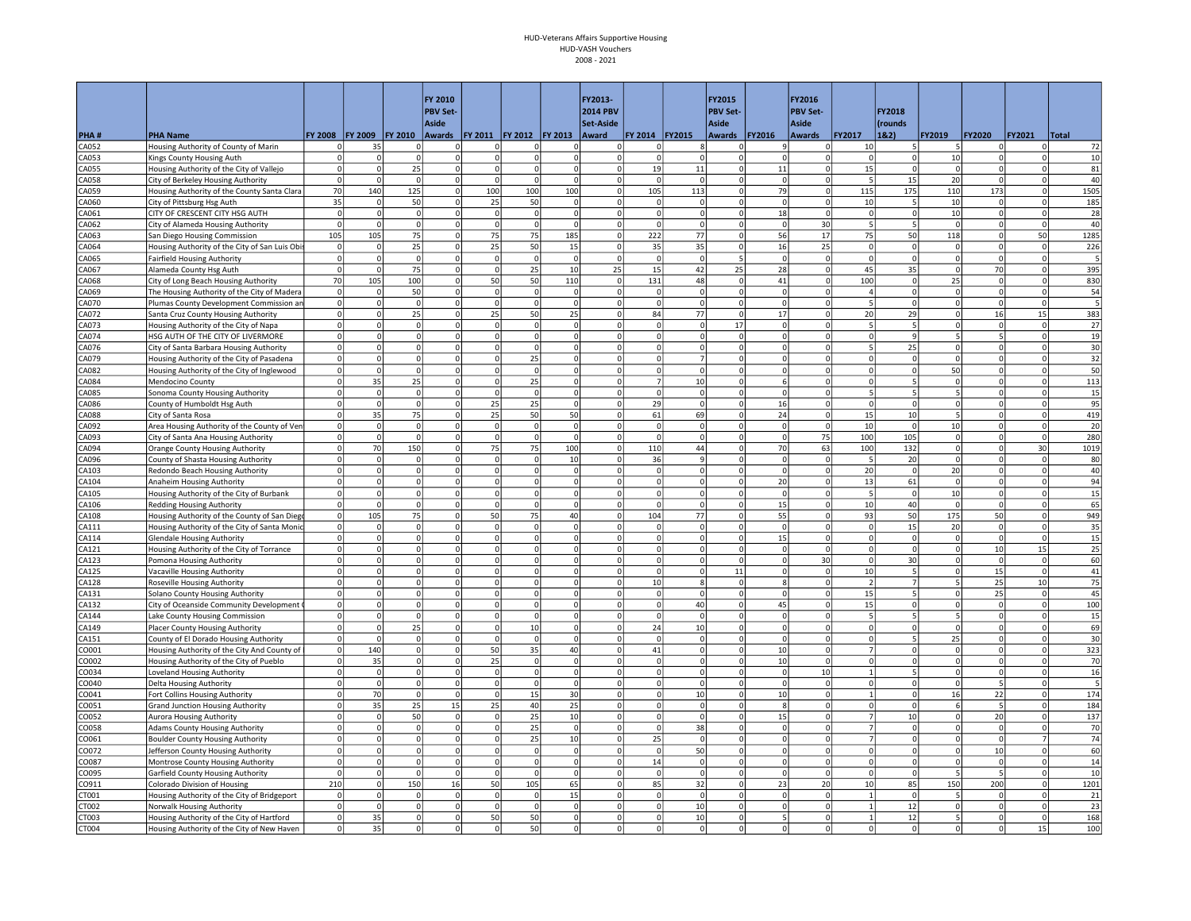# HUD-Veterans Affairs Supportive Housing
## HUD-VASH Vouchers
### 2008 - 2021

| PHA # | PHA Name | FY 2008 | FY 2009 | FY 2010 | FY 2010 PBV Set-Aside Awards | FY 2011 | FY 2012 | FY 2013 | FY2013-2014 PBV Set-Aside Award | FY 2014 | FY2015 | FY2015 PBV Set-Aside Awards | FY2016 | FY2016 PBV Set-Aside Awards | FY2017 | FY2018 (rounds 1&2) | FY2019 | FY2020 | FY2021 | Total |
|---|---|---|---|---|---|---|---|---|---|---|---|---|---|---|---|---|---|---|---|---|
| CA052 | Housing Authority of County of Marin | 0 | 35 | 0 | 0 | 0 | 0 | 0 | 0 | 0 | 8 | 0 | 9 | 0 | 10 | 5 | 5 | 0 | 0 | 72 |
| CA053 | Kings County Housing Auth | 0 | 0 | 0 | 0 | 0 | 0 | 0 | 0 | 0 | 0 | 0 | 0 | 0 | 0 | 0 | 10 | 0 | 0 | 10 |
| CA055 | Housing Authority of the City of Vallejo | 0 | 0 | 25 | 0 | 0 | 0 | 0 | 0 | 19 | 11 | 0 | 11 | 0 | 15 | 0 | 0 | 0 | 0 | 81 |
| CA058 | City of Berkeley Housing Authority | 0 | 0 | 0 | 0 | 0 | 0 | 0 | 0 | 0 | 0 | 0 | 0 | 0 | 5 | 15 | 20 | 0 | 0 | 40 |
| CA059 | Housing Authority of the County Santa Clara | 70 | 140 | 125 | 0 | 100 | 100 | 100 | 0 | 105 | 113 | 0 | 79 | 0 | 115 | 175 | 110 | 173 | 0 | 1505 |
| CA060 | City of Pittsburg Hsg Auth | 35 | 0 | 50 | 0 | 25 | 50 | 0 | 0 | 0 | 0 | 0 | 0 | 0 | 10 | 5 | 10 | 0 | 0 | 185 |
| CA061 | CITY OF CRESCENT CITY HSG AUTH | 0 | 0 | 0 | 0 | 0 | 0 | 0 | 0 | 0 | 0 | 0 | 18 | 0 | 0 | 0 | 10 | 0 | 0 | 28 |
| CA062 | City of Alameda Housing Authority | 0 | 0 | 0 | 0 | 0 | 0 | 0 | 0 | 0 | 0 | 0 | 0 | 30 | 5 | 5 | 0 | 0 | 0 | 40 |
| CA063 | San Diego Housing Commission | 105 | 105 | 75 | 0 | 75 | 75 | 185 | 0 | 222 | 77 | 0 | 56 | 17 | 75 | 50 | 118 | 0 | 50 | 1285 |
| CA064 | Housing Authority of the City of San Luis Obis | 0 | 0 | 25 | 0 | 25 | 50 | 15 | 0 | 35 | 35 | 0 | 16 | 25 | 0 | 0 | 0 | 0 | 0 | 226 |
| CA065 | Fairfield Housing Authority | 0 | 0 | 0 | 0 | 0 | 0 | 0 | 0 | 0 | 0 | 5 | 0 | 0 | 0 | 0 | 0 | 0 | 0 | 5 |
| CA067 | Alameda County Hsg Auth | 0 | 0 | 75 | 0 | 0 | 25 | 10 | 25 | 15 | 42 | 25 | 28 | 0 | 45 | 35 | 0 | 70 | 0 | 395 |
| CA068 | City of Long Beach Housing Authority | 70 | 105 | 100 | 0 | 50 | 50 | 110 | 0 | 131 | 48 | 0 | 41 | 0 | 100 | 0 | 25 | 0 | 0 | 830 |
| CA069 | The Housing Authority of the City of Madera | 0 | 0 | 50 | 0 | 0 | 0 | 0 | 0 | 0 | 0 | 0 | 0 | 0 | 4 | 0 | 0 | 0 | 0 | 54 |
| CA070 | Plumas County Development Commission an | 0 | 0 | 0 | 0 | 0 | 0 | 0 | 0 | 0 | 0 | 0 | 0 | 0 | 5 | 0 | 0 | 0 | 0 | 5 |
| CA072 | Santa Cruz County Housing Authority | 0 | 0 | 25 | 0 | 25 | 50 | 25 | 0 | 84 | 77 | 0 | 17 | 0 | 20 | 29 | 0 | 16 | 15 | 383 |
| CA073 | Housing Authority of the City of Napa | 0 | 0 | 0 | 0 | 0 | 0 | 0 | 0 | 0 | 0 | 17 | 0 | 0 | 5 | 5 | 0 | 0 | 0 | 27 |
| CA074 | HSG AUTH OF THE CITY OF LIVERMORE | 0 | 0 | 0 | 0 | 0 | 0 | 0 | 0 | 0 | 0 | 0 | 0 | 0 | 0 | 9 | 5 | 5 | 0 | 19 |
| CA076 | City of Santa Barbara Housing Authority | 0 | 0 | 0 | 0 | 0 | 0 | 0 | 0 | 0 | 0 | 0 | 0 | 0 | 5 | 25 | 0 | 0 | 0 | 30 |
| CA079 | Housing Authority of the City of Pasadena | 0 | 0 | 0 | 0 | 0 | 25 | 0 | 0 | 0 | 7 | 0 | 0 | 0 | 0 | 0 | 0 | 0 | 0 | 32 |
| CA082 | Housing Authority of the City of Inglewood | 0 | 0 | 0 | 0 | 0 | 0 | 0 | 0 | 0 | 0 | 0 | 0 | 0 | 0 | 0 | 50 | 0 | 0 | 50 |
| CA084 | Mendocino County | 0 | 35 | 25 | 0 | 0 | 25 | 0 | 0 | 7 | 10 | 0 | 6 | 0 | 0 | 5 | 0 | 0 | 0 | 113 |
| CA085 | Sonoma County Housing Authority | 0 | 0 | 0 | 0 | 0 | 0 | 0 | 0 | 0 | 0 | 0 | 0 | 0 | 5 | 5 | 5 | 0 | 0 | 15 |
| CA086 | County of Humboldt Hsg Auth | 0 | 0 | 0 | 0 | 25 | 25 | 0 | 0 | 29 | 0 | 0 | 16 | 0 | 0 | 0 | 0 | 0 | 0 | 95 |
| CA088 | City of Santa Rosa | 0 | 35 | 75 | 0 | 25 | 50 | 50 | 0 | 61 | 69 | 0 | 24 | 0 | 15 | 10 | 5 | 0 | 0 | 419 |
| CA092 | Area Housing Authority of the County of Ven | 0 | 0 | 0 | 0 | 0 | 0 | 0 | 0 | 0 | 0 | 0 | 0 | 0 | 10 | 0 | 10 | 0 | 0 | 20 |
| CA093 | City of Santa Ana Housing Authority | 0 | 0 | 0 | 0 | 0 | 0 | 0 | 0 | 0 | 0 | 0 | 0 | 75 | 100 | 105 | 0 | 0 | 0 | 280 |
| CA094 | Orange County Housing Authority | 0 | 70 | 150 | 0 | 75 | 75 | 100 | 0 | 110 | 44 | 0 | 70 | 63 | 100 | 132 | 0 | 0 | 30 | 1019 |
| CA096 | County of Shasta Housing Authority | 0 | 0 | 0 | 0 | 0 | 0 | 10 | 0 | 36 | 9 | 0 | 0 | 0 | 5 | 20 | 0 | 0 | 0 | 80 |
| CA103 | Redondo Beach Housing Authority | 0 | 0 | 0 | 0 | 0 | 0 | 0 | 0 | 0 | 0 | 0 | 0 | 0 | 20 | 0 | 20 | 0 | 0 | 40 |
| CA104 | Anaheim Housing Authority | 0 | 0 | 0 | 0 | 0 | 0 | 0 | 0 | 0 | 0 | 0 | 20 | 0 | 13 | 61 | 0 | 0 | 0 | 94 |
| CA105 | Housing Authority of the City of Burbank | 0 | 0 | 0 | 0 | 0 | 0 | 0 | 0 | 0 | 0 | 0 | 0 | 0 | 5 | 0 | 10 | 0 | 0 | 15 |
| CA106 | Redding Housing Authority | 0 | 0 | 0 | 0 | 0 | 0 | 0 | 0 | 0 | 0 | 0 | 15 | 0 | 10 | 40 | 0 | 0 | 0 | 65 |
| CA108 | Housing Authority of the County of San Diego | 0 | 105 | 75 | 0 | 50 | 75 | 40 | 0 | 104 | 77 | 0 | 55 | 0 | 93 | 50 | 175 | 50 | 0 | 949 |
| CA111 | Housing Authority of the City of Santa Monic | 0 | 0 | 0 | 0 | 0 | 0 | 0 | 0 | 0 | 0 | 0 | 0 | 0 | 0 | 15 | 20 | 0 | 0 | 35 |
| CA114 | Glendale Housing Authority | 0 | 0 | 0 | 0 | 0 | 0 | 0 | 0 | 0 | 0 | 0 | 15 | 0 | 0 | 0 | 0 | 0 | 0 | 15 |
| CA121 | Housing Authority of the City of Torrance | 0 | 0 | 0 | 0 | 0 | 0 | 0 | 0 | 0 | 0 | 0 | 0 | 0 | 0 | 0 | 0 | 10 | 15 | 25 |
| CA123 | Pomona Housing Authority | 0 | 0 | 0 | 0 | 0 | 0 | 0 | 0 | 0 | 0 | 0 | 0 | 30 | 0 | 30 | 0 | 0 | 0 | 60 |
| CA125 | Vacaville Housing Authority | 0 | 0 | 0 | 0 | 0 | 0 | 0 | 0 | 0 | 0 | 11 | 0 | 0 | 10 | 5 | 0 | 15 | 0 | 41 |
| CA128 | Roseville Housing Authority | 0 | 0 | 0 | 0 | 0 | 0 | 0 | 0 | 10 | 8 | 0 | 8 | 0 | 2 | 7 | 5 | 25 | 10 | 75 |
| CA131 | Solano County Housing Authority | 0 | 0 | 0 | 0 | 0 | 0 | 0 | 0 | 0 | 0 | 0 | 0 | 0 | 15 | 5 | 0 | 25 | 0 | 45 |
| CA132 | City of Oceanside Community Development ( | 0 | 0 | 0 | 0 | 0 | 0 | 0 | 0 | 0 | 40 | 0 | 45 | 0 | 15 | 0 | 0 | 0 | 0 | 100 |
| CA144 | Lake County Housing Commission | 0 | 0 | 0 | 0 | 0 | 0 | 0 | 0 | 0 | 0 | 0 | 0 | 0 | 5 | 5 | 5 | 0 | 0 | 15 |
| CA149 | Placer County Housing Authority | 0 | 0 | 25 | 0 | 0 | 10 | 0 | 0 | 24 | 10 | 0 | 0 | 0 | 0 | 0 | 0 | 0 | 0 | 69 |
| CA151 | County of El Dorado Housing Authority | 0 | 0 | 0 | 0 | 0 | 0 | 0 | 0 | 0 | 0 | 0 | 0 | 0 | 0 | 5 | 25 | 0 | 0 | 30 |
| CO001 | Housing Authority of the City And County of | 0 | 140 | 0 | 0 | 50 | 35 | 40 | 0 | 41 | 0 | 0 | 10 | 0 | 7 | 0 | 0 | 0 | 0 | 323 |
| CO002 | Housing Authority of the City of Pueblo | 0 | 35 | 0 | 0 | 25 | 0 | 0 | 0 | 0 | 0 | 0 | 10 | 0 | 0 | 0 | 0 | 0 | 0 | 70 |
| CO034 | Loveland Housing Authority | 0 | 0 | 0 | 0 | 0 | 0 | 0 | 0 | 0 | 0 | 0 | 0 | 10 | 1 | 5 | 0 | 0 | 0 | 16 |
| CO040 | Delta Housing Authority | 0 | 0 | 0 | 0 | 0 | 0 | 0 | 0 | 0 | 0 | 0 | 0 | 0 | 0 | 0 | 0 | 5 | 0 | 5 |
| CO041 | Fort Collins Housing Authority | 0 | 70 | 0 | 0 | 0 | 15 | 30 | 0 | 0 | 10 | 0 | 10 | 0 | 1 | 0 | 16 | 22 | 0 | 174 |
| CO051 | Grand Junction Housing Authority | 0 | 35 | 25 | 15 | 25 | 40 | 25 | 0 | 0 | 0 | 0 | 8 | 0 | 0 | 0 | 6 | 5 | 0 | 184 |
| CO052 | Aurora Housing Authority | 0 | 0 | 50 | 0 | 0 | 25 | 10 | 0 | 0 | 0 | 0 | 15 | 0 | 7 | 10 | 0 | 20 | 0 | 137 |
| CO058 | Adams County Housing Authority | 0 | 0 | 0 | 0 | 0 | 25 | 0 | 0 | 0 | 38 | 0 | 0 | 0 | 7 | 0 | 0 | 0 | 0 | 70 |
| CO061 | Boulder County Housing Authority | 0 | 0 | 0 | 0 | 0 | 25 | 10 | 0 | 25 | 0 | 0 | 0 | 0 | 7 | 0 | 0 | 0 | 7 | 74 |
| CO072 | Jefferson County Housing Authority | 0 | 0 | 0 | 0 | 0 | 0 | 0 | 0 | 0 | 50 | 0 | 0 | 0 | 0 | 0 | 0 | 10 | 0 | 60 |
| CO087 | Montrose County Housing Authority | 0 | 0 | 0 | 0 | 0 | 0 | 0 | 0 | 14 | 0 | 0 | 0 | 0 | 0 | 0 | 0 | 0 | 0 | 14 |
| CO095 | Garfield County Housing Authority | 0 | 0 | 0 | 0 | 0 | 0 | 0 | 0 | 0 | 0 | 0 | 0 | 0 | 0 | 0 | 5 | 5 | 0 | 10 |
| CO911 | Colorado Division of Housing | 210 | 0 | 150 | 16 | 50 | 105 | 65 | 0 | 85 | 32 | 0 | 23 | 20 | 10 | 85 | 150 | 200 | 0 | 1201 |
| CT001 | Housing Authority of the City of Bridgeport | 0 | 0 | 0 | 0 | 0 | 0 | 15 | 0 | 0 | 0 | 0 | 0 | 0 | 1 | 0 | 5 | 0 | 0 | 21 |
| CT002 | Norwalk Housing Authority | 0 | 0 | 0 | 0 | 0 | 0 | 0 | 0 | 0 | 10 | 0 | 0 | 0 | 1 | 12 | 0 | 0 | 0 | 23 |
| CT003 | Housing Authority of the City of Hartford | 0 | 35 | 0 | 0 | 50 | 50 | 0 | 0 | 0 | 10 | 0 | 5 | 0 | 1 | 12 | 5 | 0 | 0 | 168 |
| CT004 | Housing Authority of the City of New Haven | 0 | 35 | 0 | 0 | 0 | 50 | 0 | 0 | 0 | 0 | 0 | 0 | 0 | 0 | 0 | 0 | 0 | 15 | 100 |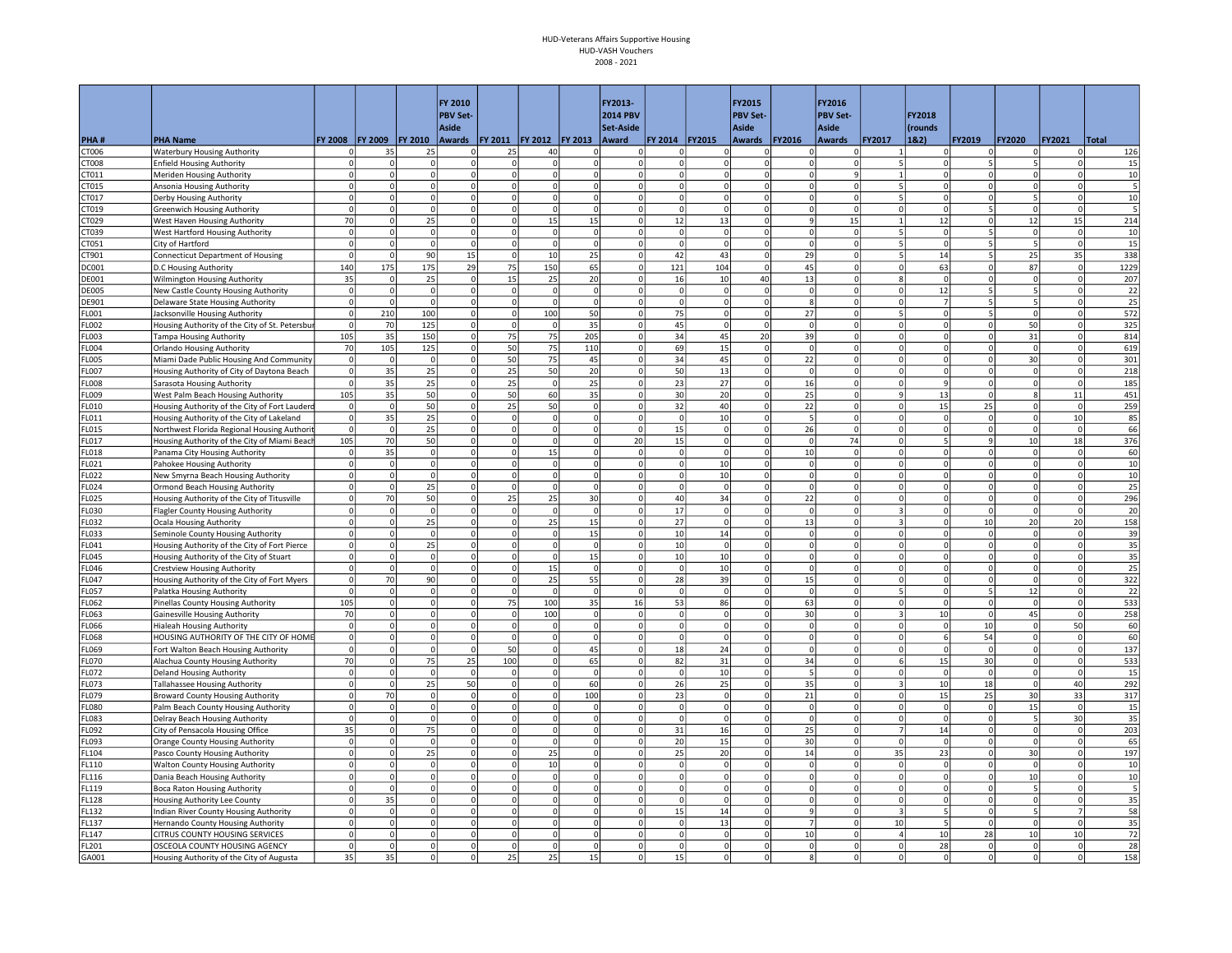# HUD-Veterans Affairs Supportive Housing
## HUD-VASH Vouchers
## 2008 - 2021

| PHA # | PHA Name | FY 2008 | FY 2009 | FY 2010 | FY 2010 PBV Set-Aside Awards | FY 2011 | FY 2012 | FY 2013 | FY2013-2014 PBV Set-Aside Award | FY 2014 | FY2015 | FY2015 PBV Set-Aside Awards | FY2016 | FY2016 PBV Set-Aside Awards | FY2017 | FY2018 (rounds 1&2) | FY2019 | FY2020 | FY2021 | Total |
|---|---|---|---|---|---|---|---|---|---|---|---|---|---|---|---|---|---|---|---|---|
| CT006 | Waterbury Housing Authority | 0 | 35 | 25 | 0 | 25 | 40 | 0 | 0 | 0 | 0 | 0 | 0 | 0 | 1 | 0 | 0 | 0 | 0 | 126 |
| CT008 | Enfield Housing Authority | 0 | 0 | 0 | 0 | 0 | 0 | 0 | 0 | 0 | 0 | 0 | 0 | 0 | 5 | 0 | 5 | 5 | 0 | 15 |
| CT011 | Meriden Housing Authority | 0 | 0 | 0 | 0 | 0 | 0 | 0 | 0 | 0 | 0 | 0 | 0 | 9 | 1 | 0 | 0 | 0 | 0 | 10 |
| CT015 | Ansonia Housing Authority | 0 | 0 | 0 | 0 | 0 | 0 | 0 | 0 | 0 | 0 | 0 | 0 | 0 | 5 | 0 | 0 | 0 | 0 | 5 |
| CT017 | Derby Housing Authority | 0 | 0 | 0 | 0 | 0 | 0 | 0 | 0 | 0 | 0 | 0 | 0 | 0 | 5 | 0 | 0 | 5 | 0 | 10 |
| CT019 | Greenwich Housing Authority | 0 | 0 | 0 | 0 | 0 | 0 | 0 | 0 | 0 | 0 | 0 | 0 | 0 | 0 | 0 | 5 | 0 | 0 | 5 |
| CT029 | West Haven Housing Authority | 70 | 0 | 25 | 0 | 0 | 15 | 15 | 0 | 12 | 13 | 0 | 9 | 15 | 1 | 12 | 0 | 12 | 15 | 214 |
| CT039 | West Hartford Housing Authority | 0 | 0 | 0 | 0 | 0 | 0 | 0 | 0 | 0 | 0 | 0 | 0 | 0 | 5 | 0 | 5 | 0 | 0 | 10 |
| CT051 | City of Hartford | 0 | 0 | 0 | 0 | 0 | 0 | 0 | 0 | 0 | 0 | 0 | 0 | 0 | 5 | 0 | 5 | 5 | 0 | 15 |
| CT901 | Connecticut Department of Housing | 0 | 0 | 90 | 15 | 0 | 10 | 25 | 0 | 42 | 43 | 0 | 29 | 0 | 5 | 14 | 5 | 25 | 35 | 338 |
| DC001 | D.C Housing Authority | 140 | 175 | 175 | 29 | 75 | 150 | 65 | 0 | 121 | 104 | 0 | 45 | 0 | 0 | 63 | 0 | 87 | 0 | 1229 |
| DE001 | Wilmington Housing Authority | 35 | 0 | 25 | 0 | 15 | 25 | 20 | 0 | 16 | 10 | 40 | 13 | 0 | 8 | 0 | 0 | 0 | 0 | 207 |
| DE005 | New Castle County Housing Authority | 0 | 0 | 0 | 0 | 0 | 0 | 0 | 0 | 0 | 0 | 0 | 0 | 0 | 0 | 12 | 5 | 5 | 0 | 22 |
| DE901 | Delaware State Housing Authority | 0 | 0 | 0 | 0 | 0 | 0 | 0 | 0 | 0 | 0 | 0 | 8 | 0 | 0 | 7 | 5 | 5 | 0 | 25 |
| FL001 | Jacksonville Housing Authority | 0 | 210 | 100 | 0 | 0 | 100 | 50 | 0 | 75 | 0 | 0 | 27 | 0 | 5 | 0 | 5 | 0 | 0 | 572 |
| FL002 | Housing Authority of the City of St. Petersbur | 0 | 70 | 125 | 0 | 0 | 0 | 35 | 0 | 45 | 0 | 0 | 0 | 0 | 0 | 0 | 0 | 50 | 0 | 325 |
| FL003 | Tampa Housing Authority | 105 | 35 | 150 | 0 | 75 | 75 | 205 | 0 | 34 | 45 | 20 | 39 | 0 | 0 | 0 | 0 | 31 | 0 | 814 |
| FL004 | Orlando Housing Authority | 70 | 105 | 125 | 0 | 50 | 75 | 110 | 0 | 69 | 15 | 0 | 0 | 0 | 0 | 0 | 0 | 0 | 0 | 619 |
| FL005 | Miami Dade Public Housing And Community | 0 | 0 | 0 | 0 | 50 | 75 | 45 | 0 | 34 | 45 | 0 | 22 | 0 | 0 | 0 | 0 | 30 | 0 | 301 |
| FL007 | Housing Authority of City of Daytona Beach | 0 | 35 | 25 | 0 | 25 | 50 | 20 | 0 | 50 | 13 | 0 | 0 | 0 | 0 | 0 | 0 | 0 | 0 | 218 |
| FL008 | Sarasota Housing Authority | 0 | 35 | 25 | 0 | 25 | 0 | 25 | 0 | 23 | 27 | 0 | 16 | 0 | 0 | 9 | 0 | 0 | 0 | 185 |
| FL009 | West Palm Beach Housing Authority | 105 | 35 | 50 | 0 | 50 | 60 | 35 | 0 | 30 | 20 | 0 | 25 | 0 | 9 | 13 | 0 | 8 | 11 | 451 |
| FL010 | Housing Authority of the City of Fort Lauderd | 0 | 0 | 50 | 0 | 25 | 50 | 0 | 0 | 32 | 40 | 0 | 22 | 0 | 0 | 15 | 25 | 0 | 0 | 259 |
| FL011 | Housing Authority of the City of Lakeland | 0 | 35 | 25 | 0 | 0 | 0 | 0 | 0 | 0 | 10 | 0 | 5 | 0 | 0 | 0 | 0 | 0 | 10 | 85 |
| FL015 | Northwest Florida Regional Housing Authorit | 0 | 0 | 25 | 0 | 0 | 0 | 0 | 0 | 15 | 0 | 0 | 26 | 0 | 0 | 0 | 0 | 0 | 0 | 66 |
| FL017 | Housing Authority of the City of Miami Beach | 105 | 70 | 50 | 0 | 0 | 0 | 0 | 20 | 15 | 0 | 0 | 0 | 74 | 0 | 5 | 9 | 10 | 18 | 376 |
| FL018 | Panama City Housing Authority | 0 | 35 | 0 | 0 | 0 | 15 | 0 | 0 | 0 | 0 | 0 | 10 | 0 | 0 | 0 | 0 | 0 | 0 | 60 |
| FL021 | Pahokee Housing Authority | 0 | 0 | 0 | 0 | 0 | 0 | 0 | 0 | 0 | 10 | 0 | 0 | 0 | 0 | 0 | 0 | 0 | 0 | 10 |
| FL022 | New Smyrna Beach Housing Authority | 0 | 0 | 0 | 0 | 0 | 0 | 0 | 0 | 0 | 10 | 0 | 0 | 0 | 0 | 0 | 0 | 0 | 0 | 10 |
| FL024 | Ormond Beach Housing Authority | 0 | 0 | 25 | 0 | 0 | 0 | 0 | 0 | 0 | 0 | 0 | 0 | 0 | 0 | 0 | 0 | 0 | 0 | 25 |
| FL025 | Housing Authority of the City of Titusville | 0 | 70 | 50 | 0 | 25 | 25 | 30 | 0 | 40 | 34 | 0 | 22 | 0 | 0 | 0 | 0 | 0 | 0 | 296 |
| FL030 | Flagler County Housing Authority | 0 | 0 | 0 | 0 | 0 | 0 | 0 | 0 | 17 | 0 | 0 | 0 | 0 | 3 | 0 | 0 | 0 | 0 | 20 |
| FL032 | Ocala Housing Authority | 0 | 0 | 25 | 0 | 0 | 25 | 15 | 0 | 27 | 0 | 0 | 13 | 0 | 3 | 0 | 10 | 20 | 20 | 158 |
| FL033 | Seminole County Housing Authority | 0 | 0 | 0 | 0 | 0 | 0 | 15 | 0 | 10 | 14 | 0 | 0 | 0 | 0 | 0 | 0 | 0 | 0 | 39 |
| FL041 | Housing Authority of the City of Fort Pierce | 0 | 0 | 25 | 0 | 0 | 0 | 0 | 0 | 10 | 0 | 0 | 0 | 0 | 0 | 0 | 0 | 0 | 0 | 35 |
| FL045 | Housing Authority of the City of Stuart | 0 | 0 | 0 | 0 | 0 | 0 | 15 | 0 | 10 | 10 | 0 | 0 | 0 | 0 | 0 | 0 | 0 | 0 | 35 |
| FL046 | Crestview Housing Authority | 0 | 0 | 0 | 0 | 0 | 15 | 0 | 0 | 0 | 10 | 0 | 0 | 0 | 0 | 0 | 0 | 0 | 0 | 25 |
| FL047 | Housing Authority of the City of Fort Myers | 0 | 70 | 90 | 0 | 0 | 25 | 55 | 0 | 28 | 39 | 0 | 15 | 0 | 0 | 0 | 0 | 0 | 0 | 322 |
| FL057 | Palatka Housing Authority | 0 | 0 | 0 | 0 | 0 | 0 | 0 | 0 | 0 | 0 | 0 | 0 | 0 | 5 | 0 | 5 | 12 | 0 | 22 |
| FL062 | Pinellas County Housing Authority | 105 | 0 | 0 | 0 | 75 | 100 | 35 | 16 | 53 | 86 | 0 | 63 | 0 | 0 | 0 | 0 | 0 | 0 | 533 |
| FL063 | Gainesville Housing Authority | 70 | 0 | 0 | 0 | 0 | 100 | 0 | 0 | 0 | 0 | 0 | 30 | 0 | 3 | 10 | 0 | 45 | 0 | 258 |
| FL066 | Hialeah Housing Authority | 0 | 0 | 0 | 0 | 0 | 0 | 0 | 0 | 0 | 0 | 0 | 0 | 0 | 0 | 0 | 10 | 0 | 50 | 60 |
| FL068 | HOUSING AUTHORITY OF THE CITY OF HOME | 0 | 0 | 0 | 0 | 0 | 0 | 0 | 0 | 0 | 0 | 0 | 0 | 0 | 0 | 6 | 54 | 0 | 0 | 60 |
| FL069 | Fort Walton Beach Housing Authority | 0 | 0 | 0 | 0 | 50 | 0 | 45 | 0 | 18 | 24 | 0 | 0 | 0 | 0 | 0 | 0 | 0 | 0 | 137 |
| FL070 | Alachua County Housing Authority | 70 | 0 | 75 | 25 | 100 | 0 | 65 | 0 | 82 | 31 | 0 | 34 | 0 | 6 | 15 | 30 | 0 | 0 | 533 |
| FL072 | Deland Housing Authority | 0 | 0 | 0 | 0 | 0 | 0 | 0 | 0 | 0 | 10 | 0 | 5 | 0 | 0 | 0 | 0 | 0 | 0 | 15 |
| FL073 | Tallahassee Housing Authority | 0 | 0 | 25 | 50 | 0 | 0 | 60 | 0 | 26 | 25 | 0 | 35 | 0 | 3 | 10 | 18 | 0 | 40 | 292 |
| FL079 | Broward County Housing Authority | 0 | 70 | 0 | 0 | 0 | 0 | 100 | 0 | 23 | 0 | 0 | 21 | 0 | 0 | 15 | 25 | 30 | 33 | 317 |
| FL080 | Palm Beach County Housing Authority | 0 | 0 | 0 | 0 | 0 | 0 | 0 | 0 | 0 | 0 | 0 | 0 | 0 | 0 | 0 | 0 | 15 | 0 | 15 |
| FL083 | Delray Beach Housing Authority | 0 | 0 | 0 | 0 | 0 | 0 | 0 | 0 | 0 | 0 | 0 | 0 | 0 | 0 | 0 | 0 | 5 | 30 | 35 |
| FL092 | City of Pensacola Housing Office | 35 | 0 | 75 | 0 | 0 | 0 | 0 | 0 | 31 | 16 | 0 | 25 | 0 | 7 | 14 | 0 | 0 | 0 | 203 |
| FL093 | Orange County Housing Authority | 0 | 0 | 0 | 0 | 0 | 0 | 0 | 0 | 20 | 15 | 0 | 30 | 0 | 0 | 0 | 0 | 0 | 0 | 65 |
| FL104 | Pasco County Housing Authority | 0 | 0 | 25 | 0 | 0 | 25 | 0 | 0 | 25 | 20 | 0 | 14 | 0 | 35 | 23 | 0 | 30 | 0 | 197 |
| FL110 | Walton County Housing Authority | 0 | 0 | 0 | 0 | 0 | 10 | 0 | 0 | 0 | 0 | 0 | 0 | 0 | 0 | 0 | 0 | 0 | 0 | 10 |
| FL116 | Dania Beach Housing Authority | 0 | 0 | 0 | 0 | 0 | 0 | 0 | 0 | 0 | 0 | 0 | 0 | 0 | 0 | 0 | 0 | 10 | 0 | 10 |
| FL119 | Boca Raton Housing Authority | 0 | 0 | 0 | 0 | 0 | 0 | 0 | 0 | 0 | 0 | 0 | 0 | 0 | 0 | 0 | 0 | 5 | 0 | 5 |
| FL128 | Housing Authority Lee County | 0 | 35 | 0 | 0 | 0 | 0 | 0 | 0 | 0 | 0 | 0 | 0 | 0 | 0 | 0 | 0 | 0 | 0 | 35 |
| FL132 | Indian River County Housing Authority | 0 | 0 | 0 | 0 | 0 | 0 | 0 | 0 | 15 | 14 | 0 | 9 | 0 | 3 | 5 | 0 | 5 | 7 | 58 |
| FL137 | Hernando County Housing Authority | 0 | 0 | 0 | 0 | 0 | 0 | 0 | 0 | 0 | 13 | 0 | 7 | 0 | 10 | 5 | 0 | 0 | 0 | 35 |
| FL147 | CITRUS COUNTY HOUSING SERVICES | 0 | 0 | 0 | 0 | 0 | 0 | 0 | 0 | 0 | 0 | 0 | 10 | 0 | 4 | 10 | 28 | 10 | 10 | 72 |
| FL201 | OSCEOLA COUNTY HOUSING AGENCY | 0 | 0 | 0 | 0 | 0 | 0 | 0 | 0 | 0 | 0 | 0 | 0 | 0 | 0 | 28 | 0 | 0 | 0 | 28 |
| GA001 | Housing Authority of the City of Augusta | 35 | 35 | 0 | 0 | 25 | 25 | 15 | 0 | 15 | 0 | 0 | 8 | 0 | 0 | 0 | 0 | 0 | 0 | 158 |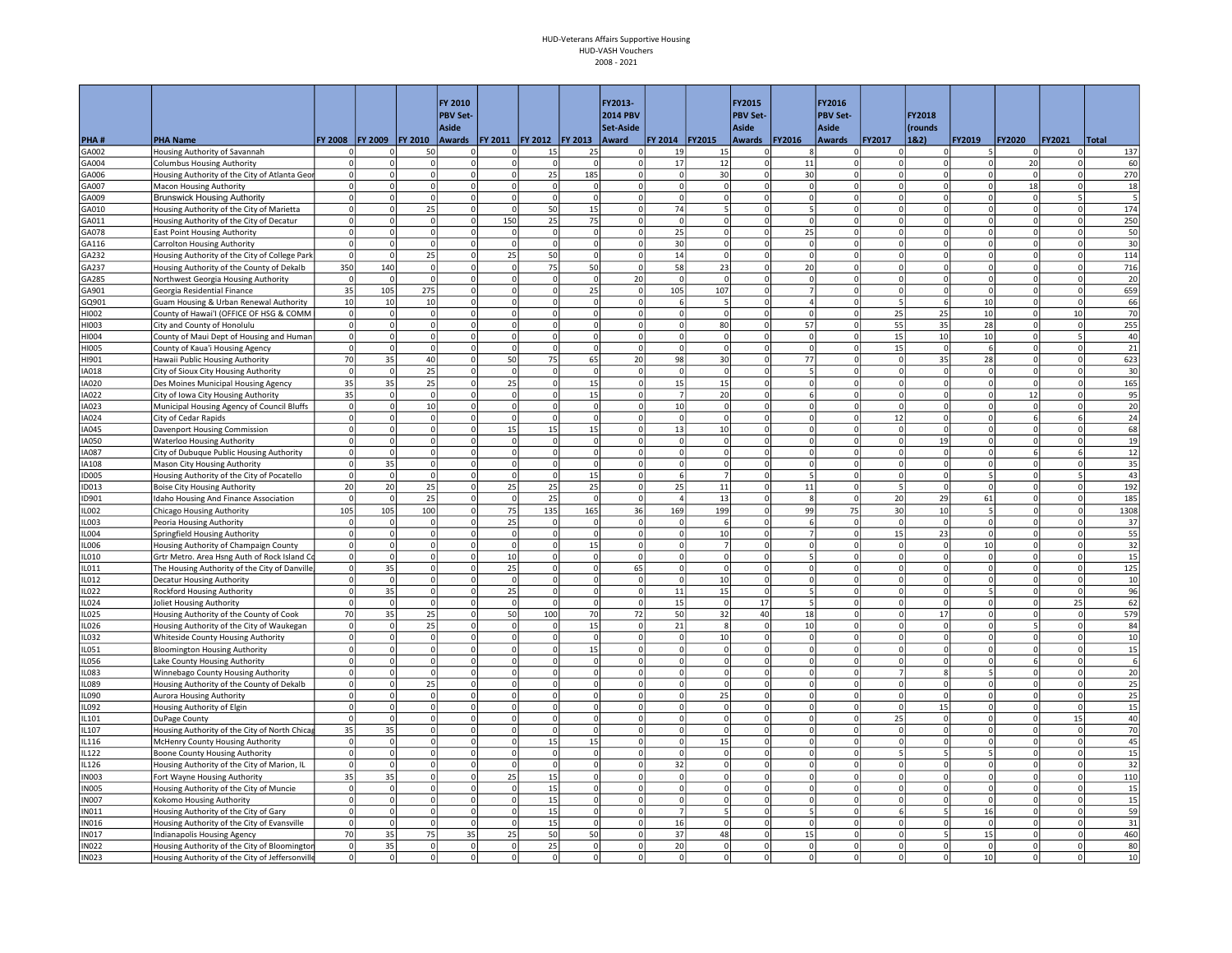HUD-Veterans Affairs Supportive Housing
HUD-VASH Vouchers
2008 - 2021

| PHA # | PHA Name | FY 2008 | FY 2009 | FY 2010 | FY 2010 PBV Set-Aside Awards | FY 2011 | FY 2012 | FY 2013 | FY2013-2014 PBV Set-Aside Award | FY 2014 | FY2015 | FY2015 PBV Set-Aside Awards | FY2016 | FY2016 PBV Set-Aside Awards | FY2017 | FY2018 (rounds 1&2) | FY2019 | FY2020 | FY2021 | Total |
|---|---|---|---|---|---|---|---|---|---|---|---|---|---|---|---|---|---|---|---|---|
| GA002 | Housing Authority of Savannah | 0 | 0 | 50 | 0 | 0 | 15 | 25 | 0 | 19 | 15 | 0 | 8 | 0 | 0 | 0 | 5 | 0 | 0 | 137 |
| GA004 | Columbus Housing Authority | 0 | 0 | 0 | 0 | 0 | 0 | 0 | 0 | 17 | 12 | 0 | 11 | 0 | 0 | 0 | 0 | 20 | 0 | 60 |
| GA006 | Housing Authority of the City of Atlanta Geor | 0 | 0 | 0 | 0 | 0 | 25 | 185 | 0 | 0 | 30 | 0 | 30 | 0 | 0 | 0 | 0 | 0 | 0 | 270 |
| GA007 | Macon Housing Authority | 0 | 0 | 0 | 0 | 0 | 0 | 0 | 0 | 0 | 0 | 0 | 0 | 0 | 0 | 0 | 0 | 18 | 0 | 18 |
| GA009 | Brunswick Housing Authority | 0 | 0 | 0 | 0 | 0 | 0 | 0 | 0 | 0 | 0 | 0 | 0 | 0 | 0 | 0 | 0 | 0 | 5 | 5 |
| GA010 | Housing Authority of the City of Marietta | 0 | 0 | 25 | 0 | 0 | 50 | 15 | 0 | 74 | 5 | 0 | 5 | 0 | 0 | 0 | 0 | 0 | 0 | 174 |
| GA011 | Housing Authority of the City of Decatur | 0 | 0 | 0 | 0 | 150 | 25 | 75 | 0 | 0 | 0 | 0 | 0 | 0 | 0 | 0 | 0 | 0 | 0 | 250 |
| GA078 | East Point Housing Authority | 0 | 0 | 0 | 0 | 0 | 0 | 0 | 0 | 25 | 0 | 0 | 25 | 0 | 0 | 0 | 0 | 0 | 0 | 50 |
| GA116 | Carrolton Housing Authority | 0 | 0 | 0 | 0 | 0 | 0 | 0 | 0 | 30 | 0 | 0 | 0 | 0 | 0 | 0 | 0 | 0 | 0 | 30 |
| GA232 | Housing Authority of the City of College Park | 0 | 0 | 25 | 0 | 25 | 50 | 0 | 0 | 14 | 0 | 0 | 0 | 0 | 0 | 0 | 0 | 0 | 0 | 114 |
| GA237 | Housing Authority of the County of Dekalb | 350 | 140 | 0 | 0 | 0 | 75 | 50 | 0 | 58 | 23 | 0 | 20 | 0 | 0 | 0 | 0 | 0 | 0 | 716 |
| GA285 | Northwest Georgia Housing Authority | 0 | 0 | 0 | 0 | 0 | 0 | 0 | 20 | 0 | 0 | 0 | 0 | 0 | 0 | 0 | 0 | 0 | 0 | 20 |
| GA901 | Georgia Residential Finance | 35 | 105 | 275 | 0 | 0 | 0 | 25 | 0 | 105 | 107 | 0 | 7 | 0 | 0 | 0 | 0 | 0 | 0 | 659 |
| GQ901 | Guam Housing & Urban Renewal Authority | 10 | 10 | 10 | 0 | 0 | 0 | 0 | 0 | 6 | 5 | 0 | 4 | 0 | 5 | 6 | 10 | 0 | 0 | 66 |
| HI002 | County of Hawai'I (OFFICE OF HSG & COMM | 0 | 0 | 0 | 0 | 0 | 0 | 0 | 0 | 0 | 0 | 0 | 0 | 0 | 25 | 25 | 10 | 0 | 10 | 70 |
| HI003 | City and County of Honolulu | 0 | 0 | 0 | 0 | 0 | 0 | 0 | 0 | 0 | 80 | 0 | 57 | 0 | 55 | 35 | 28 | 0 | 0 | 255 |
| HI004 | County of Maui Dept of Housing and Human | 0 | 0 | 0 | 0 | 0 | 0 | 0 | 0 | 0 | 0 | 0 | 0 | 0 | 15 | 10 | 10 | 0 | 5 | 40 |
| HI005 | County of Kaua'i Housing Agency | 0 | 0 | 0 | 0 | 0 | 0 | 0 | 0 | 0 | 0 | 0 | 0 | 0 | 15 | 0 | 6 | 0 | 0 | 21 |
| HI901 | Hawaii Public Housing Authority | 70 | 35 | 40 | 0 | 50 | 75 | 65 | 20 | 98 | 30 | 0 | 77 | 0 | 0 | 35 | 28 | 0 | 0 | 623 |
| IA018 | City of Sioux City Housing Authority | 0 | 0 | 25 | 0 | 0 | 0 | 0 | 0 | 0 | 0 | 0 | 5 | 0 | 0 | 0 | 0 | 0 | 0 | 30 |
| IA020 | Des Moines Municipal Housing Agency | 35 | 35 | 25 | 0 | 25 | 0 | 15 | 0 | 15 | 15 | 0 | 0 | 0 | 0 | 0 | 0 | 0 | 0 | 165 |
| IA022 | City of Iowa City Housing Authority | 35 | 0 | 0 | 0 | 0 | 0 | 15 | 0 | 7 | 20 | 0 | 6 | 0 | 0 | 0 | 0 | 12 | 0 | 95 |
| IA023 | Municipal Housing Agency of Council Bluffs | 0 | 0 | 10 | 0 | 0 | 0 | 0 | 0 | 10 | 0 | 0 | 0 | 0 | 0 | 0 | 0 | 0 | 0 | 20 |
| IA024 | City of Cedar Rapids | 0 | 0 | 0 | 0 | 0 | 0 | 0 | 0 | 0 | 0 | 0 | 0 | 0 | 12 | 0 | 0 | 6 | 6 | 24 |
| IA045 | Davenport Housing Commission | 0 | 0 | 0 | 0 | 15 | 15 | 15 | 0 | 13 | 10 | 0 | 0 | 0 | 0 | 0 | 0 | 0 | 0 | 68 |
| IA050 | Waterloo Housing Authority | 0 | 0 | 0 | 0 | 0 | 0 | 0 | 0 | 0 | 0 | 0 | 0 | 0 | 0 | 19 | 0 | 0 | 0 | 19 |
| IA087 | City of Dubuque Public Housing Authority | 0 | 0 | 0 | 0 | 0 | 0 | 0 | 0 | 0 | 0 | 0 | 0 | 0 | 0 | 0 | 0 | 6 | 6 | 12 |
| IA108 | Mason City Housing Authority | 0 | 35 | 0 | 0 | 0 | 0 | 0 | 0 | 0 | 0 | 0 | 0 | 0 | 0 | 0 | 0 | 0 | 0 | 35 |
| ID005 | Housing Authority of the City of Pocatello | 0 | 0 | 0 | 0 | 0 | 0 | 15 | 0 | 6 | 7 | 0 | 5 | 0 | 0 | 0 | 5 | 0 | 5 | 43 |
| ID013 | Boise City Housing Authority | 20 | 20 | 25 | 0 | 25 | 25 | 25 | 0 | 25 | 11 | 0 | 11 | 0 | 5 | 0 | 0 | 0 | 0 | 192 |
| ID901 | Idaho Housing And Finance Association | 0 | 0 | 25 | 0 | 0 | 25 | 0 | 0 | 4 | 13 | 0 | 8 | 0 | 20 | 29 | 61 | 0 | 0 | 185 |
| IL002 | Chicago Housing Authority | 105 | 105 | 100 | 0 | 75 | 135 | 165 | 36 | 169 | 199 | 0 | 99 | 75 | 30 | 10 | 5 | 0 | 0 | 1308 |
| IL003 | Peoria Housing Authority | 0 | 0 | 0 | 0 | 25 | 0 | 0 | 0 | 0 | 6 | 0 | 6 | 0 | 0 | 0 | 0 | 0 | 0 | 37 |
| IL004 | Springfield Housing Authority | 0 | 0 | 0 | 0 | 0 | 0 | 0 | 0 | 0 | 10 | 0 | 7 | 0 | 15 | 23 | 0 | 0 | 0 | 55 |
| IL006 | Housing Authority of Champaign County | 0 | 0 | 0 | 0 | 0 | 0 | 15 | 0 | 0 | 7 | 0 | 0 | 0 | 0 | 0 | 10 | 0 | 0 | 32 |
| IL010 | Grtr Metro. Area Hsng Auth of Rock Island Co | 0 | 0 | 0 | 0 | 10 | 0 | 0 | 0 | 0 | 0 | 0 | 5 | 0 | 0 | 0 | 0 | 0 | 0 | 15 |
| IL011 | The Housing Authority of the City of Danville | 0 | 35 | 0 | 0 | 25 | 0 | 0 | 65 | 0 | 0 | 0 | 0 | 0 | 0 | 0 | 0 | 0 | 0 | 125 |
| IL012 | Decatur Housing Authority | 0 | 0 | 0 | 0 | 0 | 0 | 0 | 0 | 0 | 10 | 0 | 0 | 0 | 0 | 0 | 0 | 0 | 0 | 10 |
| IL022 | Rockford Housing Authority | 0 | 35 | 0 | 0 | 25 | 0 | 0 | 0 | 11 | 15 | 0 | 5 | 0 | 0 | 0 | 5 | 0 | 0 | 96 |
| IL024 | Joliet Housing Authority | 0 | 0 | 0 | 0 | 0 | 0 | 0 | 0 | 15 | 0 | 17 | 5 | 0 | 0 | 0 | 0 | 0 | 25 | 62 |
| IL025 | Housing Authority of the County of Cook | 70 | 35 | 25 | 0 | 50 | 100 | 70 | 72 | 50 | 32 | 40 | 18 | 0 | 0 | 17 | 0 | 0 | 0 | 579 |
| IL026 | Housing Authority of the County of Waukegan | 0 | 0 | 25 | 0 | 0 | 0 | 15 | 0 | 21 | 8 | 0 | 10 | 0 | 0 | 0 | 0 | 5 | 0 | 84 |
| IL032 | Whiteside County Housing Authority | 0 | 0 | 0 | 0 | 0 | 0 | 0 | 0 | 0 | 10 | 0 | 0 | 0 | 0 | 0 | 0 | 0 | 0 | 10 |
| IL051 | Bloomington Housing Authority | 0 | 0 | 0 | 0 | 0 | 0 | 15 | 0 | 0 | 0 | 0 | 0 | 0 | 0 | 0 | 0 | 0 | 0 | 15 |
| IL056 | Lake County Housing Authority | 0 | 0 | 0 | 0 | 0 | 0 | 0 | 0 | 0 | 0 | 0 | 0 | 0 | 0 | 0 | 0 | 6 | 0 | 6 |
| IL083 | Winnebago County Housing Authority | 0 | 0 | 0 | 0 | 0 | 0 | 0 | 0 | 0 | 0 | 0 | 0 | 0 | 7 | 8 | 5 | 0 | 0 | 20 |
| IL089 | Housing Authority of the County of Dekalb | 0 | 0 | 25 | 0 | 0 | 0 | 0 | 0 | 0 | 0 | 0 | 0 | 0 | 0 | 0 | 0 | 0 | 0 | 25 |
| IL090 | Aurora Housing Authority | 0 | 0 | 0 | 0 | 0 | 0 | 0 | 0 | 0 | 25 | 0 | 0 | 0 | 0 | 0 | 0 | 0 | 0 | 25 |
| IL092 | Housing Authority of Elgin | 0 | 0 | 0 | 0 | 0 | 0 | 0 | 0 | 0 | 0 | 0 | 0 | 0 | 0 | 15 | 0 | 0 | 0 | 15 |
| IL101 | DuPage County | 0 | 0 | 0 | 0 | 0 | 0 | 0 | 0 | 0 | 0 | 0 | 0 | 0 | 25 | 0 | 0 | 0 | 15 | 40 |
| IL107 | Housing Authority of the City of North Chicag | 35 | 35 | 0 | 0 | 0 | 0 | 0 | 0 | 0 | 0 | 0 | 0 | 0 | 0 | 0 | 0 | 0 | 0 | 70 |
| IL116 | McHenry County Housing Authority | 0 | 0 | 0 | 0 | 0 | 15 | 15 | 0 | 0 | 15 | 0 | 0 | 0 | 0 | 0 | 0 | 0 | 0 | 45 |
| IL122 | Boone County Housing Authority | 0 | 0 | 0 | 0 | 0 | 0 | 0 | 0 | 0 | 0 | 0 | 0 | 0 | 5 | 5 | 5 | 0 | 0 | 15 |
| IL126 | Housing Authority of the City of Marion, IL | 0 | 0 | 0 | 0 | 0 | 0 | 0 | 0 | 32 | 0 | 0 | 0 | 0 | 0 | 0 | 0 | 0 | 0 | 32 |
| IN003 | Fort Wayne Housing Authority | 35 | 35 | 0 | 0 | 25 | 15 | 0 | 0 | 0 | 0 | 0 | 0 | 0 | 0 | 0 | 0 | 0 | 0 | 110 |
| IN005 | Housing Authority of the City of Muncie | 0 | 0 | 0 | 0 | 0 | 15 | 0 | 0 | 0 | 0 | 0 | 0 | 0 | 0 | 0 | 0 | 0 | 0 | 15 |
| IN007 | Kokomo Housing Authority | 0 | 0 | 0 | 0 | 0 | 15 | 0 | 0 | 0 | 0 | 0 | 0 | 0 | 0 | 0 | 0 | 0 | 0 | 15 |
| IN011 | Housing Authority of the City of Gary | 0 | 0 | 0 | 0 | 0 | 15 | 0 | 0 | 7 | 5 | 0 | 5 | 0 | 6 | 5 | 16 | 0 | 0 | 59 |
| IN016 | Housing Authority of the City of Evansville | 0 | 0 | 0 | 0 | 0 | 15 | 0 | 0 | 16 | 0 | 0 | 0 | 0 | 0 | 0 | 0 | 0 | 0 | 31 |
| IN017 | Indianapolis Housing Agency | 70 | 35 | 75 | 35 | 25 | 50 | 50 | 0 | 37 | 48 | 0 | 15 | 0 | 0 | 5 | 15 | 0 | 0 | 460 |
| IN022 | Housing Authority of the City of Bloomington | 0 | 35 | 0 | 0 | 0 | 25 | 0 | 0 | 20 | 0 | 0 | 0 | 0 | 0 | 0 | 0 | 0 | 0 | 80 |
| IN023 | Housing Authority of the City of Jeffersonville | 0 | 0 | 0 | 0 | 0 | 0 | 0 | 0 | 0 | 0 | 0 | 0 | 0 | 0 | 0 | 10 | 0 | 0 | 10 |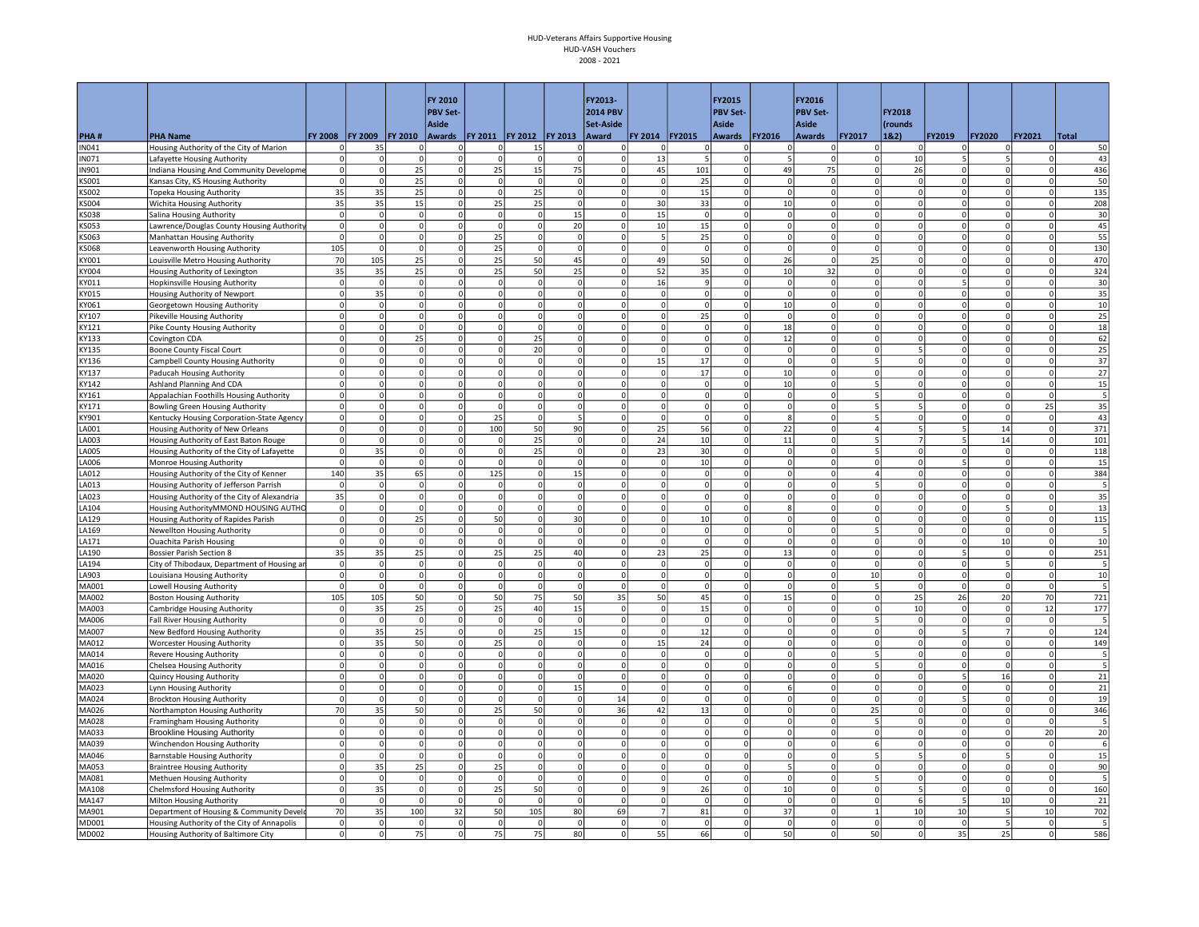# HUD-Veterans Affairs Supportive Housing

HUD-VASH Vouchers

2008 - 2021

| PHA # | PHA Name | FY 2008 | FY 2009 | FY 2010 | FY 2010 PBV Set-Aside Awards | FY 2011 | FY 2012 | FY 2013 | FY2013-2014 PBV Set-Aside Award | FY 2014 | FY2015 | FY2015 PBV Set-Aside Awards | FY2016 | FY2016 PBV Set-Aside Awards | FY2017 | FY2018 (rounds 1&2) | FY2019 | FY2020 | FY2021 | Total |
|---|---|---|---|---|---|---|---|---|---|---|---|---|---|---|---|---|---|---|---|---|
| IN041 | Housing Authority of the City of Marion | 0 | 35 | 0 | 0 | 0 | 15 | 0 | 0 | 0 | 0 | 0 | 0 | 0 | 0 | 0 | 0 | 0 | 0 | 50 |
| IN071 | Lafayette Housing Authority | 0 | 0 | 0 | 0 | 0 | 0 | 0 | 0 | 13 | 5 | 0 | 5 | 0 | 0 | 10 | 5 | 5 | 0 | 43 |
| IN901 | Indiana Housing And Community Developme | 0 | 0 | 25 | 0 | 25 | 15 | 75 | 0 | 45 | 101 | 0 | 49 | 75 | 0 | 26 | 0 | 0 | 0 | 436 |
| KS001 | Kansas City, KS Housing Authority | 0 | 0 | 25 | 0 | 0 | 0 | 0 | 0 | 0 | 25 | 0 | 0 | 0 | 0 | 0 | 0 | 0 | 0 | 50 |
| KS002 | Topeka Housing Authority | 35 | 35 | 25 | 0 | 0 | 25 | 0 | 0 | 0 | 15 | 0 | 0 | 0 | 0 | 0 | 0 | 0 | 0 | 135 |
| KS004 | Wichita Housing Authority | 35 | 35 | 15 | 0 | 25 | 25 | 0 | 0 | 30 | 33 | 0 | 10 | 0 | 0 | 0 | 0 | 0 | 0 | 208 |
| KS038 | Salina Housing Authority | 0 | 0 | 0 | 0 | 0 | 0 | 15 | 0 | 15 | 0 | 0 | 0 | 0 | 0 | 0 | 0 | 0 | 0 | 30 |
| KS053 | Lawrence/Douglas County Housing Authority | 0 | 0 | 0 | 0 | 0 | 0 | 20 | 0 | 10 | 15 | 0 | 0 | 0 | 0 | 0 | 0 | 0 | 0 | 45 |
| KS063 | Manhattan Housing Authority | 0 | 0 | 0 | 0 | 25 | 0 | 0 | 0 | 5 | 25 | 0 | 0 | 0 | 0 | 0 | 0 | 0 | 0 | 55 |
| KS068 | Leavenworth Housing Authority | 105 | 0 | 0 | 0 | 25 | 0 | 0 | 0 | 0 | 0 | 0 | 0 | 0 | 0 | 0 | 0 | 0 | 0 | 130 |
| KY001 | Louisville Metro Housing Authority | 70 | 105 | 25 | 0 | 25 | 50 | 45 | 0 | 49 | 50 | 0 | 26 | 0 | 25 | 0 | 0 | 0 | 0 | 470 |
| KY004 | Housing Authority of Lexington | 35 | 35 | 25 | 0 | 25 | 50 | 25 | 0 | 52 | 35 | 0 | 10 | 32 | 0 | 0 | 0 | 0 | 0 | 324 |
| KY011 | Hopkinsville Housing Authority | 0 | 0 | 0 | 0 | 0 | 0 | 0 | 0 | 16 | 9 | 0 | 0 | 0 | 0 | 0 | 5 | 0 | 0 | 30 |
| KY015 | Housing Authority of Newport | 0 | 35 | 0 | 0 | 0 | 0 | 0 | 0 | 0 | 0 | 0 | 0 | 0 | 0 | 0 | 0 | 0 | 0 | 35 |
| KY061 | Georgetown Housing Authority | 0 | 0 | 0 | 0 | 0 | 0 | 0 | 0 | 0 | 0 | 0 | 10 | 0 | 0 | 0 | 0 | 0 | 0 | 10 |
| KY107 | Pikeville Housing Authority | 0 | 0 | 0 | 0 | 0 | 0 | 0 | 0 | 0 | 25 | 0 | 0 | 0 | 0 | 0 | 0 | 0 | 0 | 25 |
| KY121 | Pike County Housing Authority | 0 | 0 | 0 | 0 | 0 | 0 | 0 | 0 | 0 | 0 | 0 | 18 | 0 | 0 | 0 | 0 | 0 | 0 | 18 |
| KY133 | Covington CDA | 0 | 0 | 25 | 0 | 0 | 25 | 0 | 0 | 0 | 0 | 0 | 12 | 0 | 0 | 0 | 0 | 0 | 0 | 62 |
| KY135 | Boone County Fiscal Court | 0 | 0 | 0 | 0 | 0 | 20 | 0 | 0 | 0 | 0 | 0 | 0 | 0 | 0 | 5 | 0 | 0 | 0 | 25 |
| KY136 | Campbell County Housing Authority | 0 | 0 | 0 | 0 | 0 | 0 | 0 | 0 | 15 | 17 | 0 | 0 | 0 | 5 | 0 | 0 | 0 | 0 | 37 |
| KY137 | Paducah Housing Authority | 0 | 0 | 0 | 0 | 0 | 0 | 0 | 0 | 0 | 17 | 0 | 10 | 0 | 0 | 0 | 0 | 0 | 0 | 27 |
| KY142 | Ashland Planning And CDA | 0 | 0 | 0 | 0 | 0 | 0 | 0 | 0 | 0 | 0 | 0 | 10 | 0 | 5 | 0 | 0 | 0 | 0 | 15 |
| KY161 | Appalachian Foothills Housing Authority | 0 | 0 | 0 | 0 | 0 | 0 | 0 | 0 | 0 | 0 | 0 | 0 | 0 | 5 | 0 | 0 | 0 | 0 | 5 |
| KY171 | Bowling Green Housing Authority | 0 | 0 | 0 | 0 | 0 | 0 | 0 | 0 | 0 | 0 | 0 | 0 | 0 | 5 | 5 | 0 | 0 | 25 | 35 |
| KY901 | Kentucky Housing Corporation-State Agency | 0 | 0 | 0 | 0 | 25 | 0 | 5 | 0 | 0 | 0 | 0 | 8 | 0 | 5 | 0 | 0 | 0 | 0 | 43 |
| LA001 | Housing Authority of New Orleans | 0 | 0 | 0 | 0 | 100 | 50 | 90 | 0 | 25 | 56 | 0 | 22 | 0 | 4 | 5 | 5 | 14 | 0 | 371 |
| LA003 | Housing Authority of East Baton Rouge | 0 | 0 | 0 | 0 | 0 | 25 | 0 | 0 | 24 | 10 | 0 | 11 | 0 | 5 | 7 | 5 | 14 | 0 | 101 |
| LA005 | Housing Authority of the City of Lafayette | 0 | 35 | 0 | 0 | 0 | 25 | 0 | 0 | 23 | 30 | 0 | 0 | 0 | 5 | 0 | 0 | 0 | 0 | 118 |
| LA006 | Monroe Housing Authority | 0 | 0 | 0 | 0 | 0 | 0 | 0 | 0 | 0 | 10 | 0 | 0 | 0 | 0 | 0 | 5 | 0 | 0 | 15 |
| LA012 | Housing Authority of the City of Kenner | 140 | 35 | 65 | 0 | 125 | 0 | 15 | 0 | 0 | 0 | 0 | 0 | 0 | 4 | 0 | 0 | 0 | 0 | 384 |
| LA013 | Housing Authority of Jefferson Parrish | 0 | 0 | 0 | 0 | 0 | 0 | 0 | 0 | 0 | 0 | 0 | 0 | 0 | 5 | 0 | 0 | 0 | 0 | 5 |
| LA023 | Housing Authority of the City of Alexandria | 35 | 0 | 0 | 0 | 0 | 0 | 0 | 0 | 0 | 0 | 0 | 0 | 0 | 0 | 0 | 0 | 0 | 0 | 35 |
| LA104 | Housing AuthorityMMOND HOUSING AUTHO | 0 | 0 | 0 | 0 | 0 | 0 | 0 | 0 | 0 | 0 | 0 | 8 | 0 | 0 | 0 | 0 | 5 | 0 | 13 |
| LA129 | Housing Authority of Rapides Parish | 0 | 0 | 25 | 0 | 50 | 0 | 30 | 0 | 0 | 10 | 0 | 0 | 0 | 0 | 0 | 0 | 0 | 0 | 115 |
| LA169 | Newellton Housing Authority | 0 | 0 | 0 | 0 | 0 | 0 | 0 | 0 | 0 | 0 | 0 | 0 | 0 | 5 | 0 | 0 | 0 | 0 | 5 |
| LA171 | Ouachita Parish Housing | 0 | 0 | 0 | 0 | 0 | 0 | 0 | 0 | 0 | 0 | 0 | 0 | 0 | 0 | 0 | 0 | 10 | 0 | 10 |
| LA190 | Bossier Parish Section 8 | 35 | 35 | 25 | 0 | 25 | 25 | 40 | 0 | 23 | 25 | 0 | 13 | 0 | 0 | 0 | 5 | 0 | 0 | 251 |
| LA194 | City of Thibodaux, Department of Housing ar | 0 | 0 | 0 | 0 | 0 | 0 | 0 | 0 | 0 | 0 | 0 | 0 | 0 | 0 | 0 | 0 | 5 | 0 | 5 |
| LA903 | Louisiana Housing Authority | 0 | 0 | 0 | 0 | 0 | 0 | 0 | 0 | 0 | 0 | 0 | 0 | 0 | 10 | 0 | 0 | 0 | 0 | 10 |
| MA001 | Lowell Housing Authority | 0 | 0 | 0 | 0 | 0 | 0 | 0 | 0 | 0 | 0 | 0 | 0 | 0 | 5 | 0 | 0 | 0 | 0 | 5 |
| MA002 | Boston Housing Authority | 105 | 105 | 50 | 0 | 50 | 75 | 50 | 35 | 50 | 45 | 0 | 15 | 0 | 0 | 25 | 26 | 20 | 70 | 721 |
| MA003 | Cambridge Housing Authority | 0 | 35 | 25 | 0 | 25 | 40 | 15 | 0 | 0 | 15 | 0 | 0 | 0 | 0 | 10 | 0 | 0 | 12 | 177 |
| MA006 | Fall River Housing Authority | 0 | 0 | 0 | 0 | 0 | 0 | 0 | 0 | 0 | 0 | 0 | 0 | 0 | 5 | 0 | 0 | 0 | 0 | 5 |
| MA007 | New Bedford Housing Authority | 0 | 35 | 25 | 0 | 0 | 25 | 15 | 0 | 0 | 12 | 0 | 0 | 0 | 0 | 0 | 5 | 7 | 0 | 124 |
| MA012 | Worcester Housing Authority | 0 | 35 | 50 | 0 | 25 | 0 | 0 | 0 | 15 | 24 | 0 | 0 | 0 | 0 | 0 | 0 | 0 | 0 | 149 |
| MA014 | Revere Housing Authority | 0 | 0 | 0 | 0 | 0 | 0 | 0 | 0 | 0 | 0 | 0 | 0 | 0 | 5 | 0 | 0 | 0 | 0 | 5 |
| MA016 | Chelsea Housing Authority | 0 | 0 | 0 | 0 | 0 | 0 | 0 | 0 | 0 | 0 | 0 | 0 | 0 | 5 | 0 | 0 | 0 | 0 | 5 |
| MA020 | Quincy Housing Authority | 0 | 0 | 0 | 0 | 0 | 0 | 0 | 0 | 0 | 0 | 0 | 0 | 0 | 0 | 0 | 5 | 16 | 0 | 21 |
| MA023 | Lynn Housing Authority | 0 | 0 | 0 | 0 | 0 | 0 | 15 | 0 | 0 | 0 | 0 | 6 | 0 | 0 | 0 | 0 | 0 | 0 | 21 |
| MA024 | Brockton Housing Authority | 0 | 0 | 0 | 0 | 0 | 0 | 0 | 14 | 0 | 0 | 0 | 0 | 0 | 0 | 0 | 5 | 0 | 0 | 19 |
| MA026 | Northampton Housing Authority | 70 | 35 | 50 | 0 | 25 | 50 | 0 | 36 | 42 | 13 | 0 | 0 | 0 | 25 | 0 | 0 | 0 | 0 | 346 |
| MA028 | Framingham Housing Authority | 0 | 0 | 0 | 0 | 0 | 0 | 0 | 0 | 0 | 0 | 0 | 0 | 0 | 5 | 0 | 0 | 0 | 0 | 5 |
| MA033 | Brookline Housing Authority | 0 | 0 | 0 | 0 | 0 | 0 | 0 | 0 | 0 | 0 | 0 | 0 | 0 | 0 | 0 | 0 | 0 | 20 | 20 |
| MA039 | Winchendon Housing Authority | 0 | 0 | 0 | 0 | 0 | 0 | 0 | 0 | 0 | 0 | 0 | 0 | 0 | 6 | 0 | 0 | 0 | 0 | 6 |
| MA046 | Barnstable Housing Authority | 0 | 0 | 0 | 0 | 0 | 0 | 0 | 0 | 0 | 0 | 0 | 0 | 0 | 5 | 5 | 0 | 5 | 0 | 15 |
| MA053 | Braintree Housing Authority | 0 | 35 | 25 | 0 | 25 | 0 | 0 | 0 | 0 | 0 | 0 | 5 | 0 | 0 | 0 | 0 | 0 | 0 | 90 |
| MA081 | Methuen Housing Authority | 0 | 0 | 0 | 0 | 0 | 0 | 0 | 0 | 0 | 0 | 0 | 0 | 0 | 5 | 0 | 0 | 0 | 0 | 5 |
| MA108 | Chelmsford Housing Authority | 0 | 35 | 0 | 0 | 25 | 50 | 0 | 0 | 9 | 26 | 0 | 10 | 0 | 0 | 5 | 0 | 0 | 0 | 160 |
| MA147 | Milton Housing Authority | 0 | 0 | 0 | 0 | 0 | 0 | 0 | 0 | 0 | 0 | 0 | 0 | 0 | 0 | 6 | 5 | 10 | 0 | 21 |
| MA901 | Department of Housing & Community Develo | 70 | 35 | 100 | 32 | 50 | 105 | 80 | 69 | 7 | 81 | 0 | 37 | 0 | 1 | 10 | 10 | 5 | 10 | 702 |
| MD001 | Housing Authority of the City of Annapolis | 0 | 0 | 0 | 0 | 0 | 0 | 0 | 0 | 0 | 0 | 0 | 0 | 0 | 0 | 0 | 0 | 5 | 0 | 5 |
| MD002 | Housing Authority of Baltimore City | 0 | 0 | 75 | 0 | 75 | 75 | 80 | 0 | 55 | 66 | 0 | 50 | 0 | 50 | 0 | 35 | 25 | 0 | 586 |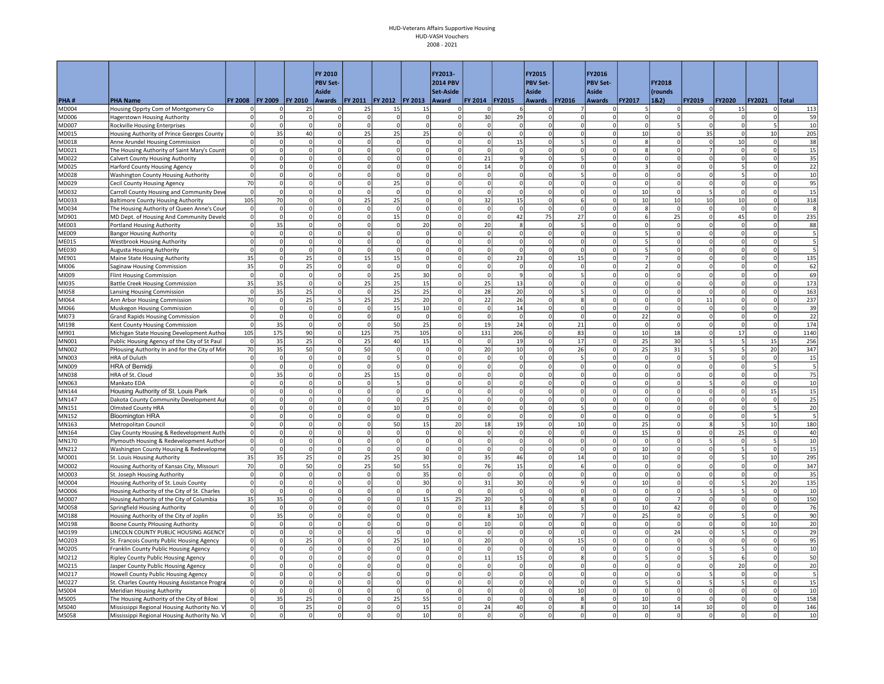HUD-Veterans Affairs Supportive Housing
HUD-VASH Vouchers
2008 - 2021

| PHA # | PHA Name | FY 2008 | FY 2009 | FY 2010 | FY 2010 PBV Set-Aside Awards | FY 2011 | FY 2012 | FY 2013 | FY2013-2014 PBV Set-Aside Award | FY 2014 | FY2015 | FY2015 PBV Set-Aside Awards | FY2016 | FY2016 PBV Set-Aside Awards | FY2017 | FY2018 (rounds 1&2) | FY2019 | FY2020 | FY2021 | Total |
|---|---|---|---|---|---|---|---|---|---|---|---|---|---|---|---|---|---|---|---|---|
| MD004 | Housing Opprty Com of Montgomery Co | 0 | 0 | 25 | 0 | 25 | 15 | 15 | 0 | 0 | 6 | 0 | 7 | 0 | 5 | 0 | 0 | 15 | 0 | 113 |
| MD006 | Hagerstown Housing Authority | 0 | 0 | 0 | 0 | 0 | 0 | 0 | 0 | 30 | 29 | 0 | 0 | 0 | 0 | 0 | 0 | 0 | 0 | 59 |
| MD007 | Rockville Housing Enterprises | 0 | 0 | 0 | 0 | 0 | 0 | 0 | 0 | 0 | 0 | 0 | 0 | 0 | 0 | 5 | 0 | 0 | 5 | 10 |
| MD015 | Housing Authority of Prince Georges County | 0 | 35 | 40 | 0 | 25 | 25 | 25 | 0 | 0 | 0 | 0 | 0 | 0 | 10 | 0 | 35 | 0 | 10 | 205 |
| MD018 | Anne Arundel Housing Commission | 0 | 0 | 0 | 0 | 0 | 0 | 0 | 0 | 0 | 15 | 0 | 5 | 0 | 8 | 0 | 0 | 10 | 0 | 38 |
| MD021 | The Housing Authority of Saint Mary's County | 0 | 0 | 0 | 0 | 0 | 0 | 0 | 0 | 0 | 0 | 0 | 0 | 0 | 8 | 0 | 7 | 0 | 0 | 15 |
| MD022 | Calvert County Housing Authority | 0 | 0 | 0 | 0 | 0 | 0 | 0 | 0 | 21 | 9 | 0 | 5 | 0 | 0 | 0 | 0 | 0 | 0 | 35 |
| MD025 | Harford County Housing Agency | 0 | 0 | 0 | 0 | 0 | 0 | 0 | 0 | 14 | 0 | 0 | 0 | 0 | 3 | 0 | 0 | 5 | 0 | 22 |
| MD028 | Washington County Housing Authority | 0 | 0 | 0 | 0 | 0 | 0 | 0 | 0 | 0 | 0 | 0 | 5 | 0 | 0 | 0 | 0 | 5 | 0 | 10 |
| MD029 | Cecil County Housing Agency | 70 | 0 | 0 | 0 | 0 | 25 | 0 | 0 | 0 | 0 | 0 | 0 | 0 | 0 | 0 | 0 | 0 | 0 | 95 |
| MD032 | Carroll County Housing and Community Deve | 0 | 0 | 0 | 0 | 0 | 0 | 0 | 0 | 0 | 0 | 0 | 0 | 0 | 10 | 0 | 5 | 0 | 0 | 15 |
| MD033 | Baltimore County Housing Authority | 105 | 70 | 0 | 0 | 25 | 25 | 0 | 0 | 32 | 15 | 0 | 6 | 0 | 10 | 10 | 10 | 10 | 0 | 318 |
| MD034 | The Housing Authority of Queen Anne's Cour | 0 | 0 | 0 | 0 | 0 | 0 | 0 | 0 | 0 | 0 | 0 | 0 | 0 | 8 | 0 | 0 | 0 | 0 | 8 |
| MD901 | MD Dept. of Housing And Community Develo | 0 | 0 | 0 | 0 | 0 | 15 | 0 | 0 | 0 | 42 | 75 | 27 | 0 | 6 | 25 | 0 | 45 | 0 | 235 |
| ME003 | Portland Housing Authority | 0 | 35 | 0 | 0 | 0 | 0 | 20 | 0 | 20 | 8 | 0 | 5 | 0 | 0 | 0 | 0 | 0 | 0 | 88 |
| ME009 | Bangor Housing Authority | 0 | 0 | 0 | 0 | 0 | 0 | 0 | 0 | 0 | 0 | 0 | 0 | 0 | 5 | 0 | 0 | 0 | 0 | 5 |
| ME015 | Westbrook Housing Authority | 0 | 0 | 0 | 0 | 0 | 0 | 0 | 0 | 0 | 0 | 0 | 0 | 0 | 5 | 0 | 0 | 0 | 0 | 5 |
| ME030 | Augusta Housing Authority | 0 | 0 | 0 | 0 | 0 | 0 | 0 | 0 | 0 | 0 | 0 | 0 | 0 | 5 | 0 | 0 | 0 | 0 | 5 |
| ME901 | Maine State Housing Authority | 35 | 0 | 25 | 0 | 15 | 15 | 0 | 0 | 0 | 23 | 0 | 15 | 0 | 7 | 0 | 0 | 0 | 0 | 135 |
| MI006 | Saginaw Housing Commission | 35 | 0 | 25 | 0 | 0 | 0 | 0 | 0 | 0 | 0 | 0 | 0 | 0 | 2 | 0 | 0 | 0 | 0 | 62 |
| MI009 | Flint Housing Commission | 0 | 0 | 0 | 0 | 0 | 25 | 30 | 0 | 0 | 9 | 0 | 5 | 0 | 0 | 0 | 0 | 0 | 0 | 69 |
| MI035 | Battle Creek Housing Commission | 35 | 35 | 0 | 0 | 25 | 25 | 15 | 0 | 25 | 13 | 0 | 0 | 0 | 0 | 0 | 0 | 0 | 0 | 173 |
| MI058 | Lansing Housing Commission | 0 | 35 | 25 | 0 | 0 | 25 | 25 | 0 | 28 | 20 | 0 | 5 | 0 | 0 | 0 | 0 | 0 | 0 | 163 |
| MI064 | Ann Arbor Housing Commission | 70 | 0 | 25 | 5 | 25 | 25 | 20 | 0 | 22 | 26 | 0 | 8 | 0 | 0 | 0 | 11 | 0 | 0 | 237 |
| MI066 | Muskegon Housing Commission | 0 | 0 | 0 | 0 | 0 | 15 | 10 | 0 | 0 | 14 | 0 | 0 | 0 | 0 | 0 | 0 | 0 | 0 | 39 |
| MI073 | Grand Rapids Housing Commission | 0 | 0 | 0 | 0 | 0 | 0 | 0 | 0 | 0 | 0 | 0 | 0 | 0 | 22 | 0 | 0 | 0 | 0 | 22 |
| MI198 | Kent County Housing Commission | 0 | 35 | 0 | 0 | 0 | 50 | 25 | 0 | 19 | 24 | 0 | 21 | 0 | 0 | 0 | 0 | 0 | 0 | 174 |
| MI901 | Michigan State Housing Development Autho | 105 | 175 | 90 | 0 | 125 | 75 | 105 | 0 | 131 | 206 | 0 | 83 | 0 | 10 | 18 | 0 | 17 | 0 | 1140 |
| MN001 | Public Housing Agency of the City of St Paul | 0 | 35 | 25 | 0 | 25 | 40 | 15 | 0 | 0 | 19 | 0 | 17 | 0 | 25 | 30 | 5 | 5 | 15 | 256 |
| MN002 | PHousing Authority In and for the City of Min | 70 | 35 | 50 | 0 | 50 | 0 | 0 | 0 | 20 | 10 | 0 | 26 | 0 | 25 | 31 | 5 | 5 | 20 | 347 |
| MN003 | HRA of Duluth | 0 | 0 | 0 | 0 | 0 | 5 | 0 | 0 | 0 | 0 | 0 | 5 | 0 | 0 | 0 | 5 | 0 | 0 | 15 |
| MN009 | HRA of Bemidji | 0 | 0 | 0 | 0 | 0 | 0 | 0 | 0 | 0 | 0 | 0 | 0 | 0 | 0 | 0 | 0 | 0 | 5 | 5 |
| MN038 | HRA of St. Cloud | 0 | 35 | 0 | 0 | 25 | 15 | 0 | 0 | 0 | 0 | 0 | 0 | 0 | 0 | 0 | 0 | 0 | 0 | 75 |
| MN063 | Mankato EDA | 0 | 0 | 0 | 0 | 0 | 5 | 0 | 0 | 0 | 0 | 0 | 0 | 0 | 0 | 0 | 5 | 0 | 0 | 10 |
| MN144 | Housing Authority of St. Louis Park | 0 | 0 | 0 | 0 | 0 | 0 | 0 | 0 | 0 | 0 | 0 | 0 | 0 | 0 | 0 | 0 | 0 | 15 | 15 |
| MN147 | Dakota County Community Development Au | 0 | 0 | 0 | 0 | 0 | 0 | 25 | 0 | 0 | 0 | 0 | 0 | 0 | 0 | 0 | 0 | 0 | 0 | 25 |
| MN151 | Olmsted County HRA | 0 | 0 | 0 | 0 | 0 | 10 | 0 | 0 | 0 | 0 | 0 | 5 | 0 | 0 | 0 | 0 | 0 | 5 | 20 |
| MN152 | Bloomington HRA | 0 | 0 | 0 | 0 | 0 | 0 | 0 | 0 | 0 | 0 | 0 | 0 | 0 | 0 | 0 | 0 | 0 | 5 | 5 |
| MN163 | Metropolitan Council | 0 | 0 | 0 | 0 | 0 | 50 | 15 | 20 | 18 | 19 | 0 | 10 | 0 | 25 | 0 | 8 | 5 | 10 | 180 |
| MN164 | Clay County Housing & Redevelopment Auth | 0 | 0 | 0 | 0 | 0 | 0 | 0 | 0 | 0 | 0 | 0 | 0 | 0 | 15 | 0 | 0 | 25 | 0 | 40 |
| MN170 | Plymouth Housing & Redevelopment Author | 0 | 0 | 0 | 0 | 0 | 0 | 0 | 0 | 0 | 0 | 0 | 0 | 0 | 0 | 0 | 5 | 0 | 5 | 10 |
| MN212 | Washington County Housing & Redevelopme | 0 | 0 | 0 | 0 | 0 | 0 | 0 | 0 | 0 | 0 | 0 | 0 | 0 | 10 | 0 | 0 | 5 | 0 | 15 |
| MO001 | St. Louis Housing Authority | 35 | 35 | 25 | 0 | 25 | 25 | 30 | 0 | 35 | 46 | 0 | 14 | 0 | 10 | 0 | 0 | 5 | 10 | 295 |
| MO002 | Housing Authority of Kansas City, Missouri | 70 | 0 | 50 | 0 | 25 | 50 | 55 | 0 | 76 | 15 | 0 | 6 | 0 | 0 | 0 | 0 | 0 | 0 | 347 |
| MO003 | St. Joseph Housing Authority | 0 | 0 | 0 | 0 | 0 | 0 | 35 | 0 | 0 | 0 | 0 | 0 | 0 | 0 | 0 | 0 | 0 | 0 | 35 |
| MO004 | Housing Authority of St. Louis County | 0 | 0 | 0 | 0 | 0 | 0 | 30 | 0 | 31 | 30 | 0 | 9 | 0 | 10 | 0 | 0 | 5 | 20 | 135 |
| MO006 | Housing Authority of the City of St. Charles | 0 | 0 | 0 | 0 | 0 | 0 | 0 | 0 | 0 | 0 | 0 | 0 | 0 | 0 | 0 | 5 | 5 | 0 | 10 |
| MO007 | Housing Authority of the City of Columbia | 35 | 35 | 0 | 0 | 0 | 0 | 15 | 25 | 20 | 5 | 0 | 8 | 0 | 0 | 7 | 0 | 0 | 0 | 150 |
| MO058 | Springfield Housing Authority | 0 | 0 | 0 | 0 | 0 | 0 | 0 | 0 | 11 | 8 | 0 | 5 | 0 | 10 | 42 | 0 | 0 | 0 | 76 |
| MO188 | Housing Authority of the City of Joplin | 0 | 35 | 0 | 0 | 0 | 0 | 0 | 0 | 8 | 10 | 0 | 7 | 0 | 25 | 0 | 0 | 5 | 0 | 90 |
| MO198 | Boone County PHousing Authority | 0 | 0 | 0 | 0 | 0 | 0 | 0 | 0 | 10 | 0 | 0 | 0 | 0 | 0 | 0 | 0 | 0 | 10 | 20 |
| MO199 | LINCOLN COUNTY PUBLIC HOUSING AGENCY | 0 | 0 | 0 | 0 | 0 | 0 | 0 | 0 | 0 | 0 | 0 | 0 | 0 | 0 | 24 | 0 | 5 | 0 | 29 |
| MO203 | St. Francois County Public Housing Agency | 0 | 0 | 25 | 0 | 0 | 25 | 10 | 0 | 20 | 0 | 0 | 15 | 0 | 0 | 0 | 0 | 0 | 0 | 95 |
| MO205 | Franklin County Public Housing Agency | 0 | 0 | 0 | 0 | 0 | 0 | 0 | 0 | 0 | 0 | 0 | 0 | 0 | 0 | 0 | 5 | 5 | 0 | 10 |
| MO212 | Ripley County Public Housing Agency | 0 | 0 | 0 | 0 | 0 | 0 | 0 | 0 | 11 | 15 | 0 | 8 | 0 | 5 | 0 | 5 | 6 | 0 | 50 |
| MO215 | Jasper County Public Housing Agency | 0 | 0 | 0 | 0 | 0 | 0 | 0 | 0 | 0 | 0 | 0 | 0 | 0 | 0 | 0 | 0 | 20 | 0 | 20 |
| MO217 | Howell County Public Housing Agency | 0 | 0 | 0 | 0 | 0 | 0 | 0 | 0 | 0 | 0 | 0 | 0 | 0 | 0 | 0 | 5 | 0 | 0 | 5 |
| MO227 | St. Charles County Housing Assistance Progra | 0 | 0 | 0 | 0 | 0 | 0 | 0 | 0 | 0 | 0 | 0 | 0 | 0 | 5 | 0 | 5 | 5 | 0 | 15 |
| MS004 | Meridian Housing Authority | 0 | 0 | 0 | 0 | 0 | 0 | 0 | 0 | 0 | 0 | 0 | 10 | 0 | 0 | 0 | 0 | 0 | 0 | 10 |
| MS005 | The Housing Authority of the City of Biloxi | 0 | 35 | 25 | 0 | 0 | 25 | 55 | 0 | 0 | 0 | 0 | 8 | 0 | 10 | 0 | 0 | 0 | 0 | 158 |
| MS040 | Mississippi Regional Housing Authority No. V | 0 | 0 | 25 | 0 | 0 | 0 | 15 | 0 | 24 | 40 | 0 | 8 | 0 | 10 | 14 | 10 | 0 | 0 | 146 |
| MS058 | Mississippi Regional Housing Authority No. V | 0 | 0 | 0 | 0 | 0 | 0 | 10 | 0 | 0 | 0 | 0 | 0 | 0 | 0 | 0 | 0 | 0 | 0 | 10 |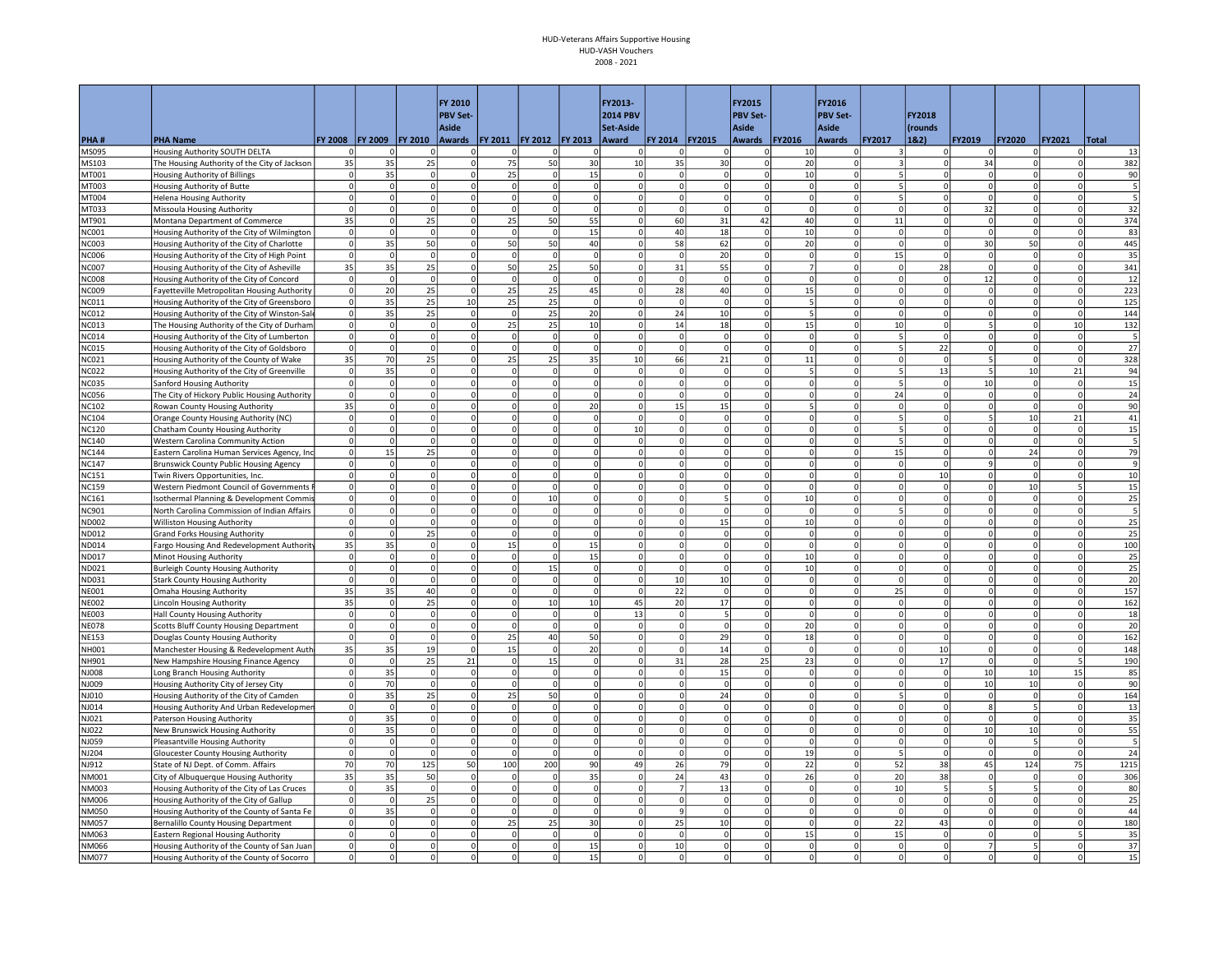# HUD-Veterans Affairs Supportive Housing
## HUD-VASH Vouchers
## 2008 - 2021

| PHA # | PHA Name | FY 2008 | FY 2009 | FY 2010 | FY 2010 PBV Set-Aside Awards | FY 2011 | FY 2012 | FY 2013 | FY2013-2014 PBV Set-Aside Award | FY 2014 | FY2015 | FY2015 PBV Set-Aside Awards | FY2016 | FY2016 PBV Set-Aside Awards | FY2017 | FY2018 (rounds 1&2) | FY2019 | FY2020 | FY2021 | Total |
|---|---|---|---|---|---|---|---|---|---|---|---|---|---|---|---|---|---|---|---|---|
| MS095 | Housing Authority SOUTH DELTA | 0 | 0 | 0 | 0 | 0 | 0 | 0 | 0 | 0 | 0 | 0 | 10 | 0 | 3 | 0 | 0 | 0 | 0 | 13 |
| MS103 | The Housing Authority of the City of Jackson | 35 | 35 | 25 | 0 | 75 | 50 | 30 | 10 | 35 | 30 | 0 | 20 | 0 | 3 | 0 | 34 | 0 | 0 | 382 |
| MT001 | Housing Authority of Billings | 0 | 35 | 0 | 0 | 25 | 0 | 15 | 0 | 0 | 0 | 0 | 10 | 0 | 5 | 0 | 0 | 0 | 0 | 90 |
| MT003 | Housing Authority of Butte | 0 | 0 | 0 | 0 | 0 | 0 | 0 | 0 | 0 | 0 | 0 | 0 | 0 | 5 | 0 | 0 | 0 | 0 | 5 |
| MT004 | Helena Housing Authority | 0 | 0 | 0 | 0 | 0 | 0 | 0 | 0 | 0 | 0 | 0 | 0 | 0 | 5 | 0 | 0 | 0 | 0 | 5 |
| MT033 | Missoula Housing Authority | 0 | 0 | 0 | 0 | 0 | 0 | 0 | 0 | 0 | 0 | 0 | 0 | 0 | 0 | 0 | 32 | 0 | 0 | 32 |
| MT901 | Montana Department of Commerce | 35 | 0 | 25 | 0 | 25 | 50 | 55 | 0 | 60 | 31 | 42 | 40 | 0 | 11 | 0 | 0 | 0 | 0 | 374 |
| NC001 | Housing Authority of the City of Wilmington | 0 | 0 | 0 | 0 | 0 | 0 | 15 | 0 | 40 | 18 | 0 | 10 | 0 | 0 | 0 | 0 | 0 | 0 | 83 |
| NC003 | Housing Authority of the City of Charlotte | 0 | 35 | 50 | 0 | 50 | 50 | 40 | 0 | 58 | 62 | 0 | 20 | 0 | 0 | 0 | 30 | 50 | 0 | 445 |
| NC006 | Housing Authority of the City of High Point | 0 | 0 | 0 | 0 | 0 | 0 | 0 | 0 | 0 | 20 | 0 | 0 | 0 | 15 | 0 | 0 | 0 | 0 | 35 |
| NC007 | Housing Authority of the City of Asheville | 35 | 35 | 25 | 0 | 50 | 25 | 50 | 0 | 31 | 55 | 0 | 7 | 0 | 0 | 28 | 0 | 0 | 0 | 341 |
| NC008 | Housing Authority of the City of Concord | 0 | 0 | 0 | 0 | 0 | 0 | 0 | 0 | 0 | 0 | 0 | 0 | 0 | 0 | 0 | 12 | 0 | 0 | 12 |
| NC009 | Fayetteville Metropolitan Housing Authority | 0 | 20 | 25 | 0 | 25 | 25 | 45 | 0 | 28 | 40 | 0 | 15 | 0 | 0 | 0 | 0 | 0 | 0 | 223 |
| NC011 | Housing Authority of the City of Greensboro | 0 | 35 | 25 | 10 | 25 | 25 | 0 | 0 | 0 | 0 | 0 | 5 | 0 | 0 | 0 | 0 | 0 | 0 | 125 |
| NC012 | Housing Authority of the City of Winston-Sale | 0 | 35 | 25 | 0 | 0 | 25 | 20 | 0 | 24 | 10 | 0 | 5 | 0 | 0 | 0 | 0 | 0 | 0 | 144 |
| NC013 | The Housing Authority of the City of Durham | 0 | 0 | 0 | 0 | 25 | 25 | 10 | 0 | 14 | 18 | 0 | 15 | 0 | 10 | 0 | 5 | 0 | 10 | 132 |
| NC014 | Housing Authority of the City of Lumberton | 0 | 0 | 0 | 0 | 0 | 0 | 0 | 0 | 0 | 0 | 0 | 0 | 0 | 5 | 0 | 0 | 0 | 0 | 5 |
| NC015 | Housing Authority of the City of Goldsboro | 0 | 0 | 0 | 0 | 0 | 0 | 0 | 0 | 0 | 0 | 0 | 0 | 0 | 5 | 22 | 0 | 0 | 0 | 27 |
| NC021 | Housing Authority of the County of Wake | 35 | 70 | 25 | 0 | 25 | 25 | 35 | 10 | 66 | 21 | 0 | 11 | 0 | 0 | 0 | 5 | 0 | 0 | 328 |
| NC022 | Housing Authority of the City of Greenville | 0 | 35 | 0 | 0 | 0 | 0 | 0 | 0 | 0 | 0 | 0 | 5 | 0 | 5 | 13 | 5 | 10 | 21 | 94 |
| NC035 | Sanford Housing Authority | 0 | 0 | 0 | 0 | 0 | 0 | 0 | 0 | 0 | 0 | 0 | 0 | 0 | 5 | 0 | 10 | 0 | 0 | 15 |
| NC056 | The City of Hickory Public Housing Authority | 0 | 0 | 0 | 0 | 0 | 0 | 0 | 0 | 0 | 0 | 0 | 0 | 0 | 24 | 0 | 0 | 0 | 0 | 24 |
| NC102 | Rowan County Housing Authority | 35 | 0 | 0 | 0 | 0 | 0 | 20 | 0 | 15 | 15 | 0 | 5 | 0 | 0 | 0 | 0 | 0 | 0 | 90 |
| NC104 | Orange County Housing Authority (NC) | 0 | 0 | 0 | 0 | 0 | 0 | 0 | 0 | 0 | 0 | 0 | 0 | 0 | 5 | 0 | 5 | 10 | 21 | 41 |
| NC120 | Chatham County Housing Authority | 0 | 0 | 0 | 0 | 0 | 0 | 0 | 10 | 0 | 0 | 0 | 0 | 0 | 5 | 0 | 0 | 0 | 0 | 15 |
| NC140 | Western Carolina Community Action | 0 | 0 | 0 | 0 | 0 | 0 | 0 | 0 | 0 | 0 | 0 | 0 | 0 | 5 | 0 | 0 | 0 | 0 | 5 |
| NC144 | Eastern Carolina Human Services Agency, Inc | 0 | 15 | 25 | 0 | 0 | 0 | 0 | 0 | 0 | 0 | 0 | 0 | 0 | 15 | 0 | 0 | 24 | 0 | 79 |
| NC147 | Brunswick County Public Housing Agency | 0 | 0 | 0 | 0 | 0 | 0 | 0 | 0 | 0 | 0 | 0 | 0 | 0 | 0 | 0 | 9 | 0 | 0 | 9 |
| NC151 | Twin Rivers Opportunities, Inc. | 0 | 0 | 0 | 0 | 0 | 0 | 0 | 0 | 0 | 0 | 0 | 0 | 0 | 0 | 10 | 0 | 0 | 0 | 10 |
| NC159 | Western Piedmont Council of Governments F | 0 | 0 | 0 | 0 | 0 | 0 | 0 | 0 | 0 | 0 | 0 | 0 | 0 | 0 | 0 | 0 | 10 | 5 | 15 |
| NC161 | Isothermal Planning & Development Commis | 0 | 0 | 0 | 0 | 0 | 10 | 0 | 0 | 0 | 5 | 0 | 10 | 0 | 0 | 0 | 0 | 0 | 0 | 25 |
| NC901 | North Carolina Commission of Indian Affairs | 0 | 0 | 0 | 0 | 0 | 0 | 0 | 0 | 0 | 0 | 0 | 0 | 0 | 5 | 0 | 0 | 0 | 0 | 5 |
| ND002 | Williston Housing Authority | 0 | 0 | 0 | 0 | 0 | 0 | 0 | 0 | 0 | 15 | 0 | 10 | 0 | 0 | 0 | 0 | 0 | 0 | 25 |
| ND012 | Grand Forks Housing Authority | 0 | 0 | 25 | 0 | 0 | 0 | 0 | 0 | 0 | 0 | 0 | 0 | 0 | 0 | 0 | 0 | 0 | 0 | 25 |
| ND014 | Fargo Housing And Redevelopment Authority | 35 | 35 | 0 | 0 | 15 | 0 | 15 | 0 | 0 | 0 | 0 | 0 | 0 | 0 | 0 | 0 | 0 | 0 | 100 |
| ND017 | Minot Housing Authority | 0 | 0 | 0 | 0 | 0 | 0 | 15 | 0 | 0 | 0 | 0 | 10 | 0 | 0 | 0 | 0 | 0 | 0 | 25 |
| ND021 | Burleigh County Housing Authority | 0 | 0 | 0 | 0 | 0 | 15 | 0 | 0 | 0 | 0 | 0 | 10 | 0 | 0 | 0 | 0 | 0 | 0 | 25 |
| ND031 | Stark County Housing Authority | 0 | 0 | 0 | 0 | 0 | 0 | 0 | 0 | 10 | 10 | 0 | 0 | 0 | 0 | 0 | 0 | 0 | 0 | 20 |
| NE001 | Omaha Housing Authority | 35 | 35 | 40 | 0 | 0 | 0 | 0 | 0 | 22 | 0 | 0 | 0 | 0 | 25 | 0 | 0 | 0 | 0 | 157 |
| NE002 | Lincoln Housing Authority | 35 | 0 | 25 | 0 | 0 | 10 | 10 | 45 | 20 | 17 | 0 | 0 | 0 | 0 | 0 | 0 | 0 | 0 | 162 |
| NE003 | Hall County Housing Authority | 0 | 0 | 0 | 0 | 0 | 0 | 0 | 13 | 0 | 5 | 0 | 0 | 0 | 0 | 0 | 0 | 0 | 0 | 18 |
| NE078 | Scotts Bluff County Housing Department | 0 | 0 | 0 | 0 | 0 | 0 | 0 | 0 | 0 | 0 | 0 | 20 | 0 | 0 | 0 | 0 | 0 | 0 | 20 |
| NE153 | Douglas County Housing Authority | 0 | 0 | 0 | 0 | 25 | 40 | 50 | 0 | 0 | 29 | 0 | 18 | 0 | 0 | 0 | 0 | 0 | 0 | 162 |
| NH001 | Manchester Housing & Redevelopment Auth | 35 | 35 | 19 | 0 | 15 | 0 | 20 | 0 | 0 | 14 | 0 | 0 | 0 | 0 | 10 | 0 | 0 | 0 | 148 |
| NH901 | New Hampshire Housing Finance Agency | 0 | 0 | 25 | 21 | 0 | 15 | 0 | 0 | 31 | 28 | 25 | 23 | 0 | 0 | 17 | 0 | 0 | 5 | 190 |
| NJ008 | Long Branch Housing Authority | 0 | 35 | 0 | 0 | 0 | 0 | 0 | 0 | 0 | 15 | 0 | 0 | 0 | 0 | 0 | 10 | 10 | 15 | 85 |
| NJ009 | Housing Authority City of Jersey City | 0 | 70 | 0 | 0 | 0 | 0 | 0 | 0 | 0 | 0 | 0 | 0 | 0 | 0 | 0 | 10 | 10 | 0 | 90 |
| NJ010 | Housing Authority of the City of Camden | 0 | 35 | 25 | 0 | 25 | 50 | 0 | 0 | 0 | 24 | 0 | 0 | 0 | 5 | 0 | 0 | 0 | 0 | 164 |
| NJ014 | Housing Authority And Urban Redevelopmen | 0 | 0 | 0 | 0 | 0 | 0 | 0 | 0 | 0 | 0 | 0 | 0 | 0 | 0 | 0 | 8 | 5 | 0 | 13 |
| NJ021 | Paterson Housing Authority | 0 | 35 | 0 | 0 | 0 | 0 | 0 | 0 | 0 | 0 | 0 | 0 | 0 | 0 | 0 | 0 | 0 | 0 | 35 |
| NJ022 | New Brunswick Housing Authority | 0 | 35 | 0 | 0 | 0 | 0 | 0 | 0 | 0 | 0 | 0 | 0 | 0 | 0 | 0 | 10 | 10 | 0 | 55 |
| NJ059 | Pleasantville Housing Authority | 0 | 0 | 0 | 0 | 0 | 0 | 0 | 0 | 0 | 0 | 0 | 0 | 0 | 0 | 0 | 0 | 5 | 0 | 5 |
| NJ204 | Gloucester County Housing Authority | 0 | 0 | 0 | 0 | 0 | 0 | 0 | 0 | 0 | 0 | 0 | 19 | 0 | 5 | 0 | 0 | 0 | 0 | 24 |
| NJ912 | State of NJ Dept. of Comm. Affairs | 70 | 70 | 125 | 50 | 100 | 200 | 90 | 49 | 26 | 79 | 0 | 22 | 0 | 52 | 38 | 45 | 124 | 75 | 1215 |
| NM001 | City of Albuquerque Housing Authority | 35 | 35 | 50 | 0 | 0 | 0 | 35 | 0 | 24 | 43 | 0 | 26 | 0 | 20 | 38 | 0 | 0 | 0 | 306 |
| NM003 | Housing Authority of the City of Las Cruces | 0 | 35 | 0 | 0 | 0 | 0 | 0 | 0 | 7 | 13 | 0 | 0 | 0 | 10 | 5 | 5 | 5 | 0 | 80 |
| NM006 | Housing Authority of the City of Gallup | 0 | 0 | 25 | 0 | 0 | 0 | 0 | 0 | 0 | 0 | 0 | 0 | 0 | 0 | 0 | 0 | 0 | 0 | 25 |
| NM050 | Housing Authority of the County of Santa Fe | 0 | 35 | 0 | 0 | 0 | 0 | 0 | 0 | 9 | 0 | 0 | 0 | 0 | 0 | 0 | 0 | 0 | 0 | 44 |
| NM057 | Bernalillo County Housing Department | 0 | 0 | 0 | 0 | 25 | 25 | 30 | 0 | 25 | 10 | 0 | 0 | 0 | 22 | 43 | 0 | 0 | 0 | 180 |
| NM063 | Eastern Regional Housing Authority | 0 | 0 | 0 | 0 | 0 | 0 | 0 | 0 | 0 | 0 | 0 | 15 | 0 | 15 | 0 | 0 | 0 | 5 | 35 |
| NM066 | Housing Authority of the County of San Juan | 0 | 0 | 0 | 0 | 0 | 0 | 15 | 0 | 10 | 0 | 0 | 0 | 0 | 0 | 0 | 7 | 5 | 0 | 37 |
| NM077 | Housing Authority of the County of Socorro | 0 | 0 | 0 | 0 | 0 | 0 | 15 | 0 | 0 | 0 | 0 | 0 | 0 | 0 | 0 | 0 | 0 | 0 | 15 |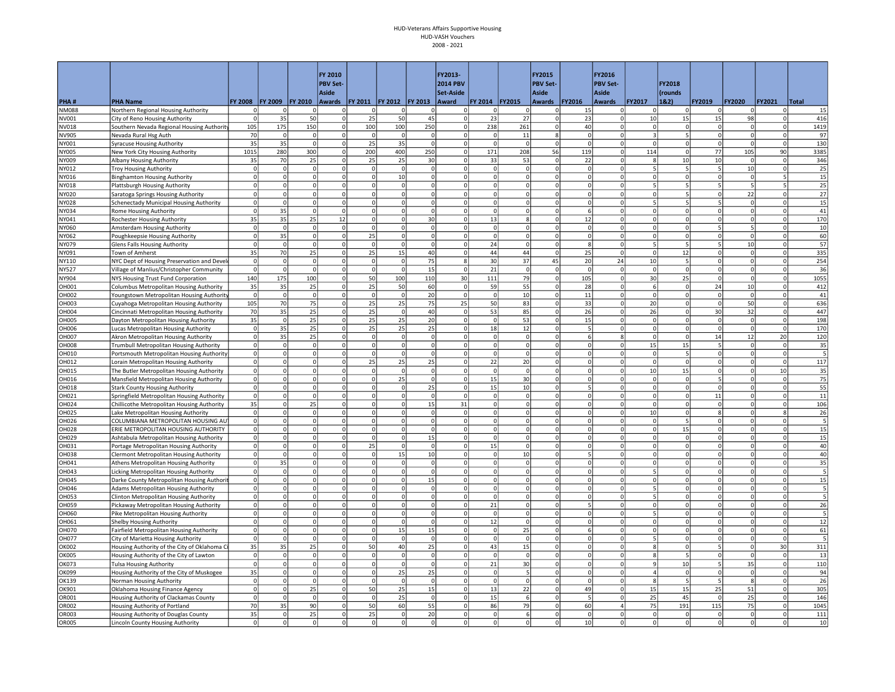HUD-Veterans Affairs Supportive Housing
HUD-VASH Vouchers
2008 - 2021

| PHA # | PHA Name | FY 2008 | FY 2009 | FY 2010 | FY 2010 PBV Set-Aside Awards | FY 2011 | FY 2012 | FY 2013 | FY2013-2014 PBV Set-Aside Award | FY 2014 | FY2015 | FY2015 PBV Set-Aside Awards | FY2016 | FY2016 PBV Set-Aside Awards | FY2017 | FY2018 (rounds 1&2) | FY2019 | FY2020 | FY2021 | Total |
|---|---|---|---|---|---|---|---|---|---|---|---|---|---|---|---|---|---|---|---|---|
| NM088 | Northern Regional Housing Authority | 0 | 0 | 0 | 0 | 0 | 0 | 0 | 0 | 0 | 0 | 0 | 15 | 0 | 0 | 0 | 0 | 0 | 0 | 15 |
| NV001 | City of Reno Housing Authority | 0 | 35 | 50 | 0 | 25 | 50 | 45 | 0 | 23 | 27 | 0 | 23 | 0 | 10 | 15 | 15 | 98 | 0 | 416 |
| NV018 | Southern Nevada Regional Housing Authority | 105 | 175 | 150 | 0 | 100 | 100 | 250 | 0 | 238 | 261 | 0 | 40 | 0 | 0 | 0 | 0 | 0 | 0 | 1419 |
| NV905 | Nevada Rural Hsg Auth | 70 | 0 | 0 | 0 | 0 | 0 | 0 | 0 | 0 | 11 | 8 | 0 | 0 | 3 | 5 | 0 | 0 | 0 | 97 |
| NY001 | Syracuse Housing Authority | 35 | 35 | 0 | 0 | 25 | 35 | 0 | 0 | 0 | 0 | 0 | 0 | 0 | 0 | 0 | 0 | 0 | 0 | 130 |
| NY005 | New York City Housing Authority | 1015 | 280 | 300 | 0 | 200 | 400 | 250 | 0 | 171 | 208 | 56 | 119 | 0 | 114 | 0 | 77 | 105 | 90 | 3385 |
| NY009 | Albany Housing Authority | 35 | 70 | 25 | 0 | 25 | 25 | 30 | 0 | 33 | 53 | 0 | 22 | 0 | 8 | 10 | 10 | 0 | 0 | 346 |
| NY012 | Troy Housing Authority | 0 | 0 | 0 | 0 | 0 | 0 | 0 | 0 | 0 | 0 | 0 | 0 | 0 | 5 | 5 | 5 | 10 | 0 | 25 |
| NY016 | Binghamton Housing Authority | 0 | 0 | 0 | 0 | 0 | 10 | 0 | 0 | 0 | 0 | 0 | 0 | 0 | 0 | 0 | 0 | 0 | 5 | 15 |
| NY018 | Plattsburgh Housing Authority | 0 | 0 | 0 | 0 | 0 | 0 | 0 | 0 | 0 | 0 | 0 | 0 | 0 | 5 | 5 | 5 | 5 | 5 | 25 |
| NY020 | Saratoga Springs Housing Authority | 0 | 0 | 0 | 0 | 0 | 0 | 0 | 0 | 0 | 0 | 0 | 0 | 0 | 0 | 5 | 0 | 22 | 0 | 27 |
| NY028 | Schenectady Municipal Housing Authority | 0 | 0 | 0 | 0 | 0 | 0 | 0 | 0 | 0 | 0 | 0 | 0 | 0 | 5 | 5 | 5 | 0 | 0 | 15 |
| NY034 | Rome Housing Authority | 0 | 35 | 0 | 0 | 0 | 0 | 0 | 0 | 0 | 0 | 0 | 6 | 0 | 0 | 0 | 0 | 0 | 0 | 41 |
| NY041 | Rochester Housing Authority | 35 | 35 | 25 | 12 | 0 | 0 | 30 | 0 | 13 | 8 | 0 | 12 | 0 | 0 | 0 | 0 | 0 | 0 | 170 |
| NY060 | Amsterdam Housing Authority | 0 | 0 | 0 | 0 | 0 | 0 | 0 | 0 | 0 | 0 | 0 | 0 | 0 | 0 | 0 | 5 | 5 | 0 | 10 |
| NY062 | Poughkeepsie Housing Authority | 0 | 35 | 0 | 0 | 25 | 0 | 0 | 0 | 0 | 0 | 0 | 0 | 0 | 0 | 0 | 0 | 0 | 0 | 60 |
| NY079 | Glens Falls Housing Authority | 0 | 0 | 0 | 0 | 0 | 0 | 0 | 0 | 24 | 0 | 0 | 8 | 0 | 5 | 5 | 5 | 10 | 0 | 57 |
| NY091 | Town of Amherst | 35 | 70 | 25 | 0 | 25 | 15 | 40 | 0 | 44 | 44 | 0 | 25 | 0 | 0 | 12 | 0 | 0 | 0 | 335 |
| NY110 | NYC Dept of Housing Preservation and Devel | 0 | 0 | 0 | 0 | 0 | 0 | 75 | 8 | 30 | 37 | 45 | 20 | 24 | 10 | 5 | 0 | 0 | 0 | 254 |
| NY527 | Village of Manlius/Christopher Community | 0 | 0 | 0 | 0 | 0 | 0 | 15 | 0 | 21 | 0 | 0 | 0 | 0 | 0 | 0 | 0 | 0 | 0 | 36 |
| NY904 | NYS Housing Trust Fund Corporation | 140 | 175 | 100 | 0 | 50 | 100 | 110 | 30 | 111 | 79 | 0 | 105 | 0 | 30 | 25 | 0 | 0 | 0 | 1055 |
| OH001 | Columbus Metropolitan Housing Authority | 35 | 35 | 25 | 0 | 25 | 50 | 60 | 0 | 59 | 55 | 0 | 28 | 0 | 6 | 0 | 24 | 10 | 0 | 412 |
| OH002 | Youngstown Metropolitan Housing Authority | 0 | 0 | 0 | 0 | 0 | 0 | 20 | 0 | 0 | 10 | 0 | 11 | 0 | 0 | 0 | 0 | 0 | 0 | 41 |
| OH003 | Cuyahoga Metropolitan Housing Authority | 105 | 70 | 75 | 0 | 25 | 25 | 75 | 25 | 50 | 83 | 0 | 33 | 0 | 20 | 0 | 0 | 50 | 0 | 636 |
| OH004 | Cincinnati Metropolitan Housing Authority | 70 | 35 | 25 | 0 | 25 | 0 | 40 | 0 | 53 | 85 | 0 | 26 | 0 | 26 | 0 | 30 | 32 | 0 | 447 |
| OH005 | Dayton Metropolitan Housing Authority | 35 | 0 | 25 | 0 | 25 | 25 | 20 | 0 | 0 | 53 | 0 | 15 | 0 | 0 | 0 | 0 | 0 | 0 | 198 |
| OH006 | Lucas Metropolitan Housing Authority | 0 | 35 | 25 | 0 | 25 | 25 | 25 | 0 | 18 | 12 | 0 | 5 | 0 | 0 | 0 | 0 | 0 | 0 | 170 |
| OH007 | Akron Metropolitan Housing Authority | 0 | 35 | 25 | 0 | 0 | 0 | 0 | 0 | 0 | 0 | 0 | 6 | 8 | 0 | 0 | 14 | 12 | 20 | 120 |
| OH008 | Trumbull Metropolitan Housing Authority | 0 | 0 | 0 | 0 | 0 | 0 | 0 | 0 | 0 | 0 | 0 | 0 | 0 | 15 | 15 | 5 | 0 | 0 | 35 |
| OH010 | Portsmouth Metropolitan Housing Authority | 0 | 0 | 0 | 0 | 0 | 0 | 0 | 0 | 0 | 0 | 0 | 0 | 0 | 0 | 5 | 0 | 0 | 0 | 5 |
| OH012 | Lorain Metropolitan Housing Authority | 0 | 0 | 0 | 0 | 25 | 25 | 25 | 0 | 22 | 20 | 0 | 0 | 0 | 0 | 0 | 0 | 0 | 0 | 117 |
| OH015 | The Butler Metropolitan Housing Authority | 0 | 0 | 0 | 0 | 0 | 0 | 0 | 0 | 0 | 0 | 0 | 0 | 0 | 10 | 15 | 0 | 0 | 10 | 35 |
| OH016 | Mansfield Metropolitan Housing Authority | 0 | 0 | 0 | 0 | 0 | 25 | 0 | 0 | 15 | 30 | 0 | 0 | 0 | 0 | 0 | 5 | 0 | 0 | 75 |
| OH018 | Stark County Housing Authority | 0 | 0 | 0 | 0 | 0 | 0 | 25 | 0 | 15 | 10 | 0 | 5 | 0 | 0 | 0 | 0 | 0 | 0 | 55 |
| OH021 | Springfield Metropolitan Housing Authority | 0 | 0 | 0 | 0 | 0 | 0 | 0 | 0 | 0 | 0 | 0 | 0 | 0 | 0 | 0 | 11 | 0 | 0 | 11 |
| OH024 | Chillicothe Metropolitan Housing Authority | 35 | 0 | 25 | 0 | 0 | 0 | 15 | 31 | 0 | 0 | 0 | 0 | 0 | 0 | 0 | 0 | 0 | 0 | 106 |
| OH025 | Lake Metropolitan Housing Authority | 0 | 0 | 0 | 0 | 0 | 0 | 0 | 0 | 0 | 0 | 0 | 0 | 0 | 10 | 0 | 8 | 0 | 8 | 26 |
| OH026 | COLUMBIANA METROPOLITAN HOUSING AU | 0 | 0 | 0 | 0 | 0 | 0 | 0 | 0 | 0 | 0 | 0 | 0 | 0 | 0 | 5 | 0 | 0 | 0 | 5 |
| OH028 | ERIE METROPOLITAN HOUSING AUTHORITY | 0 | 0 | 0 | 0 | 0 | 0 | 0 | 0 | 0 | 0 | 0 | 0 | 0 | 0 | 15 | 0 | 0 | 0 | 15 |
| OH029 | Ashtabula Metropolitan Housing Authority | 0 | 0 | 0 | 0 | 0 | 0 | 15 | 0 | 0 | 0 | 0 | 0 | 0 | 0 | 0 | 0 | 0 | 0 | 15 |
| OH031 | Portage Metropolitan Housing Authority | 0 | 0 | 0 | 0 | 25 | 0 | 0 | 0 | 15 | 0 | 0 | 0 | 0 | 0 | 0 | 0 | 0 | 0 | 40 |
| OH038 | Clermont Metropolitan Housing Authority | 0 | 0 | 0 | 0 | 0 | 15 | 10 | 0 | 0 | 10 | 0 | 5 | 0 | 0 | 0 | 0 | 0 | 0 | 40 |
| OH041 | Athens Metropolitan Housing Authority | 0 | 35 | 0 | 0 | 0 | 0 | 0 | 0 | 0 | 0 | 0 | 0 | 0 | 0 | 0 | 0 | 0 | 0 | 35 |
| OH043 | Licking Metropolitan Housing Authority | 0 | 0 | 0 | 0 | 0 | 0 | 0 | 0 | 0 | 0 | 0 | 0 | 0 | 5 | 0 | 0 | 0 | 0 | 5 |
| OH045 | Darke County Metropolitan Housing Authori | 0 | 0 | 0 | 0 | 0 | 0 | 15 | 0 | 0 | 0 | 0 | 0 | 0 | 0 | 0 | 0 | 0 | 0 | 15 |
| OH046 | Adams Metropolitan Housing Authority | 0 | 0 | 0 | 0 | 0 | 0 | 0 | 0 | 0 | 0 | 0 | 0 | 0 | 5 | 0 | 0 | 0 | 0 | 5 |
| OH053 | Clinton Metropolitan Housing Authority | 0 | 0 | 0 | 0 | 0 | 0 | 0 | 0 | 0 | 0 | 0 | 0 | 0 | 5 | 0 | 0 | 0 | 0 | 5 |
| OH059 | Pickaway Metropolitan Housing Authority | 0 | 0 | 0 | 0 | 0 | 0 | 0 | 0 | 21 | 0 | 0 | 5 | 0 | 0 | 0 | 0 | 0 | 0 | 26 |
| OH060 | Pike Metropolitan Housing Authority | 0 | 0 | 0 | 0 | 0 | 0 | 0 | 0 | 0 | 0 | 0 | 0 | 0 | 5 | 0 | 0 | 0 | 0 | 5 |
| OH061 | Shelby Housing Authority | 0 | 0 | 0 | 0 | 0 | 0 | 0 | 0 | 12 | 0 | 0 | 0 | 0 | 0 | 0 | 0 | 0 | 0 | 12 |
| OH070 | Fairfield Metropolitan Housing Authority | 0 | 0 | 0 | 0 | 0 | 15 | 15 | 0 | 0 | 25 | 0 | 6 | 0 | 0 | 0 | 0 | 0 | 0 | 61 |
| OH077 | City of Marietta Housing Authority | 0 | 0 | 0 | 0 | 0 | 0 | 0 | 0 | 0 | 0 | 0 | 0 | 0 | 5 | 0 | 0 | 0 | 0 | 5 |
| OK002 | Housing Authority of the City of Oklahoma Ci | 35 | 35 | 25 | 0 | 50 | 40 | 25 | 0 | 43 | 15 | 0 | 0 | 0 | 8 | 0 | 5 | 0 | 30 | 311 |
| OK005 | Housing Authority of the City of Lawton | 0 | 0 | 0 | 0 | 0 | 0 | 0 | 0 | 0 | 0 | 0 | 0 | 0 | 8 | 5 | 0 | 0 | 0 | 13 |
| OK073 | Tulsa Housing Authority | 0 | 0 | 0 | 0 | 0 | 0 | 0 | 0 | 21 | 30 | 0 | 0 | 0 | 9 | 10 | 5 | 35 | 0 | 110 |
| OK099 | Housing Authority of the City of Muskogee | 35 | 0 | 0 | 0 | 0 | 25 | 25 | 0 | 0 | 5 | 0 | 0 | 0 | 4 | 0 | 0 | 0 | 0 | 94 |
| OK139 | Norman Housing Authority | 0 | 0 | 0 | 0 | 0 | 0 | 0 | 0 | 0 | 0 | 0 | 0 | 0 | 8 | 5 | 5 | 8 | 0 | 26 |
| OK901 | Oklahoma Housing Finance Agency | 0 | 0 | 25 | 0 | 50 | 25 | 15 | 0 | 13 | 22 | 0 | 49 | 0 | 15 | 15 | 25 | 51 | 0 | 305 |
| OR001 | Housing Authority of Clackamas County | 0 | 0 | 0 | 0 | 0 | 25 | 0 | 0 | 15 | 6 | 0 | 5 | 0 | 25 | 45 | 0 | 25 | 0 | 146 |
| OR002 | Housing Authority of Portland | 70 | 35 | 90 | 0 | 50 | 60 | 55 | 0 | 86 | 79 | 0 | 60 | 4 | 75 | 191 | 115 | 75 | 0 | 1045 |
| OR003 | Housing Authority of Douglas County | 35 | 0 | 25 | 0 | 25 | 0 | 20 | 0 | 0 | 6 | 0 | 0 | 0 | 0 | 0 | 0 | 0 | 0 | 111 |
| OR005 | Lincoln County Housing Authority | 0 | 0 | 0 | 0 | 0 | 0 | 0 | 0 | 0 | 0 | 0 | 10 | 0 | 0 | 0 | 0 | 0 | 0 | 10 |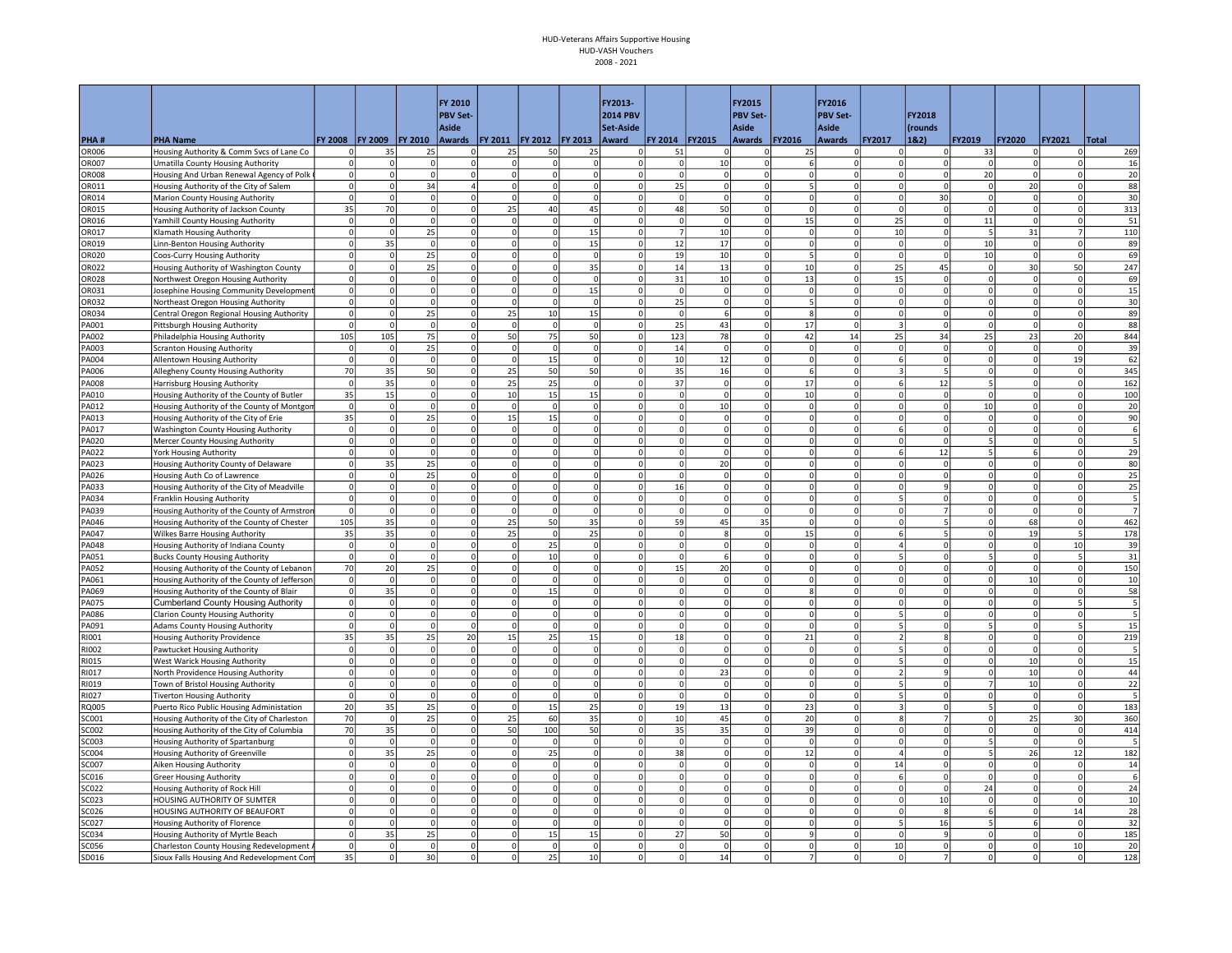HUD-Veterans Affairs Supportive Housing
HUD-VASH Vouchers
2008 - 2021

| PHA # | PHA Name | FY 2008 | FY 2009 | FY 2010 | FY 2010 PBV Set-Aside Awards | FY 2011 | FY 2012 | FY 2013 | FY2013-2014 PBV Set-Aside Award | FY 2014 | FY2015 | FY2015 PBV Set-Aside Awards | FY2016 | FY2016 PBV Set-Aside Awards | FY2017 | FY2018 (rounds 1&2) | FY2019 | FY2020 | FY2021 | Total |
|---|---|---|---|---|---|---|---|---|---|---|---|---|---|---|---|---|---|---|---|---|
| OR006 | Housing Authority & Comm Svcs of Lane Co | 0 | 35 | 25 | 0 | 25 | 50 | 25 | 0 | 51 | 0 | 0 | 25 | 0 | 0 | 0 | 33 | 0 | 0 | 269 |
| OR007 | Umatilla County Housing Authority | 0 | 0 | 0 | 0 | 0 | 0 | 0 | 0 | 0 | 10 | 0 | 6 | 0 | 0 | 0 | 0 | 0 | 0 | 16 |
| OR008 | Housing And Urban Renewal Agency of Polk | 0 | 0 | 0 | 0 | 0 | 0 | 0 | 0 | 0 | 0 | 0 | 0 | 0 | 0 | 0 | 20 | 0 | 0 | 20 |
| OR011 | Housing Authority of the City of Salem | 0 | 0 | 34 | 4 | 0 | 0 | 0 | 0 | 25 | 0 | 0 | 5 | 0 | 0 | 0 | 0 | 20 | 0 | 88 |
| OR014 | Marion County Housing Authority | 0 | 0 | 0 | 0 | 0 | 0 | 0 | 0 | 0 | 0 | 0 | 0 | 0 | 0 | 30 | 0 | 0 | 0 | 30 |
| OR015 | Housing Authority of Jackson County | 35 | 70 | 0 | 0 | 25 | 40 | 45 | 0 | 48 | 50 | 0 | 0 | 0 | 0 | 0 | 0 | 0 | 0 | 313 |
| OR016 | Yamhill County Housing Authority | 0 | 0 | 0 | 0 | 0 | 0 | 0 | 0 | 0 | 0 | 0 | 15 | 0 | 25 | 0 | 11 | 0 | 0 | 51 |
| OR017 | Klamath Housing Authority | 0 | 0 | 25 | 0 | 0 | 0 | 15 | 0 | 7 | 10 | 0 | 0 | 0 | 10 | 0 | 5 | 31 | 7 | 110 |
| OR019 | Linn-Benton Housing Authority | 0 | 35 | 0 | 0 | 0 | 0 | 15 | 0 | 12 | 17 | 0 | 0 | 0 | 0 | 0 | 10 | 0 | 0 | 89 |
| OR020 | Coos-Curry Housing Authority | 0 | 0 | 25 | 0 | 0 | 0 | 0 | 0 | 19 | 10 | 0 | 5 | 0 | 0 | 0 | 10 | 0 | 0 | 69 |
| OR022 | Housing Authority of Washington County | 0 | 0 | 25 | 0 | 0 | 0 | 35 | 0 | 14 | 13 | 0 | 10 | 0 | 25 | 45 | 0 | 30 | 50 | 247 |
| OR028 | Northwest Oregon Housing Authority | 0 | 0 | 0 | 0 | 0 | 0 | 0 | 0 | 31 | 10 | 0 | 13 | 0 | 15 | 0 | 0 | 0 | 0 | 69 |
| OR031 | Josephine Housing Community Development | 0 | 0 | 0 | 0 | 0 | 0 | 15 | 0 | 0 | 0 | 0 | 0 | 0 | 0 | 0 | 0 | 0 | 0 | 15 |
| OR032 | Northeast Oregon Housing Authority | 0 | 0 | 0 | 0 | 0 | 0 | 0 | 0 | 25 | 0 | 0 | 5 | 0 | 0 | 0 | 0 | 0 | 0 | 30 |
| OR034 | Central Oregon Regional Housing Authority | 0 | 0 | 25 | 0 | 25 | 10 | 15 | 0 | 0 | 6 | 0 | 8 | 0 | 0 | 0 | 0 | 0 | 0 | 89 |
| PA001 | Pittsburgh Housing Authority | 0 | 0 | 0 | 0 | 0 | 0 | 0 | 0 | 25 | 43 | 0 | 17 | 0 | 3 | 0 | 0 | 0 | 0 | 88 |
| PA002 | Philadelphia Housing Authority | 105 | 105 | 75 | 0 | 50 | 75 | 50 | 0 | 123 | 78 | 0 | 42 | 14 | 25 | 34 | 25 | 23 | 20 | 844 |
| PA003 | Scranton Housing Authority | 0 | 0 | 25 | 0 | 0 | 0 | 0 | 0 | 14 | 0 | 0 | 0 | 0 | 0 | 0 | 0 | 0 | 0 | 39 |
| PA004 | Allentown Housing Authority | 0 | 0 | 0 | 0 | 0 | 15 | 0 | 0 | 10 | 12 | 0 | 0 | 0 | 6 | 0 | 0 | 0 | 19 | 62 |
| PA006 | Allegheny County Housing Authority | 70 | 35 | 50 | 0 | 25 | 50 | 50 | 0 | 35 | 16 | 0 | 6 | 0 | 3 | 5 | 0 | 0 | 0 | 345 |
| PA008 | Harrisburg Housing Authority | 0 | 35 | 0 | 0 | 25 | 25 | 0 | 0 | 37 | 0 | 0 | 17 | 0 | 6 | 12 | 5 | 0 | 0 | 162 |
| PA010 | Housing Authority of the County of Butler | 35 | 15 | 0 | 0 | 10 | 15 | 15 | 0 | 0 | 0 | 0 | 10 | 0 | 0 | 0 | 0 | 0 | 0 | 100 |
| PA012 | Housing Authority of the County of Montgom | 0 | 0 | 0 | 0 | 0 | 0 | 0 | 0 | 0 | 10 | 0 | 0 | 0 | 0 | 0 | 10 | 0 | 0 | 20 |
| PA013 | Housing Authority of the City of Erie | 35 | 0 | 25 | 0 | 15 | 15 | 0 | 0 | 0 | 0 | 0 | 0 | 0 | 0 | 0 | 0 | 0 | 0 | 90 |
| PA017 | Washington County Housing Authority | 0 | 0 | 0 | 0 | 0 | 0 | 0 | 0 | 0 | 0 | 0 | 0 | 0 | 6 | 0 | 0 | 0 | 0 | 6 |
| PA020 | Mercer County Housing Authority | 0 | 0 | 0 | 0 | 0 | 0 | 0 | 0 | 0 | 0 | 0 | 0 | 0 | 0 | 0 | 5 | 0 | 0 | 5 |
| PA022 | York Housing Authority | 0 | 0 | 0 | 0 | 0 | 0 | 0 | 0 | 0 | 0 | 0 | 0 | 0 | 6 | 12 | 5 | 6 | 0 | 29 |
| PA023 | Housing Authority County of Delaware | 0 | 35 | 25 | 0 | 0 | 0 | 0 | 0 | 0 | 20 | 0 | 0 | 0 | 0 | 0 | 0 | 0 | 0 | 80 |
| PA026 | Housing Auth Co of Lawrence | 0 | 0 | 25 | 0 | 0 | 0 | 0 | 0 | 0 | 0 | 0 | 0 | 0 | 0 | 0 | 0 | 0 | 0 | 25 |
| PA033 | Housing Authority of the City of Meadville | 0 | 0 | 0 | 0 | 0 | 0 | 0 | 0 | 16 | 0 | 0 | 0 | 0 | 0 | 9 | 0 | 0 | 0 | 25 |
| PA034 | Franklin Housing Authority | 0 | 0 | 0 | 0 | 0 | 0 | 0 | 0 | 0 | 0 | 0 | 0 | 0 | 5 | 0 | 0 | 0 | 0 | 5 |
| PA039 | Housing Authority of the County of Armstron | 0 | 0 | 0 | 0 | 0 | 0 | 0 | 0 | 0 | 0 | 0 | 0 | 0 | 0 | 7 | 0 | 0 | 0 | 7 |
| PA046 | Housing Authority of the County of Chester | 105 | 35 | 0 | 0 | 25 | 50 | 35 | 0 | 59 | 45 | 35 | 0 | 0 | 0 | 5 | 0 | 68 | 0 | 462 |
| PA047 | Wilkes Barre Housing Authority | 35 | 35 | 0 | 0 | 25 | 0 | 25 | 0 | 0 | 8 | 0 | 15 | 0 | 6 | 5 | 0 | 19 | 5 | 178 |
| PA048 | Housing Authority of Indiana County | 0 | 0 | 0 | 0 | 0 | 25 | 0 | 0 | 0 | 0 | 0 | 0 | 0 | 4 | 0 | 0 | 0 | 10 | 39 |
| PA051 | Bucks County Housing Authority | 0 | 0 | 0 | 0 | 0 | 10 | 0 | 0 | 0 | 6 | 0 | 0 | 0 | 5 | 0 | 5 | 0 | 5 | 31 |
| PA052 | Housing Authority of the County of Lebanon | 70 | 20 | 25 | 0 | 0 | 0 | 0 | 0 | 15 | 20 | 0 | 0 | 0 | 0 | 0 | 0 | 0 | 0 | 150 |
| PA061 | Housing Authority of the County of Jefferson | 0 | 0 | 0 | 0 | 0 | 0 | 0 | 0 | 0 | 0 | 0 | 0 | 0 | 0 | 0 | 0 | 10 | 0 | 10 |
| PA069 | Housing Authority of the County of Blair | 0 | 35 | 0 | 0 | 0 | 15 | 0 | 0 | 0 | 0 | 0 | 8 | 0 | 0 | 0 | 0 | 0 | 0 | 58 |
| PA075 | Cumberland County Housing Authority | 0 | 0 | 0 | 0 | 0 | 0 | 0 | 0 | 0 | 0 | 0 | 0 | 0 | 0 | 0 | 0 | 0 | 5 | 5 |
| PA086 | Clarion County Housing Authority | 0 | 0 | 0 | 0 | 0 | 0 | 0 | 0 | 0 | 0 | 0 | 0 | 0 | 5 | 0 | 0 | 0 | 0 | 5 |
| PA091 | Adams County Housing Authority | 0 | 0 | 0 | 0 | 0 | 0 | 0 | 0 | 0 | 0 | 0 | 0 | 0 | 5 | 0 | 5 | 0 | 5 | 15 |
| RI001 | Housing Authority Providence | 35 | 35 | 25 | 20 | 15 | 25 | 15 | 0 | 18 | 0 | 0 | 21 | 0 | 2 | 8 | 0 | 0 | 0 | 219 |
| RI002 | Pawtucket Housing Authority | 0 | 0 | 0 | 0 | 0 | 0 | 0 | 0 | 0 | 0 | 0 | 0 | 0 | 5 | 0 | 0 | 0 | 0 | 5 |
| RI015 | West Warick Housing Authority | 0 | 0 | 0 | 0 | 0 | 0 | 0 | 0 | 0 | 0 | 0 | 0 | 0 | 5 | 0 | 0 | 10 | 0 | 15 |
| RI017 | North Providence Housing Authority | 0 | 0 | 0 | 0 | 0 | 0 | 0 | 0 | 0 | 23 | 0 | 0 | 0 | 2 | 9 | 0 | 10 | 0 | 44 |
| RI019 | Town of Bristol Housing Authority | 0 | 0 | 0 | 0 | 0 | 0 | 0 | 0 | 0 | 0 | 0 | 0 | 0 | 5 | 0 | 7 | 10 | 0 | 22 |
| RI027 | Tiverton Housing Authority | 0 | 0 | 0 | 0 | 0 | 0 | 0 | 0 | 0 | 0 | 0 | 0 | 0 | 5 | 0 | 0 | 0 | 0 | 5 |
| RQ005 | Puerto Rico Public Housing Administration | 20 | 35 | 25 | 0 | 0 | 15 | 25 | 0 | 19 | 13 | 0 | 23 | 0 | 3 | 0 | 5 | 0 | 0 | 183 |
| SC001 | Housing Authority of the City of Charleston | 70 | 0 | 25 | 0 | 25 | 60 | 35 | 0 | 10 | 45 | 0 | 20 | 0 | 8 | 7 | 0 | 25 | 30 | 360 |
| SC002 | Housing Authority of the City of Columbia | 70 | 35 | 0 | 0 | 50 | 100 | 50 | 0 | 35 | 35 | 0 | 39 | 0 | 0 | 0 | 0 | 0 | 0 | 414 |
| SC003 | Housing Authority of Spartanburg | 0 | 0 | 0 | 0 | 0 | 0 | 0 | 0 | 0 | 0 | 0 | 0 | 0 | 0 | 0 | 5 | 0 | 0 | 5 |
| SC004 | Housing Authority of Greenville | 0 | 35 | 25 | 0 | 0 | 25 | 0 | 0 | 38 | 0 | 0 | 12 | 0 | 4 | 0 | 5 | 26 | 12 | 182 |
| SC007 | Aiken Housing Authority | 0 | 0 | 0 | 0 | 0 | 0 | 0 | 0 | 0 | 0 | 0 | 0 | 0 | 14 | 0 | 0 | 0 | 0 | 14 |
| SC016 | Greer Housing Authority | 0 | 0 | 0 | 0 | 0 | 0 | 0 | 0 | 0 | 0 | 0 | 0 | 0 | 6 | 0 | 0 | 0 | 0 | 6 |
| SC022 | Housing Authority of Rock Hill | 0 | 0 | 0 | 0 | 0 | 0 | 0 | 0 | 0 | 0 | 0 | 0 | 0 | 0 | 0 | 24 | 0 | 0 | 24 |
| SC023 | HOUSING AUTHORITY OF SUMTER | 0 | 0 | 0 | 0 | 0 | 0 | 0 | 0 | 0 | 0 | 0 | 0 | 0 | 0 | 10 | 0 | 0 | 0 | 10 |
| SC026 | HOUSING AUTHORITY OF BEAUFORT | 0 | 0 | 0 | 0 | 0 | 0 | 0 | 0 | 0 | 0 | 0 | 0 | 0 | 0 | 8 | 6 | 0 | 14 | 28 |
| SC027 | Housing Authority of Florence | 0 | 0 | 0 | 0 | 0 | 0 | 0 | 0 | 0 | 0 | 0 | 0 | 0 | 5 | 16 | 5 | 6 | 0 | 32 |
| SC034 | Housing Authority of Myrtle Beach | 0 | 35 | 25 | 0 | 0 | 15 | 15 | 0 | 27 | 50 | 0 | 9 | 0 | 0 | 9 | 0 | 0 | 0 | 185 |
| SC056 | Charleston County Housing Redevelopment A | 0 | 0 | 0 | 0 | 0 | 0 | 0 | 0 | 0 | 0 | 0 | 0 | 0 | 10 | 0 | 0 | 0 | 10 | 20 |
| SD016 | Sioux Falls Housing And Redevelopment Com | 35 | 0 | 30 | 0 | 0 | 25 | 10 | 0 | 0 | 14 | 0 | 7 | 0 | 0 | 7 | 0 | 0 | 0 | 128 |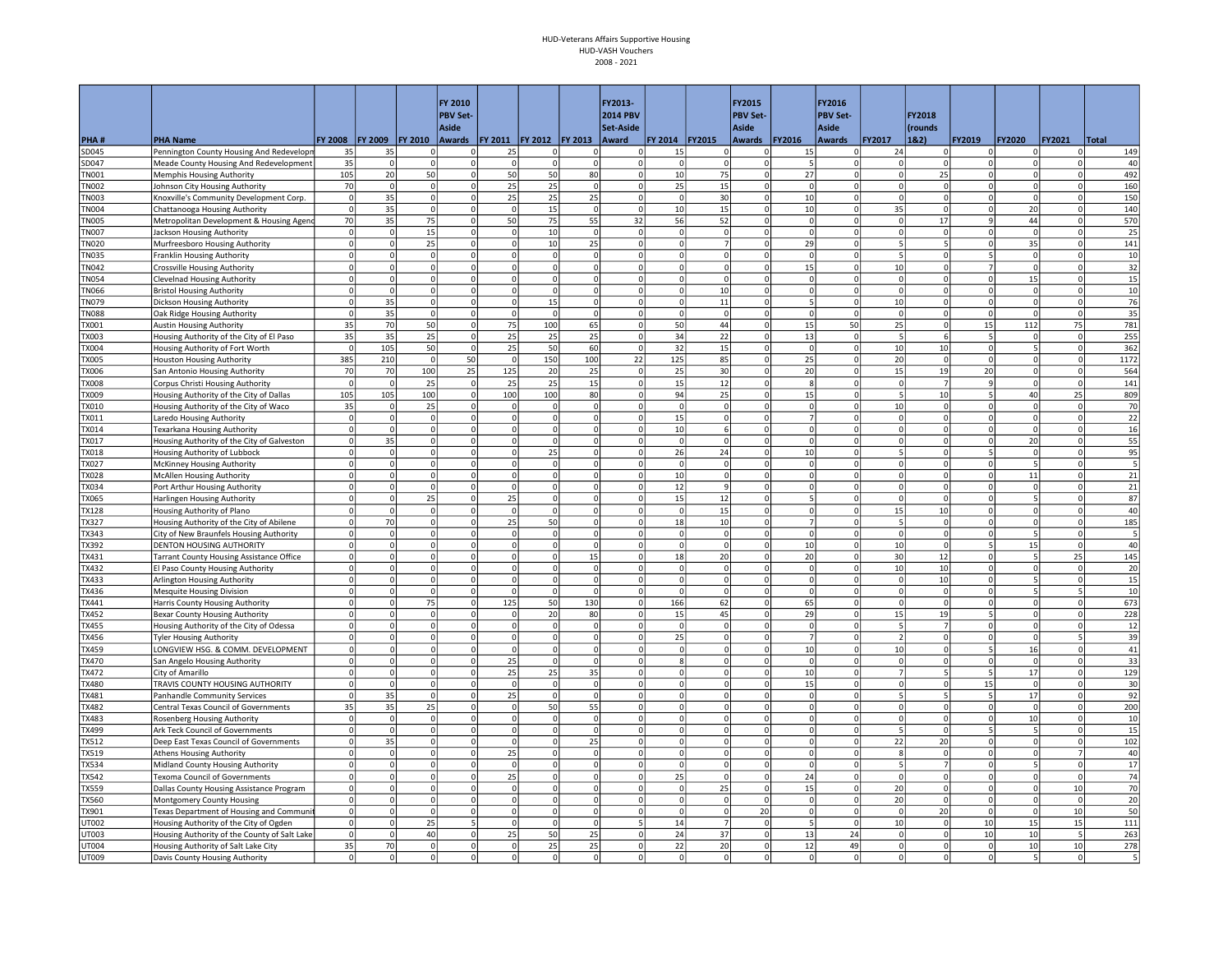# HUD-Veterans Affairs Supportive Housing
## HUD-VASH Vouchers
### 2008 - 2021

| PHA # | PHA Name | FY 2008 | FY 2009 | FY 2010 | FY 2010 PBV Set-Aside Awards | FY 2011 | FY 2012 | FY 2013 | FY2013-2014 PBV Set-Aside Award | FY 2014 | FY2015 | FY2015 PBV Set-Aside Awards | FY2016 | FY2016 PBV Set-Aside Awards | FY2017 | FY2018 (rounds 1&2) | FY2019 | FY2020 | FY2021 | Total |
|---|---|---|---|---|---|---|---|---|---|---|---|---|---|---|---|---|---|---|---|---|
| SD045 | Pennington County Housing And Redevelopm | 35 | 35 | 0 | 0 | 25 | 0 | 0 | 0 | 15 | 0 | 0 | 15 | 0 | 24 | 0 | 0 | 0 | 0 | 149 |
| SD047 | Meade County Housing And Redevelopment | 35 | 0 | 0 | 0 | 0 | 0 | 0 | 0 | 0 | 0 | 0 | 5 | 0 | 0 | 0 | 0 | 0 | 0 | 40 |
| TN001 | Memphis Housing Authority | 105 | 20 | 50 | 0 | 50 | 50 | 80 | 0 | 10 | 75 | 0 | 27 | 0 | 0 | 25 | 0 | 0 | 0 | 492 |
| TN002 | Johnson City Housing Authority | 70 | 0 | 0 | 0 | 25 | 25 | 0 | 0 | 25 | 15 | 0 | 0 | 0 | 0 | 0 | 0 | 0 | 0 | 160 |
| TN003 | Knoxville's Community Development Corp. | 0 | 35 | 0 | 0 | 25 | 25 | 25 | 0 | 0 | 30 | 0 | 10 | 0 | 0 | 0 | 0 | 0 | 0 | 150 |
| TN004 | Chattanooga Housing Authority | 0 | 35 | 0 | 0 | 0 | 15 | 0 | 0 | 10 | 15 | 0 | 10 | 0 | 35 | 0 | 0 | 20 | 0 | 140 |
| TN005 | Metropolitan Development & Housing Agenc | 70 | 35 | 75 | 0 | 50 | 75 | 55 | 32 | 56 | 52 | 0 | 0 | 0 | 0 | 17 | 9 | 44 | 0 | 570 |
| TN007 | Jackson Housing Authority | 0 | 0 | 15 | 0 | 0 | 10 | 0 | 0 | 0 | 0 | 0 | 0 | 0 | 0 | 0 | 0 | 0 | 0 | 25 |
| TN020 | Murfreesboro Housing Authority | 0 | 0 | 25 | 0 | 0 | 10 | 25 | 0 | 0 | 7 | 0 | 29 | 0 | 5 | 5 | 0 | 35 | 0 | 141 |
| TN035 | Franklin Housing Authority | 0 | 0 | 0 | 0 | 0 | 0 | 0 | 0 | 0 | 0 | 0 | 0 | 0 | 5 | 0 | 5 | 0 | 0 | 10 |
| TN042 | Crossville Housing Authority | 0 | 0 | 0 | 0 | 0 | 0 | 0 | 0 | 0 | 0 | 0 | 15 | 0 | 10 | 0 | 7 | 0 | 0 | 32 |
| TN054 | Clevelnad Housing Authority | 0 | 0 | 0 | 0 | 0 | 0 | 0 | 0 | 0 | 0 | 0 | 0 | 0 | 0 | 0 | 0 | 15 | 0 | 15 |
| TN066 | Bristol Housing Authority | 0 | 0 | 0 | 0 | 0 | 0 | 0 | 0 | 0 | 10 | 0 | 0 | 0 | 0 | 0 | 0 | 0 | 0 | 10 |
| TN079 | Dickson Housing Authority | 0 | 35 | 0 | 0 | 0 | 15 | 0 | 0 | 0 | 11 | 0 | 5 | 0 | 10 | 0 | 0 | 0 | 0 | 76 |
| TN088 | Oak Ridge Housing Authority | 0 | 35 | 0 | 0 | 0 | 0 | 0 | 0 | 0 | 0 | 0 | 0 | 0 | 0 | 0 | 0 | 0 | 0 | 35 |
| TX001 | Austin Housing Authority | 35 | 70 | 50 | 0 | 75 | 100 | 65 | 0 | 50 | 44 | 0 | 15 | 50 | 25 | 0 | 15 | 112 | 75 | 781 |
| TX003 | Housing Authority of the City of El Paso | 35 | 35 | 25 | 0 | 25 | 25 | 25 | 0 | 34 | 22 | 0 | 13 | 0 | 5 | 6 | 5 | 0 | 0 | 255 |
| TX004 | Housing Authority of Fort Worth | 0 | 105 | 50 | 0 | 25 | 50 | 60 | 0 | 32 | 15 | 0 | 0 | 0 | 10 | 10 | 0 | 5 | 0 | 362 |
| TX005 | Houston Housing Authority | 385 | 210 | 0 | 50 | 0 | 150 | 100 | 22 | 125 | 85 | 0 | 25 | 0 | 20 | 0 | 0 | 0 | 0 | 1172 |
| TX006 | San Antonio Housing Authority | 70 | 70 | 100 | 25 | 125 | 20 | 25 | 0 | 25 | 30 | 0 | 20 | 0 | 15 | 19 | 20 | 0 | 0 | 564 |
| TX008 | Corpus Christi Housing Authority | 0 | 0 | 25 | 0 | 25 | 25 | 15 | 0 | 15 | 12 | 0 | 8 | 0 | 0 | 7 | 9 | 0 | 0 | 141 |
| TX009 | Housing Authority of the City of Dallas | 105 | 105 | 100 | 0 | 100 | 100 | 80 | 0 | 94 | 25 | 0 | 15 | 0 | 5 | 10 | 5 | 40 | 25 | 809 |
| TX010 | Housing Authority of the City of Waco | 35 | 0 | 25 | 0 | 0 | 0 | 0 | 0 | 0 | 0 | 0 | 0 | 0 | 10 | 0 | 0 | 0 | 0 | 70 |
| TX011 | Laredo Housing Authority | 0 | 0 | 0 | 0 | 0 | 0 | 0 | 0 | 15 | 0 | 0 | 7 | 0 | 0 | 0 | 0 | 0 | 0 | 22 |
| TX014 | Texarkana Housing Authority | 0 | 0 | 0 | 0 | 0 | 0 | 0 | 0 | 10 | 6 | 0 | 0 | 0 | 0 | 0 | 0 | 0 | 0 | 16 |
| TX017 | Housing Authority of the City of Galveston | 0 | 35 | 0 | 0 | 0 | 0 | 0 | 0 | 0 | 0 | 0 | 0 | 0 | 0 | 0 | 0 | 20 | 0 | 55 |
| TX018 | Housing Authority of Lubbock | 0 | 0 | 0 | 0 | 0 | 25 | 0 | 0 | 26 | 24 | 0 | 10 | 0 | 5 | 0 | 5 | 0 | 0 | 95 |
| TX027 | McKinney Housing Authority | 0 | 0 | 0 | 0 | 0 | 0 | 0 | 0 | 0 | 0 | 0 | 0 | 0 | 0 | 0 | 0 | 5 | 0 | 5 |
| TX028 | McAllen Housing Authority | 0 | 0 | 0 | 0 | 0 | 0 | 0 | 0 | 10 | 0 | 0 | 0 | 0 | 0 | 0 | 0 | 11 | 0 | 21 |
| TX034 | Port Arthur Housing Authority | 0 | 0 | 0 | 0 | 0 | 0 | 0 | 0 | 12 | 9 | 0 | 0 | 0 | 0 | 0 | 0 | 0 | 0 | 21 |
| TX065 | Harlingen Housing Authority | 0 | 0 | 25 | 0 | 25 | 0 | 0 | 0 | 15 | 12 | 0 | 5 | 0 | 0 | 0 | 0 | 5 | 0 | 87 |
| TX128 | Housing Authority of Plano | 0 | 0 | 0 | 0 | 0 | 0 | 0 | 0 | 0 | 15 | 0 | 0 | 0 | 15 | 10 | 0 | 0 | 0 | 40 |
| TX327 | Housing Authority of the City of Abilene | 0 | 70 | 0 | 0 | 25 | 50 | 0 | 0 | 18 | 10 | 0 | 7 | 0 | 5 | 0 | 0 | 0 | 0 | 185 |
| TX343 | City of New Braunfels Housing Authority | 0 | 0 | 0 | 0 | 0 | 0 | 0 | 0 | 0 | 0 | 0 | 0 | 0 | 0 | 0 | 0 | 5 | 0 | 5 |
| TX392 | DENTON HOUSING AUTHORITY | 0 | 0 | 0 | 0 | 0 | 0 | 0 | 0 | 0 | 0 | 0 | 10 | 0 | 10 | 0 | 5 | 15 | 0 | 40 |
| TX431 | Tarrant County Housing Assistance Office | 0 | 0 | 0 | 0 | 0 | 0 | 15 | 0 | 18 | 20 | 0 | 20 | 0 | 30 | 12 | 0 | 5 | 25 | 145 |
| TX432 | El Paso County Housing Authority | 0 | 0 | 0 | 0 | 0 | 0 | 0 | 0 | 0 | 0 | 0 | 0 | 0 | 10 | 10 | 0 | 0 | 0 | 20 |
| TX433 | Arlington Housing Authority | 0 | 0 | 0 | 0 | 0 | 0 | 0 | 0 | 0 | 0 | 0 | 0 | 0 | 0 | 10 | 0 | 5 | 0 | 15 |
| TX436 | Mesquite Housing Division | 0 | 0 | 0 | 0 | 0 | 0 | 0 | 0 | 0 | 0 | 0 | 0 | 0 | 0 | 0 | 0 | 5 | 5 | 10 |
| TX441 | Harris County Housing Authority | 0 | 0 | 75 | 0 | 125 | 50 | 130 | 0 | 166 | 62 | 0 | 65 | 0 | 0 | 0 | 0 | 0 | 0 | 673 |
| TX452 | Bexar County Housing Authority | 0 | 0 | 0 | 0 | 0 | 20 | 80 | 0 | 15 | 45 | 0 | 29 | 0 | 15 | 19 | 5 | 0 | 0 | 228 |
| TX455 | Housing Authority of the City of Odessa | 0 | 0 | 0 | 0 | 0 | 0 | 0 | 0 | 0 | 0 | 0 | 0 | 0 | 5 | 7 | 0 | 0 | 0 | 12 |
| TX456 | Tyler Housing Authority | 0 | 0 | 0 | 0 | 0 | 0 | 0 | 0 | 25 | 0 | 0 | 7 | 0 | 2 | 0 | 0 | 0 | 5 | 39 |
| TX459 | LONGVIEW HSG. & COMM. DEVELOPMENT | 0 | 0 | 0 | 0 | 0 | 0 | 0 | 0 | 0 | 0 | 0 | 10 | 0 | 10 | 0 | 5 | 16 | 0 | 41 |
| TX470 | San Angelo Housing Authority | 0 | 0 | 0 | 0 | 25 | 0 | 0 | 0 | 8 | 0 | 0 | 0 | 0 | 0 | 0 | 0 | 0 | 0 | 33 |
| TX472 | City of Amarillo | 0 | 0 | 0 | 0 | 25 | 25 | 35 | 0 | 0 | 0 | 0 | 10 | 0 | 7 | 5 | 5 | 17 | 0 | 129 |
| TX480 | TRAVIS COUNTY HOUSING AUTHORITY | 0 | 0 | 0 | 0 | 0 | 0 | 0 | 0 | 0 | 0 | 0 | 15 | 0 | 0 | 0 | 15 | 0 | 0 | 30 |
| TX481 | Panhandle Community Services | 0 | 35 | 0 | 0 | 25 | 0 | 0 | 0 | 0 | 0 | 0 | 0 | 0 | 5 | 5 | 5 | 17 | 0 | 92 |
| TX482 | Central Texas Council of Governments | 35 | 35 | 25 | 0 | 0 | 50 | 55 | 0 | 0 | 0 | 0 | 0 | 0 | 0 | 0 | 0 | 0 | 0 | 200 |
| TX483 | Rosenberg Housing Authority | 0 | 0 | 0 | 0 | 0 | 0 | 0 | 0 | 0 | 0 | 0 | 0 | 0 | 0 | 0 | 0 | 10 | 0 | 10 |
| TX499 | Ark Teck Council of Governments | 0 | 0 | 0 | 0 | 0 | 0 | 0 | 0 | 0 | 0 | 0 | 0 | 0 | 5 | 0 | 5 | 5 | 0 | 15 |
| TX512 | Deep East Texas Council of Governments | 0 | 35 | 0 | 0 | 0 | 0 | 25 | 0 | 0 | 0 | 0 | 0 | 0 | 22 | 20 | 0 | 0 | 0 | 102 |
| TX519 | Athens Housing Authority | 0 | 0 | 0 | 0 | 25 | 0 | 0 | 0 | 0 | 0 | 0 | 0 | 0 | 8 | 0 | 0 | 0 | 7 | 40 |
| TX534 | Midland County Housing Authority | 0 | 0 | 0 | 0 | 0 | 0 | 0 | 0 | 0 | 0 | 0 | 0 | 0 | 5 | 7 | 0 | 5 | 0 | 17 |
| TX542 | Texoma Council of Governments | 0 | 0 | 0 | 0 | 25 | 0 | 0 | 0 | 25 | 0 | 0 | 24 | 0 | 0 | 0 | 0 | 0 | 0 | 74 |
| TX559 | Dallas County Housing Assistance Program | 0 | 0 | 0 | 0 | 0 | 0 | 0 | 0 | 0 | 25 | 0 | 15 | 0 | 20 | 0 | 0 | 0 | 10 | 70 |
| TX560 | Montgomery County Housing | 0 | 0 | 0 | 0 | 0 | 0 | 0 | 0 | 0 | 0 | 0 | 0 | 0 | 20 | 0 | 0 | 0 | 0 | 20 |
| TX901 | Texas Department of Housing and Communit | 0 | 0 | 0 | 0 | 0 | 0 | 0 | 0 | 0 | 0 | 20 | 0 | 0 | 0 | 20 | 0 | 0 | 10 | 50 |
| UT002 | Housing Authority of the City of Ogden | 0 | 0 | 25 | 5 | 0 | 0 | 0 | 5 | 14 | 7 | 0 | 5 | 0 | 10 | 0 | 10 | 15 | 15 | 111 |
| UT003 | Housing Authority of the County of Salt Lake | 0 | 0 | 40 | 0 | 25 | 50 | 25 | 0 | 24 | 37 | 0 | 13 | 24 | 0 | 0 | 10 | 10 | 5 | 263 |
| UT004 | Housing Authority of Salt Lake City | 35 | 70 | 0 | 0 | 0 | 25 | 25 | 0 | 22 | 20 | 0 | 12 | 49 | 0 | 0 | 0 | 10 | 10 | 278 |
| UT009 | Davis County Housing Authority | 0 | 0 | 0 | 0 | 0 | 0 | 0 | 0 | 0 | 0 | 0 | 0 | 0 | 0 | 0 | 0 | 5 | 0 | 5 |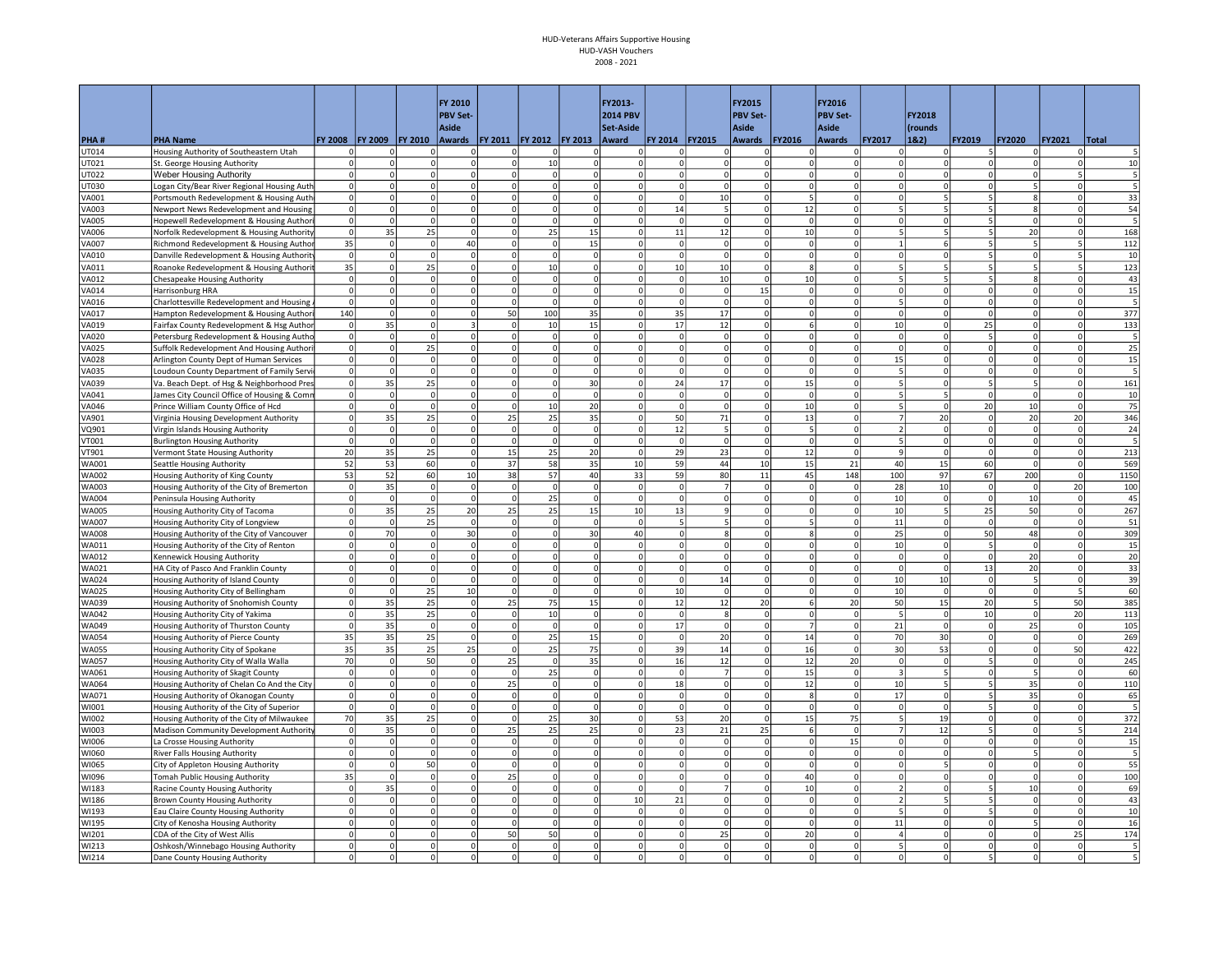HUD-Veterans Affairs Supportive Housing
HUD-VASH Vouchers
2008 - 2021

| PHA # | PHA Name | FY 2008 | FY 2009 | FY 2010 | FY 2010 PBV Set-Aside Awards | FY 2011 | FY 2012 | FY 2013 | FY2013-2014 PBV Set-Aside Award | FY 2014 | FY2015 | FY2015 PBV Set-Aside Awards | FY2016 | FY2016 PBV Set-Aside Awards | FY2017 | FY2018 (rounds 1&2) | FY2019 | FY2020 | FY2021 | Total |
|---|---|---|---|---|---|---|---|---|---|---|---|---|---|---|---|---|---|---|---|---|
| UT014 | Housing Authority of Southeastern Utah | 0 | 0 | 0 | 0 | 0 | 0 | 0 | 0 | 0 | 0 | 0 | 0 | 0 | 0 | 0 | 5 | 0 | 0 | 5 |
| UT021 | St. George Housing Authority | 0 | 0 | 0 | 0 | 0 | 10 | 0 | 0 | 0 | 0 | 0 | 0 | 0 | 0 | 0 | 0 | 0 | 0 | 10 |
| UT022 | Weber Housing Authority | 0 | 0 | 0 | 0 | 0 | 0 | 0 | 0 | 0 | 0 | 0 | 0 | 0 | 0 | 0 | 0 | 0 | 5 | 5 |
| UT030 | Logan City/Bear River Regional Housing Auth | 0 | 0 | 0 | 0 | 0 | 0 | 0 | 0 | 0 | 0 | 0 | 0 | 0 | 0 | 0 | 0 | 5 | 0 | 5 |
| VA001 | Portsmouth Redevelopment & Housing Auth | 0 | 0 | 0 | 0 | 0 | 0 | 0 | 0 | 0 | 10 | 0 | 5 | 0 | 0 | 5 | 5 | 8 | 0 | 33 |
| VA003 | Newport News Redevelopment and Housing | 0 | 0 | 0 | 0 | 0 | 0 | 0 | 0 | 14 | 5 | 0 | 12 | 0 | 5 | 5 | 5 | 8 | 0 | 54 |
| VA005 | Hopewell Redevelopment & Housing Authori | 0 | 0 | 0 | 0 | 0 | 0 | 0 | 0 | 0 | 0 | 0 | 0 | 0 | 0 | 0 | 5 | 0 | 0 | 5 |
| VA006 | Norfolk Redevelopment & Housing Authority | 0 | 35 | 25 | 0 | 0 | 25 | 15 | 0 | 11 | 12 | 0 | 10 | 0 | 5 | 5 | 5 | 20 | 0 | 168 |
| VA007 | Richmond Redevelopment & Housing Author | 35 | 0 | 0 | 40 | 0 | 0 | 15 | 0 | 0 | 0 | 0 | 0 | 0 | 1 | 6 | 5 | 5 | 5 | 112 |
| VA010 | Danville Redevelopment & Housing Authority | 0 | 0 | 0 | 0 | 0 | 0 | 0 | 0 | 0 | 0 | 0 | 0 | 0 | 0 | 0 | 5 | 0 | 5 | 10 |
| VA011 | Roanoke Redevelopment & Housing Authorit | 35 | 0 | 25 | 0 | 0 | 10 | 0 | 0 | 10 | 10 | 0 | 8 | 0 | 5 | 5 | 5 | 5 | 5 | 123 |
| VA012 | Chesapeake Housing Authority | 0 | 0 | 0 | 0 | 0 | 0 | 0 | 0 | 0 | 10 | 0 | 10 | 0 | 5 | 5 | 5 | 8 | 0 | 43 |
| VA014 | Harrisonburg HRA | 0 | 0 | 0 | 0 | 0 | 0 | 0 | 0 | 0 | 0 | 15 | 0 | 0 | 0 | 0 | 0 | 0 | 0 | 15 |
| VA016 | Charlottesville Redevelopment and Housing | 0 | 0 | 0 | 0 | 0 | 0 | 0 | 0 | 0 | 0 | 0 | 0 | 0 | 5 | 0 | 0 | 0 | 0 | 5 |
| VA017 | Hampton Redevelopment & Housing Authori | 140 | 0 | 0 | 0 | 50 | 100 | 35 | 0 | 35 | 17 | 0 | 0 | 0 | 0 | 0 | 0 | 0 | 0 | 377 |
| VA019 | Fairfax County Redevelopment & Hsg Author | 0 | 35 | 0 | 3 | 0 | 10 | 15 | 0 | 17 | 12 | 0 | 6 | 0 | 10 | 0 | 25 | 0 | 0 | 133 |
| VA020 | Petersburg Redevelopment & Housing Autho | 0 | 0 | 0 | 0 | 0 | 0 | 0 | 0 | 0 | 0 | 0 | 0 | 0 | 0 | 0 | 5 | 0 | 0 | 5 |
| VA025 | Suffolk Redevelopment And Housing Authori | 0 | 0 | 25 | 0 | 0 | 0 | 0 | 0 | 0 | 0 | 0 | 0 | 0 | 0 | 0 | 0 | 0 | 0 | 25 |
| VA028 | Arlington County Dept of Human Services | 0 | 0 | 0 | 0 | 0 | 0 | 0 | 0 | 0 | 0 | 0 | 0 | 0 | 15 | 0 | 0 | 0 | 0 | 15 |
| VA035 | Loudoun County Department of Family Servi | 0 | 0 | 0 | 0 | 0 | 0 | 0 | 0 | 0 | 0 | 0 | 0 | 0 | 5 | 0 | 0 | 0 | 0 | 5 |
| VA039 | Va. Beach Dept. of Hsg & Neighborhood Pres | 0 | 35 | 25 | 0 | 0 | 0 | 30 | 0 | 24 | 17 | 0 | 15 | 0 | 5 | 0 | 5 | 5 | 0 | 161 |
| VA041 | James City Council Office of Housing & Comn | 0 | 0 | 0 | 0 | 0 | 0 | 0 | 0 | 0 | 0 | 0 | 0 | 0 | 5 | 5 | 0 | 0 | 0 | 10 |
| VA046 | Prince William County Office of Hcd | 0 | 0 | 0 | 0 | 0 | 10 | 20 | 0 | 0 | 0 | 0 | 10 | 0 | 5 | 0 | 20 | 10 | 0 | 75 |
| VA901 | Virginia Housing Development Authority | 0 | 35 | 25 | 0 | 25 | 25 | 35 | 0 | 50 | 71 | 0 | 13 | 0 | 7 | 20 | 0 | 20 | 20 | 346 |
| VQ901 | Virgin Islands Housing Authority | 0 | 0 | 0 | 0 | 0 | 0 | 0 | 0 | 12 | 5 | 0 | 5 | 0 | 2 | 0 | 0 | 0 | 0 | 24 |
| VT001 | Burlington Housing Authority | 0 | 0 | 0 | 0 | 0 | 0 | 0 | 0 | 0 | 0 | 0 | 0 | 0 | 5 | 0 | 0 | 0 | 0 | 5 |
| VT901 | Vermont State Housing Authority | 20 | 35 | 25 | 0 | 15 | 25 | 20 | 0 | 29 | 23 | 0 | 12 | 0 | 9 | 0 | 0 | 0 | 0 | 213 |
| WA001 | Seattle Housing Authority | 52 | 53 | 60 | 0 | 37 | 58 | 35 | 10 | 59 | 44 | 10 | 15 | 21 | 40 | 15 | 60 | 0 | 0 | 569 |
| WA002 | Housing Authority of King County | 53 | 52 | 60 | 10 | 38 | 57 | 40 | 33 | 59 | 80 | 11 | 45 | 148 | 100 | 97 | 67 | 200 | 0 | 1150 |
| WA003 | Housing Authority of the City of Bremerton | 0 | 35 | 0 | 0 | 0 | 0 | 0 | 0 | 0 | 7 | 0 | 0 | 0 | 28 | 10 | 0 | 0 | 20 | 100 |
| WA004 | Peninsula Housing Authority | 0 | 0 | 0 | 0 | 0 | 25 | 0 | 0 | 0 | 0 | 0 | 0 | 0 | 10 | 0 | 0 | 10 | 0 | 45 |
| WA005 | Housing Authority City of Tacoma | 0 | 35 | 25 | 20 | 25 | 25 | 15 | 10 | 13 | 9 | 0 | 0 | 0 | 10 | 5 | 25 | 50 | 0 | 267 |
| WA007 | Housing Authority City of Longview | 0 | 0 | 25 | 0 | 0 | 0 | 0 | 0 | 5 | 5 | 0 | 5 | 0 | 11 | 0 | 0 | 0 | 0 | 51 |
| WA008 | Housing Authority of the City of Vancouver | 0 | 70 | 0 | 30 | 0 | 0 | 30 | 40 | 0 | 8 | 0 | 8 | 0 | 25 | 0 | 50 | 48 | 0 | 309 |
| WA011 | Housing Authority of the City of Renton | 0 | 0 | 0 | 0 | 0 | 0 | 0 | 0 | 0 | 0 | 0 | 0 | 0 | 10 | 0 | 5 | 0 | 0 | 15 |
| WA012 | Kennewick Housing Authority | 0 | 0 | 0 | 0 | 0 | 0 | 0 | 0 | 0 | 0 | 0 | 0 | 0 | 0 | 0 | 0 | 20 | 0 | 20 |
| WA021 | HA City of Pasco And Franklin County | 0 | 0 | 0 | 0 | 0 | 0 | 0 | 0 | 0 | 0 | 0 | 0 | 0 | 0 | 0 | 13 | 20 | 0 | 33 |
| WA024 | Housing Authority of Island County | 0 | 0 | 0 | 0 | 0 | 0 | 0 | 0 | 0 | 14 | 0 | 0 | 0 | 10 | 10 | 0 | 5 | 0 | 39 |
| WA025 | Housing Authority City of Bellingham | 0 | 0 | 25 | 10 | 0 | 0 | 0 | 0 | 10 | 0 | 0 | 0 | 0 | 10 | 0 | 0 | 0 | 5 | 60 |
| WA039 | Housing Authority of Snohomish County | 0 | 35 | 25 | 0 | 25 | 75 | 15 | 0 | 12 | 12 | 20 | 6 | 20 | 50 | 15 | 20 | 5 | 50 | 385 |
| WA042 | Housing Authority City of Yakima | 0 | 35 | 25 | 0 | 0 | 10 | 0 | 0 | 0 | 8 | 0 | 0 | 0 | 5 | 0 | 10 | 0 | 20 | 113 |
| WA049 | Housing Authority of Thurston County | 0 | 35 | 0 | 0 | 0 | 0 | 0 | 0 | 17 | 0 | 0 | 7 | 0 | 21 | 0 | 0 | 25 | 0 | 105 |
| WA054 | Housing Authority of Pierce County | 35 | 35 | 25 | 0 | 0 | 25 | 15 | 0 | 0 | 20 | 0 | 14 | 0 | 70 | 30 | 0 | 0 | 0 | 269 |
| WA055 | Housing Authority City of Spokane | 35 | 35 | 25 | 25 | 0 | 25 | 75 | 0 | 39 | 14 | 0 | 16 | 0 | 30 | 53 | 0 | 0 | 50 | 422 |
| WA057 | Housing Authority City of Walla Walla | 70 | 0 | 50 | 0 | 25 | 0 | 35 | 0 | 16 | 12 | 0 | 12 | 20 | 0 | 0 | 5 | 0 | 0 | 245 |
| WA061 | Housing Authority of Skagit County | 0 | 0 | 0 | 0 | 0 | 25 | 0 | 0 | 0 | 7 | 0 | 15 | 0 | 3 | 5 | 0 | 5 | 0 | 60 |
| WA064 | Housing Authority of Chelan Co And the City | 0 | 0 | 0 | 0 | 25 | 0 | 0 | 0 | 18 | 0 | 0 | 12 | 0 | 10 | 5 | 5 | 35 | 0 | 110 |
| WA071 | Housing Authority of Okanogan County | 0 | 0 | 0 | 0 | 0 | 0 | 0 | 0 | 0 | 0 | 0 | 8 | 0 | 17 | 0 | 5 | 35 | 0 | 65 |
| WI001 | Housing Authority of the City of Superior | 0 | 0 | 0 | 0 | 0 | 0 | 0 | 0 | 0 | 0 | 0 | 0 | 0 | 0 | 0 | 5 | 0 | 0 | 5 |
| WI002 | Housing Authority of the City of Milwaukee | 70 | 35 | 25 | 0 | 0 | 25 | 30 | 0 | 53 | 20 | 0 | 15 | 75 | 5 | 19 | 0 | 0 | 0 | 372 |
| WI003 | Madison Community Development Authority | 0 | 35 | 0 | 0 | 25 | 25 | 25 | 0 | 23 | 21 | 25 | 6 | 0 | 7 | 12 | 5 | 0 | 5 | 214 |
| WI006 | La Crosse Housing Authority | 0 | 0 | 0 | 0 | 0 | 0 | 0 | 0 | 0 | 0 | 0 | 0 | 15 | 0 | 0 | 0 | 0 | 0 | 15 |
| WI060 | River Falls Housing Authority | 0 | 0 | 0 | 0 | 0 | 0 | 0 | 0 | 0 | 0 | 0 | 0 | 0 | 0 | 0 | 0 | 5 | 0 | 5 |
| WI065 | City of Appleton Housing Authority | 0 | 0 | 50 | 0 | 0 | 0 | 0 | 0 | 0 | 0 | 0 | 0 | 0 | 0 | 5 | 0 | 0 | 0 | 55 |
| WI096 | Tomah Public Housing Authority | 35 | 0 | 0 | 0 | 25 | 0 | 0 | 0 | 0 | 0 | 0 | 40 | 0 | 0 | 0 | 0 | 0 | 0 | 100 |
| WI183 | Racine County Housing Authority | 0 | 35 | 0 | 0 | 0 | 0 | 0 | 0 | 0 | 7 | 0 | 10 | 0 | 2 | 0 | 5 | 10 | 0 | 69 |
| WI186 | Brown County Housing Authority | 0 | 0 | 0 | 0 | 0 | 0 | 0 | 10 | 21 | 0 | 0 | 0 | 0 | 2 | 5 | 5 | 0 | 0 | 43 |
| WI193 | Eau Claire County Housing Authority | 0 | 0 | 0 | 0 | 0 | 0 | 0 | 0 | 0 | 0 | 0 | 0 | 0 | 5 | 0 | 5 | 0 | 0 | 10 |
| WI195 | City of Kenosha Housing Authority | 0 | 0 | 0 | 0 | 0 | 0 | 0 | 0 | 0 | 0 | 0 | 0 | 0 | 11 | 0 | 0 | 5 | 0 | 16 |
| WI201 | CDA of the City of West Allis | 0 | 0 | 0 | 0 | 50 | 50 | 0 | 0 | 0 | 25 | 0 | 20 | 0 | 4 | 0 | 0 | 0 | 25 | 174 |
| WI213 | Oshkosh/Winnebago Housing Authority | 0 | 0 | 0 | 0 | 0 | 0 | 0 | 0 | 0 | 0 | 0 | 0 | 0 | 5 | 0 | 0 | 0 | 0 | 5 |
| WI214 | Dane County Housing Authority | 0 | 0 | 0 | 0 | 0 | 0 | 0 | 0 | 0 | 0 | 0 | 0 | 0 | 0 | 0 | 5 | 0 | 0 | 5 |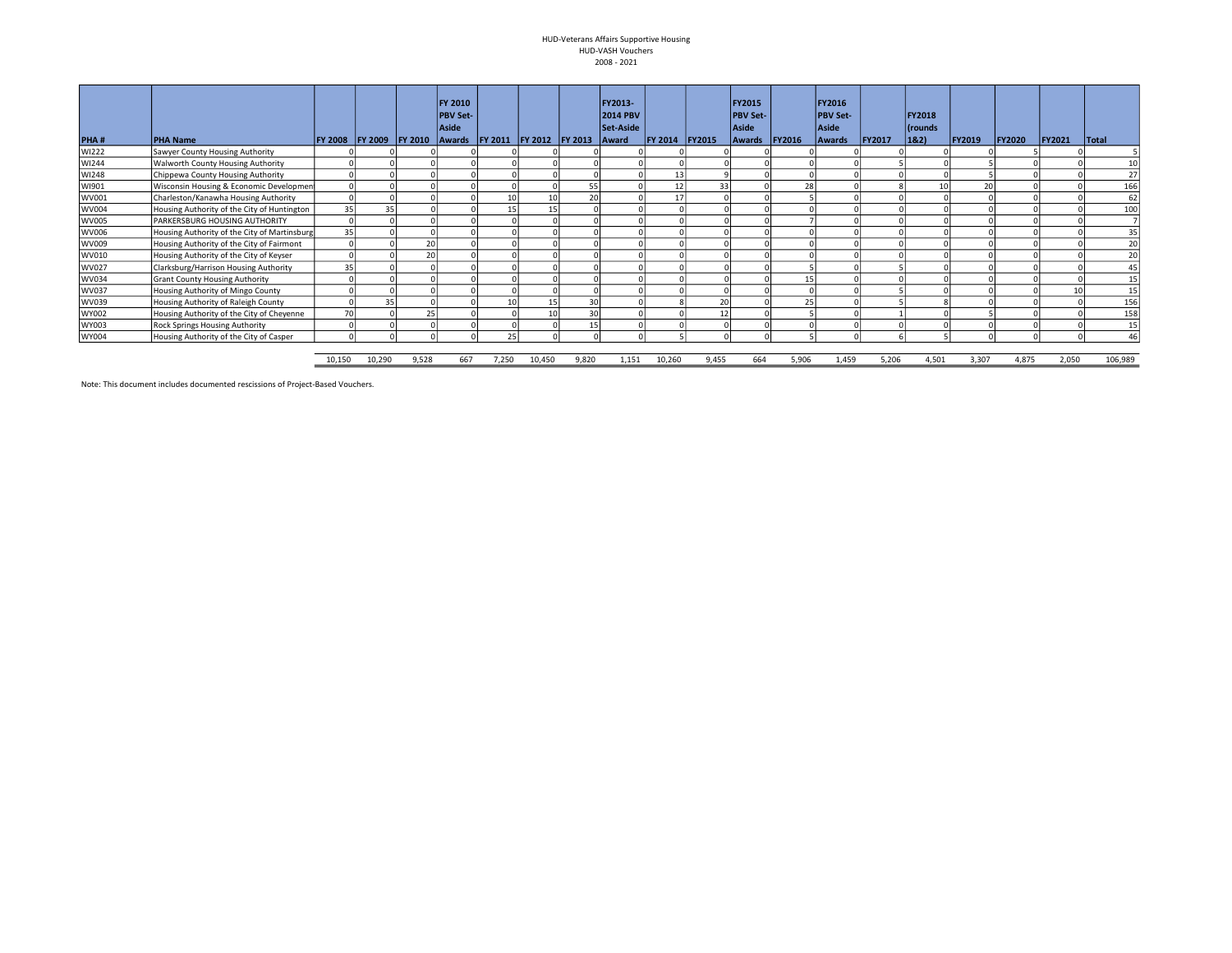HUD-Veterans Affairs Supportive Housing
HUD-VASH Vouchers
2008 - 2021

| PHA # | PHA Name | FY 2008 | FY 2009 | FY 2010 | FY 2010 PBV Set-Aside Awards | FY 2011 | FY 2012 | FY 2013 | FY2013-2014 PBV Set-Aside Award | FY 2014 | FY2015 | FY2015 PBV Set-Aside Awards | FY2016 | FY2016 PBV Set-Aside Awards | FY2017 | FY2018 (rounds 1&2) | FY2019 | FY2020 | FY2021 | Total |
|---|---|---|---|---|---|---|---|---|---|---|---|---|---|---|---|---|---|---|---|---|
| WI222 | Sawyer County Housing Authority | 0 | 0 | 0 | 0 | 0 | 0 | 0 | 0 | 0 | 0 | 0 | 0 | 0 | 0 | 0 | 0 | 5 | 0 | 5 |
| WI244 | Walworth County Housing Authority | 0 | 0 | 0 | 0 | 0 | 0 | 0 | 0 | 0 | 0 | 0 | 0 | 0 | 5 | 0 | 5 | 0 | 0 | 10 |
| WI248 | Chippewa County Housing Authority | 0 | 0 | 0 | 0 | 0 | 0 | 0 | 0 | 13 | 9 | 0 | 0 | 0 | 0 | 0 | 5 | 0 | 0 | 27 |
| WI901 | Wisconsin Housing & Economic Developmen | 0 | 0 | 0 | 0 | 0 | 0 | 55 | 0 | 12 | 33 | 0 | 28 | 0 | 8 | 10 | 20 | 0 | 0 | 166 |
| WV001 | Charleston/Kanawha Housing Authority | 0 | 0 | 0 | 0 | 10 | 10 | 20 | 0 | 17 | 0 | 0 | 5 | 0 | 0 | 0 | 0 | 0 | 0 | 62 |
| WV004 | Housing Authority of the City of Huntington | 35 | 35 | 0 | 0 | 15 | 15 | 0 | 0 | 0 | 0 | 0 | 0 | 0 | 0 | 0 | 0 | 0 | 0 | 100 |
| WV005 | PARKERSBURG HOUSING AUTHORITY | 0 | 0 | 0 | 0 | 0 | 0 | 0 | 0 | 0 | 0 | 0 | 7 | 0 | 0 | 0 | 0 | 0 | 0 | 7 |
| WV006 | Housing Authority of the City of Martinsburg | 35 | 0 | 0 | 0 | 0 | 0 | 0 | 0 | 0 | 0 | 0 | 0 | 0 | 0 | 0 | 0 | 0 | 0 | 35 |
| WV009 | Housing Authority of the City of Fairmont | 0 | 0 | 20 | 0 | 0 | 0 | 0 | 0 | 0 | 0 | 0 | 0 | 0 | 0 | 0 | 0 | 0 | 0 | 20 |
| WV010 | Housing Authority of the City of Keyser | 0 | 0 | 20 | 0 | 0 | 0 | 0 | 0 | 0 | 0 | 0 | 0 | 0 | 0 | 0 | 0 | 0 | 0 | 20 |
| WV027 | Clarksburg/Harrison Housing Authority | 35 | 0 | 0 | 0 | 0 | 0 | 0 | 0 | 0 | 0 | 0 | 5 | 0 | 5 | 0 | 0 | 0 | 0 | 45 |
| WV034 | Grant County Housing Authority | 0 | 0 | 0 | 0 | 0 | 0 | 0 | 0 | 0 | 0 | 0 | 15 | 0 | 0 | 0 | 0 | 0 | 0 | 15 |
| WV037 | Housing Authority of Mingo County | 0 | 0 | 0 | 0 | 0 | 0 | 0 | 0 | 0 | 0 | 0 | 0 | 0 | 5 | 0 | 0 | 0 | 10 | 15 |
| WV039 | Housing Authority of Raleigh County | 0 | 35 | 0 | 0 | 10 | 15 | 30 | 0 | 8 | 20 | 0 | 25 | 0 | 5 | 8 | 0 | 0 | 0 | 156 |
| WY002 | Housing Authority of the City of Cheyenne | 70 | 0 | 25 | 0 | 0 | 10 | 30 | 0 | 0 | 12 | 0 | 5 | 0 | 1 | 0 | 5 | 0 | 0 | 158 |
| WY003 | Rock Springs Housing Authority | 0 | 0 | 0 | 0 | 0 | 0 | 15 | 0 | 0 | 0 | 0 | 0 | 0 | 0 | 0 | 0 | 0 | 0 | 15 |
| WY004 | Housing Authority of the City of Casper | 0 | 0 | 0 | 0 | 25 | 0 | 0 | 0 | 5 | 0 | 0 | 5 | 0 | 6 | 5 | 0 | 0 | 0 | 46 |
| | | 10,150 | 10,290 | 9,528 | 667 | 7,250 | 10,450 | 9,820 | 1,151 | 10,260 | 9,455 | 664 | 5,906 | 1,459 | 5,206 | 4,501 | 3,307 | 4,875 | 2,050 | 106,989 |

Note: This document includes documented rescissions of Project-Based Vouchers.